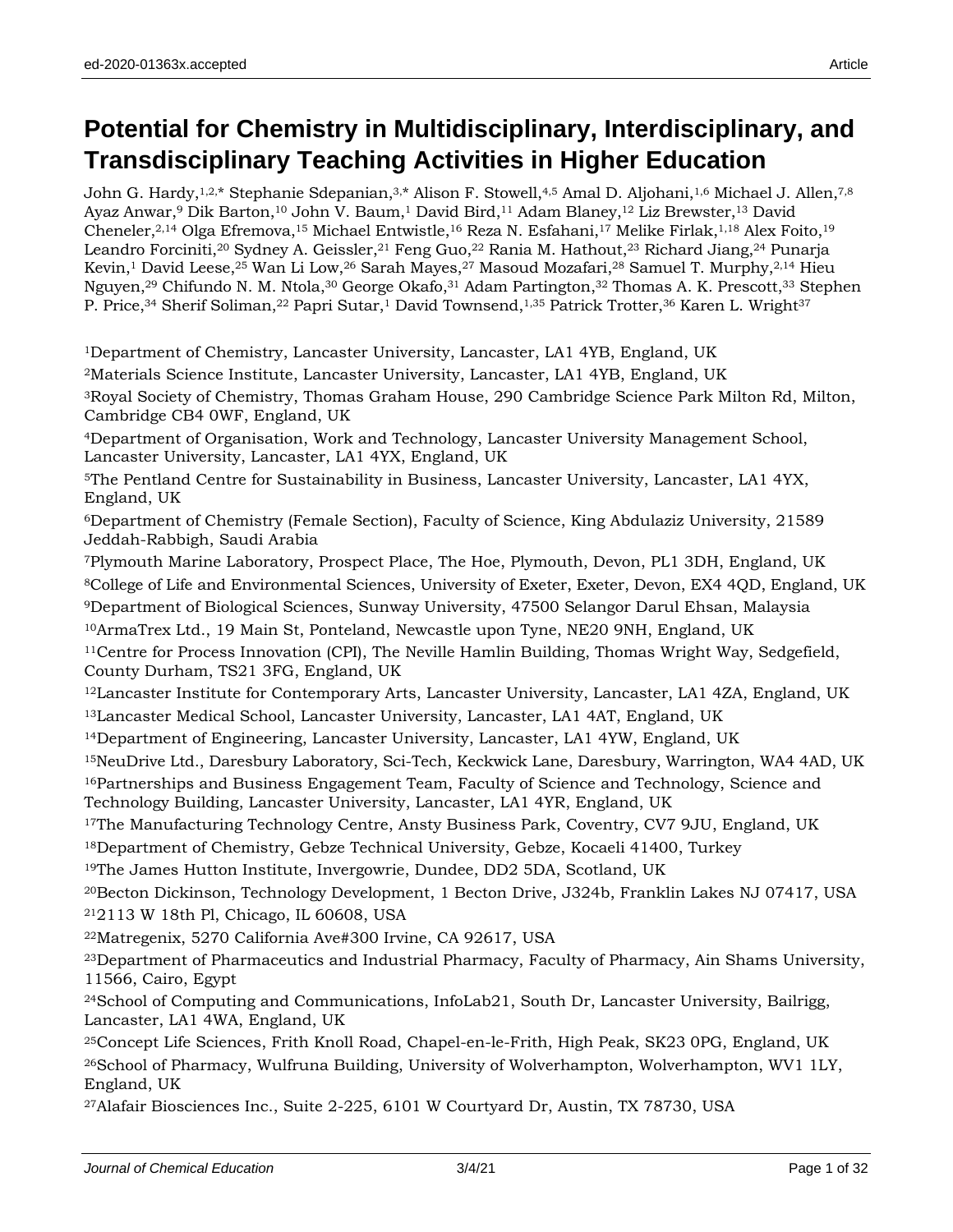# Potential for Chemistry in Multidisciplinary, Interdisciplinary, and Transdisciplinary Teaching Activities in Higher Education

John G. Hardy,[1,2,*] Stephanie Sdepanian,[3,*] Alison F. Stowell,[4,5] Amal D. Aljohani,[1,6] Michael J. Allen,[7,8] Ayaz Anwar,[9] Dik Barton,[10] John V. Baum,[1] David Bird,[11] Adam Blaney,[12] Liz Brewster,[13] David Cheneler,[2,14] Olga Efremova,[15] Michael Entwistle,[16] Reza N. Esfahani,[17] Melike Firlak,[1,18] Alex Foito,[19] Leandro Forciniti,[20] Sydney A. Geissler,[21] Feng Guo,[22] Rania M. Hathout,[23] Richard Jiang,[24] Punarja Kevin,[1] David Leese,[25] Wan Li Low,[26] Sarah Mayes,[27] Masoud Mozafari,[28] Samuel T. Murphy,[2,14] Hieu Nguyen,[29] Chifundo N. M. Ntola,[30] George Okafo,[31] Adam Partington,[32] Thomas A. K. Prescott,[33] Stephen P. Price,[34] Sherif Soliman,[22] Papri Sutar,[1] David Townsend,[1,35] Patrick Trotter,[36] Karen L. Wright[37]

[1]Department of Chemistry, Lancaster University, Lancaster, LA1 4YB, England, UK

[2]Materials Science Institute, Lancaster University, Lancaster, LA1 4YB, England, UK

[3]Royal Society of Chemistry, Thomas Graham House, 290 Cambridge Science Park Milton Rd, Milton, Cambridge CB4 0WF, England, UK

[4]Department of Organisation, Work and Technology, Lancaster University Management School, Lancaster University, Lancaster, LA1 4YX, England, UK

[5]The Pentland Centre for Sustainability in Business, Lancaster University, Lancaster, LA1 4YX, England, UK

[6]Department of Chemistry (Female Section), Faculty of Science, King Abdulaziz University, 21589 Jeddah-Rabbigh, Saudi Arabia

[7]Plymouth Marine Laboratory, Prospect Place, The Hoe, Plymouth, Devon, PL1 3DH, England, UK

[8]College of Life and Environmental Sciences, University of Exeter, Exeter, Devon, EX4 4QD, England, UK

[9]Department of Biological Sciences, Sunway University, 47500 Selangor Darul Ehsan, Malaysia

[10]ArmaTrex Ltd., 19 Main St, Ponteland, Newcastle upon Tyne, NE20 9NH, England, UK

[11]Centre for Process Innovation (CPI), The Neville Hamlin Building, Thomas Wright Way, Sedgefield, County Durham, TS21 3FG, England, UK

[12]Lancaster Institute for Contemporary Arts, Lancaster University, Lancaster, LA1 4ZA, England, UK

[13]Lancaster Medical School, Lancaster University, Lancaster, LA1 4AT, England, UK

[14]Department of Engineering, Lancaster University, Lancaster, LA1 4YW, England, UK

[15]NeuDrive Ltd., Daresbury Laboratory, Sci-Tech, Keckwick Lane, Daresbury, Warrington, WA4 4AD, UK

[16]Partnerships and Business Engagement Team, Faculty of Science and Technology, Science and Technology Building, Lancaster University, Lancaster, LA1 4YR, England, UK

[17]The Manufacturing Technology Centre, Ansty Business Park, Coventry, CV7 9JU, England, UK

[18]Department of Chemistry, Gebze Technical University, Gebze, Kocaeli 41400, Turkey

[19]The James Hutton Institute, Invergowrie, Dundee, DD2 5DA, Scotland, UK

[20]Becton Dickinson, Technology Development, 1 Becton Drive, J324b, Franklin Lakes NJ 07417, USA

[21]2113 W 18th Pl, Chicago, IL 60608, USA

[22]Matregenix, 5270 California Ave#300 Irvine, CA 92617, USA

[23]Department of Pharmaceutics and Industrial Pharmacy, Faculty of Pharmacy, Ain Shams University, 11566, Cairo, Egypt

[24]School of Computing and Communications, InfoLab21, South Dr, Lancaster University, Bailrigg, Lancaster, LA1 4WA, England, UK

[25]Concept Life Sciences, Frith Knoll Road, Chapel-en-le-Frith, High Peak, SK23 0PG, England, UK

[26]School of Pharmacy, Wulfruna Building, University of Wolverhampton, Wolverhampton, WV1 1LY, England, UK

[27]Alafair Biosciences Inc., Suite 2-225, 6101 W Courtyard Dr, Austin, TX 78730, USA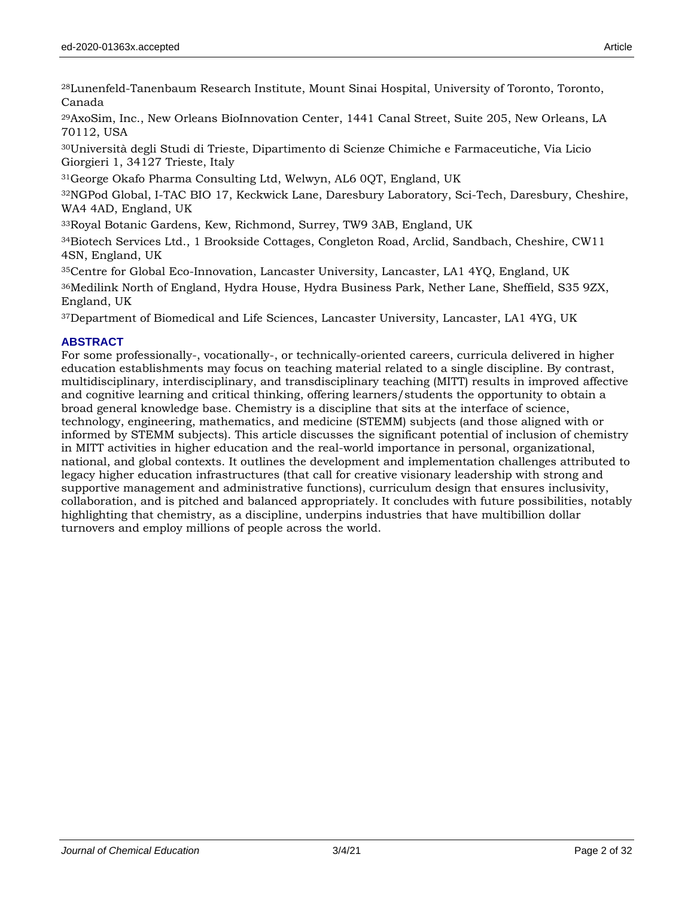[28]Lunenfeld-Tanenbaum Research Institute, Mount Sinai Hospital, University of Toronto, Toronto, Canada

[29]AxoSim, Inc., New Orleans BioInnovation Center, 1441 Canal Street, Suite 205, New Orleans, LA 70112, USA

[30]Università degli Studi di Trieste, Dipartimento di Scienze Chimiche e Farmaceutiche, Via Licio Giorgieri 1, 34127 Trieste, Italy

[31]George Okafo Pharma Consulting Ltd, Welwyn, AL6 0QT, England, UK

[32]NGPod Global, I-TAC BIO 17, Keckwick Lane, Daresbury Laboratory, Sci-Tech, Daresbury, Cheshire, WA4 4AD, England, UK

[33]Royal Botanic Gardens, Kew, Richmond, Surrey, TW9 3AB, England, UK

[34]Biotech Services Ltd., 1 Brookside Cottages, Congleton Road, Arclid, Sandbach, Cheshire, CW11 4SN, England, UK

[35]Centre for Global Eco-Innovation, Lancaster University, Lancaster, LA1 4YQ, England, UK

[36]Medilink North of England, Hydra House, Hydra Business Park, Nether Lane, Sheffield, S35 9ZX, England, UK

[37]Department of Biomedical and Life Sciences, Lancaster University, Lancaster, LA1 4YG, UK

## ABSTRACT

For some professionally-, vocationally-, or technically-oriented careers, curricula delivered in higher education establishments may focus on teaching material related to a single discipline. By contrast, multidisciplinary, interdisciplinary, and transdisciplinary teaching (MITT) results in improved affective and cognitive learning and critical thinking, offering learners/students the opportunity to obtain a broad general knowledge base. Chemistry is a discipline that sits at the interface of science, technology, engineering, mathematics, and medicine (STEMM) subjects (and those aligned with or informed by STEMM subjects). This article discusses the significant potential of inclusion of chemistry in MITT activities in higher education and the real-world importance in personal, organizational, national, and global contexts. It outlines the development and implementation challenges attributed to legacy higher education infrastructures (that call for creative visionary leadership with strong and supportive management and administrative functions), curriculum design that ensures inclusivity, collaboration, and is pitched and balanced appropriately. It concludes with future possibilities, notably highlighting that chemistry, as a discipline, underpins industries that have multibillion dollar turnovers and employ millions of people across the world.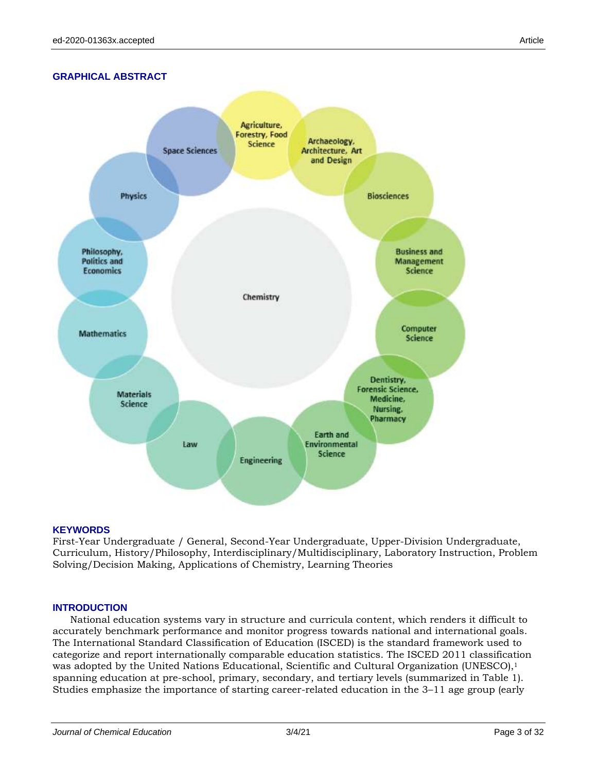## GRAPHICAL ABSTRACT

Chemistry

Agriculture, Forestry, Food Science

Archaeology, Architecture, Art and Design

Biosciences

Business and Management Science

Computer Science

Dentistry, Forensic Science, Medicine, Nursing, Pharmacy

Earth and Environmental Science

Engineering

Law

Materials Science

Mathematics

Philosophy, Politics and Economics

Physics

Space Sciences

## KEYWORDS

First-Year Undergraduate / General, Second-Year Undergraduate, Upper-Division Undergraduate, Curriculum, History/Philosophy, Interdisciplinary/Multidisciplinary, Laboratory Instruction, Problem Solving/Decision Making, Applications of Chemistry, Learning Theories

## INTRODUCTION

National education systems vary in structure and curricula content, which renders it difficult to accurately benchmark performance and monitor progress towards national and international goals. The International Standard Classification of Education (ISCED) is the standard framework used to categorize and report internationally comparable education statistics. The ISCED 2011 classification was adopted by the United Nations Educational, Scientific and Cultural Organization (UNESCO),[1] spanning education at pre-school, primary, secondary, and tertiary levels (summarized in Table 1). Studies emphasize the importance of starting career-related education in the 3–11 age group (early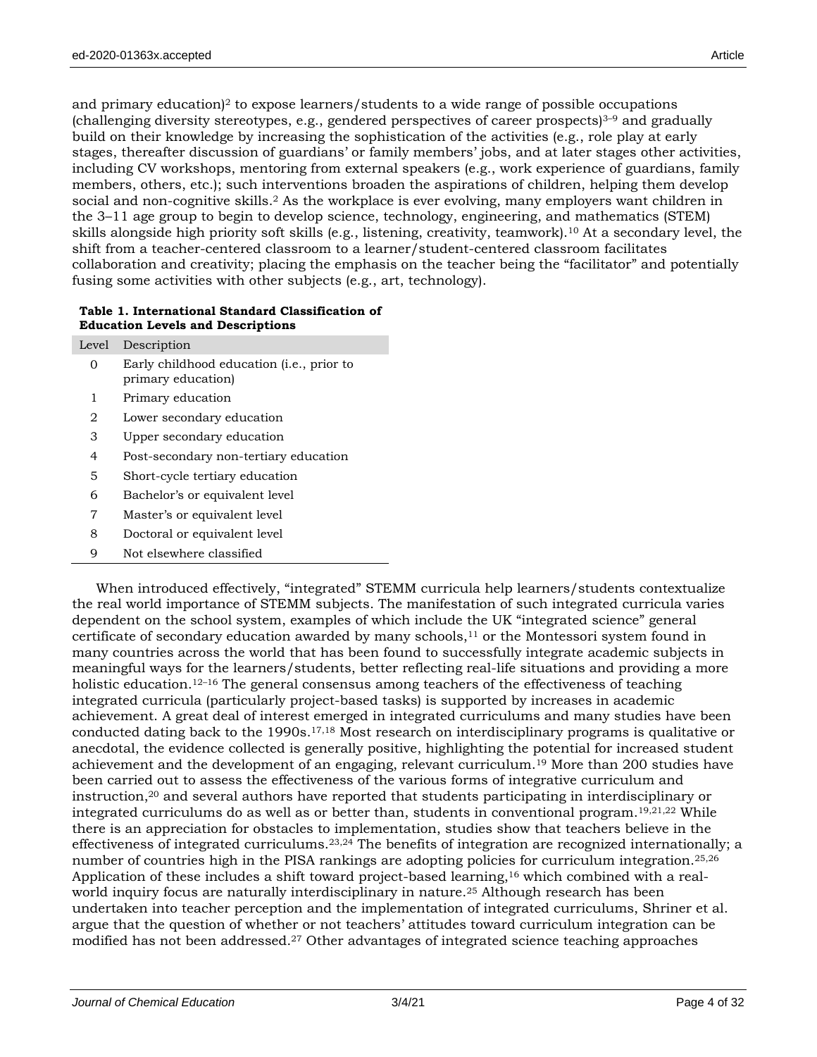and primary education)[2] to expose learners/students to a wide range of possible occupations (challenging diversity stereotypes, e.g., gendered perspectives of career prospects)[3–9] and gradually build on their knowledge by increasing the sophistication of the activities (e.g., role play at early stages, thereafter discussion of guardians' or family members' jobs, and at later stages other activities, including CV workshops, mentoring from external speakers (e.g., work experience of guardians, family members, others, etc.); such interventions broaden the aspirations of children, helping them develop social and non-cognitive skills.[2] As the workplace is ever evolving, many employers want children in the 3–11 age group to begin to develop science, technology, engineering, and mathematics (STEM) skills alongside high priority soft skills (e.g., listening, creativity, teamwork).[10] At a secondary level, the shift from a teacher-centered classroom to a learner/student-centered classroom facilitates collaboration and creativity; placing the emphasis on the teacher being the "facilitator" and potentially fusing some activities with other subjects (e.g., art, technology).

**Table 1. International Standard Classification of Education Levels and Descriptions**

| Level | Description |
|---|---|
| 0 | Early childhood education (i.e., prior to primary education) |
| 1 | Primary education |
| 2 | Lower secondary education |
| 3 | Upper secondary education |
| 4 | Post-secondary non-tertiary education |
| 5 | Short-cycle tertiary education |
| 6 | Bachelor's or equivalent level |
| 7 | Master's or equivalent level |
| 8 | Doctoral or equivalent level |
| 9 | Not elsewhere classified |

When introduced effectively, "integrated" STEMM curricula help learners/students contextualize the real world importance of STEMM subjects. The manifestation of such integrated curricula varies dependent on the school system, examples of which include the UK "integrated science" general certificate of secondary education awarded by many schools,[11] or the Montessori system found in many countries across the world that has been found to successfully integrate academic subjects in meaningful ways for the learners/students, better reflecting real-life situations and providing a more holistic education.[12–16] The general consensus among teachers of the effectiveness of teaching integrated curricula (particularly project-based tasks) is supported by increases in academic achievement. A great deal of interest emerged in integrated curriculums and many studies have been conducted dating back to the 1990s.[17,18] Most research on interdisciplinary programs is qualitative or anecdotal, the evidence collected is generally positive, highlighting the potential for increased student achievement and the development of an engaging, relevant curriculum.[19] More than 200 studies have been carried out to assess the effectiveness of the various forms of integrative curriculum and instruction,[20] and several authors have reported that students participating in interdisciplinary or integrated curriculums do as well as or better than, students in conventional program.[19,21,22] While there is an appreciation for obstacles to implementation, studies show that teachers believe in the effectiveness of integrated curriculums.[23,24] The benefits of integration are recognized internationally; a number of countries high in the PISA rankings are adopting policies for curriculum integration.[25,26] Application of these includes a shift toward project-based learning,[16] which combined with a real-world inquiry focus are naturally interdisciplinary in nature.[25] Although research has been undertaken into teacher perception and the implementation of integrated curriculums, Shriner et al. argue that the question of whether or not teachers' attitudes toward curriculum integration can be modified has not been addressed.[27] Other advantages of integrated science teaching approaches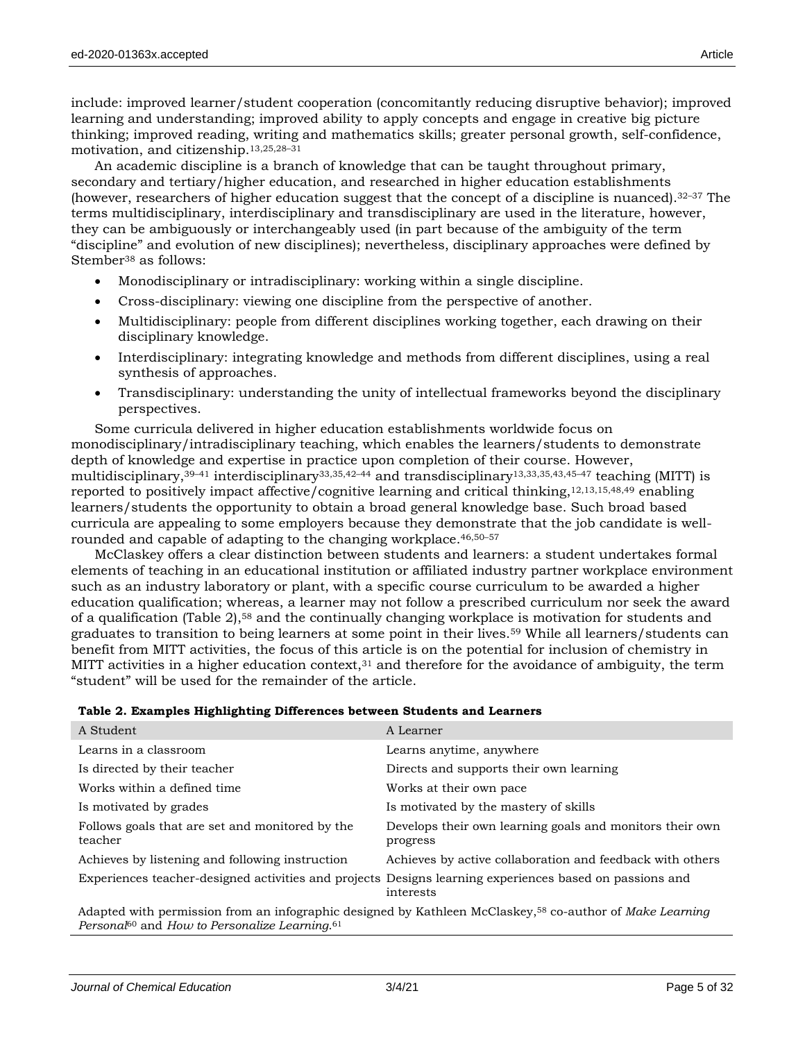include: improved learner/student cooperation (concomitantly reducing disruptive behavior); improved learning and understanding; improved ability to apply concepts and engage in creative big picture thinking; improved reading, writing and mathematics skills; greater personal growth, self-confidence, motivation, and citizenship.[13,25,28–31]

An academic discipline is a branch of knowledge that can be taught throughout primary, secondary and tertiary/higher education, and researched in higher education establishments (however, researchers of higher education suggest that the concept of a discipline is nuanced).[32–37] The terms multidisciplinary, interdisciplinary and transdisciplinary are used in the literature, however, they can be ambiguously or interchangeably used (in part because of the ambiguity of the term "discipline" and evolution of new disciplines); nevertheless, disciplinary approaches were defined by Stember[38] as follows:

- Monodisciplinary or intradisciplinary: working within a single discipline.
- Cross-disciplinary: viewing one discipline from the perspective of another.
- Multidisciplinary: people from different disciplines working together, each drawing on their disciplinary knowledge.
- Interdisciplinary: integrating knowledge and methods from different disciplines, using a real synthesis of approaches.
- Transdisciplinary: understanding the unity of intellectual frameworks beyond the disciplinary perspectives.

Some curricula delivered in higher education establishments worldwide focus on monodisciplinary/intradisciplinary teaching, which enables the learners/students to demonstrate depth of knowledge and expertise in practice upon completion of their course. However, multidisciplinary,[39–41] interdisciplinary[33,35,42–44] and transdisciplinary[13,33,35,43,45–47] teaching (MITT) is reported to positively impact affective/cognitive learning and critical thinking,[12,13,15,48,49] enabling learners/students the opportunity to obtain a broad general knowledge base. Such broad based curricula are appealing to some employers because they demonstrate that the job candidate is well-rounded and capable of adapting to the changing workplace.[46,50–57]

McClaskey offers a clear distinction between students and learners: a student undertakes formal elements of teaching in an educational institution or affiliated industry partner workplace environment such as an industry laboratory or plant, with a specific course curriculum to be awarded a higher education qualification; whereas, a learner may not follow a prescribed curriculum nor seek the award of a qualification (Table 2),[58] and the continually changing workplace is motivation for students and graduates to transition to being learners at some point in their lives.[59] While all learners/students can benefit from MITT activities, the focus of this article is on the potential for inclusion of chemistry in MITT activities in a higher education context,[31] and therefore for the avoidance of ambiguity, the term "student" will be used for the remainder of the article.

**Table 2. Examples Highlighting Differences between Students and Learners**

| A Student | A Learner |
|---|---|
| Learns in a classroom | Learns anytime, anywhere |
| Is directed by their teacher | Directs and supports their own learning |
| Works within a defined time | Works at their own pace |
| Is motivated by grades | Is motivated by the mastery of skills |
| Follows goals that are set and monitored by the teacher | Develops their own learning goals and monitors their own progress |
| Achieves by listening and following instruction | Achieves by active collaboration and feedback with others |
| Experiences teacher-designed activities and projects | Designs learning experiences based on passions and interests |

Adapted with permission from an infographic designed by Kathleen McClaskey,[58] co-author of *Make Learning Personal*[60] and *How to Personalize Learning.*[61]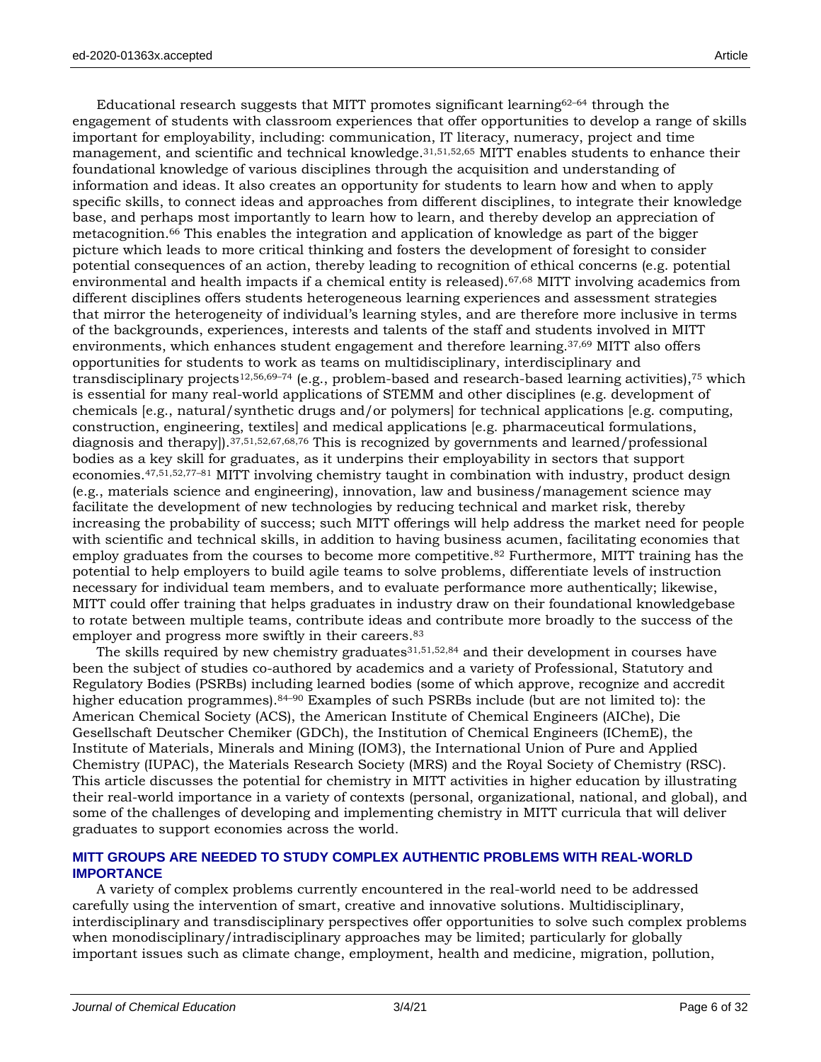Educational research suggests that MITT promotes significant learning[62–64] through the engagement of students with classroom experiences that offer opportunities to develop a range of skills important for employability, including: communication, IT literacy, numeracy, project and time management, and scientific and technical knowledge.[31,51,52,65] MITT enables students to enhance their foundational knowledge of various disciplines through the acquisition and understanding of information and ideas. It also creates an opportunity for students to learn how and when to apply specific skills, to connect ideas and approaches from different disciplines, to integrate their knowledge base, and perhaps most importantly to learn how to learn, and thereby develop an appreciation of metacognition.[66] This enables the integration and application of knowledge as part of the bigger picture which leads to more critical thinking and fosters the development of foresight to consider potential consequences of an action, thereby leading to recognition of ethical concerns (e.g. potential environmental and health impacts if a chemical entity is released).[67,68] MITT involving academics from different disciplines offers students heterogeneous learning experiences and assessment strategies that mirror the heterogeneity of individual's learning styles, and are therefore more inclusive in terms of the backgrounds, experiences, interests and talents of the staff and students involved in MITT environments, which enhances student engagement and therefore learning.[37,69] MITT also offers opportunities for students to work as teams on multidisciplinary, interdisciplinary and transdisciplinary projects[12,56,69–74] (e.g., problem-based and research-based learning activities),[75] which is essential for many real-world applications of STEMM and other disciplines (e.g. development of chemicals [e.g., natural/synthetic drugs and/or polymers] for technical applications [e.g. computing, construction, engineering, textiles] and medical applications [e.g. pharmaceutical formulations, diagnosis and therapy]).[37,51,52,67,68,76] This is recognized by governments and learned/professional bodies as a key skill for graduates, as it underpins their employability in sectors that support economies.[47,51,52,77–81] MITT involving chemistry taught in combination with industry, product design (e.g., materials science and engineering), innovation, law and business/management science may facilitate the development of new technologies by reducing technical and market risk, thereby increasing the probability of success; such MITT offerings will help address the market need for people with scientific and technical skills, in addition to having business acumen, facilitating economies that employ graduates from the courses to become more competitive.[82] Furthermore, MITT training has the potential to help employers to build agile teams to solve problems, differentiate levels of instruction necessary for individual team members, and to evaluate performance more authentically; likewise, MITT could offer training that helps graduates in industry draw on their foundational knowledgebase to rotate between multiple teams, contribute ideas and contribute more broadly to the success of the employer and progress more swiftly in their careers.[83]

The skills required by new chemistry graduates[31,51,52,84] and their development in courses have been the subject of studies co-authored by academics and a variety of Professional, Statutory and Regulatory Bodies (PSRBs) including learned bodies (some of which approve, recognize and accredit higher education programmes).[84–90] Examples of such PSRBs include (but are not limited to): the American Chemical Society (ACS), the American Institute of Chemical Engineers (AIChe), Die Gesellschaft Deutscher Chemiker (GDCh), the Institution of Chemical Engineers (IChemE), the Institute of Materials, Minerals and Mining (IOM3), the International Union of Pure and Applied Chemistry (IUPAC), the Materials Research Society (MRS) and the Royal Society of Chemistry (RSC). This article discusses the potential for chemistry in MITT activities in higher education by illustrating their real-world importance in a variety of contexts (personal, organizational, national, and global), and some of the challenges of developing and implementing chemistry in MITT curricula that will deliver graduates to support economies across the world.

## MITT GROUPS ARE NEEDED TO STUDY COMPLEX AUTHENTIC PROBLEMS WITH REAL-WORLD IMPORTANCE

A variety of complex problems currently encountered in the real-world need to be addressed carefully using the intervention of smart, creative and innovative solutions. Multidisciplinary, interdisciplinary and transdisciplinary perspectives offer opportunities to solve such complex problems when monodisciplinary/intradisciplinary approaches may be limited; particularly for globally important issues such as climate change, employment, health and medicine, migration, pollution,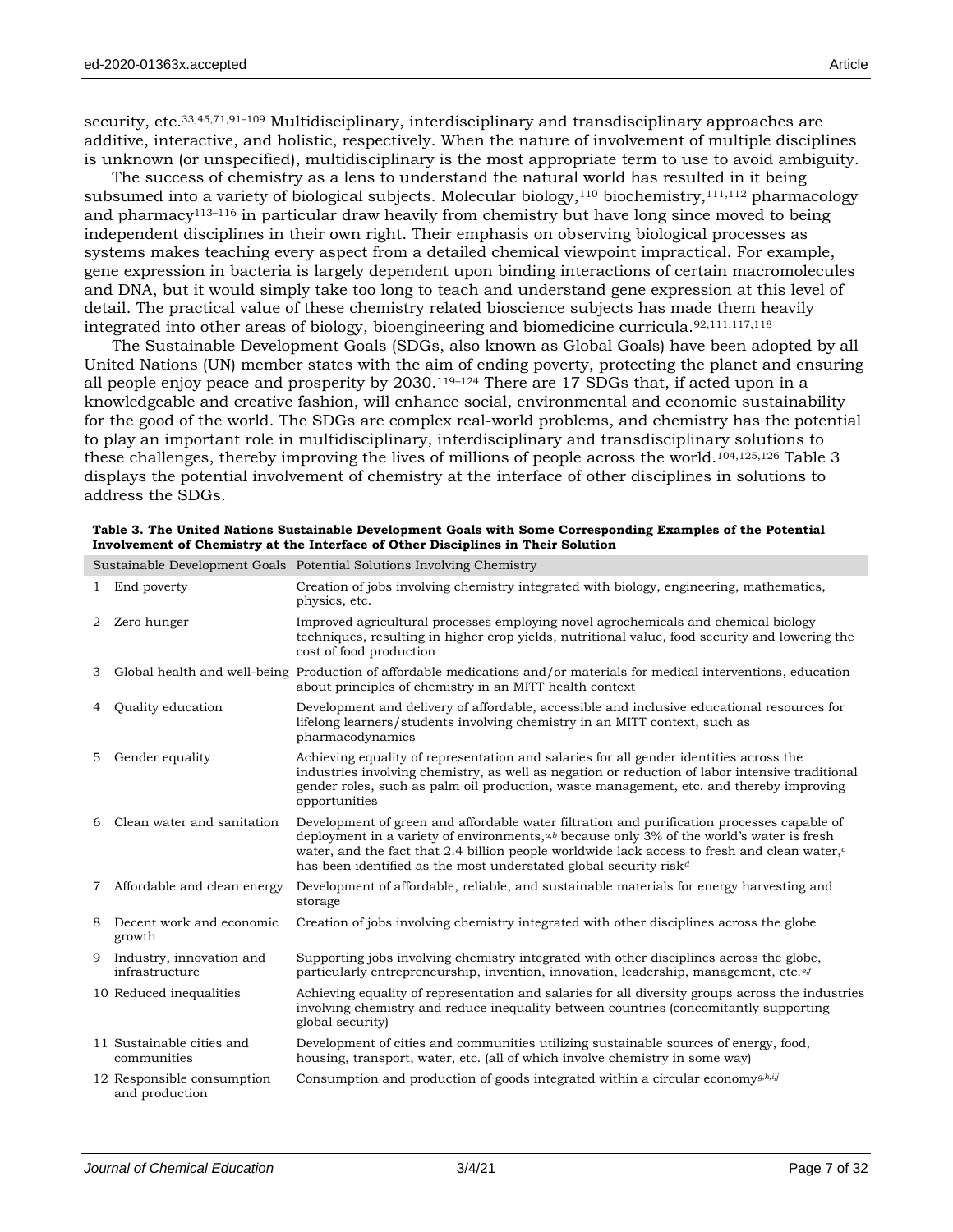security, etc.[33,45,71,91–109] Multidisciplinary, interdisciplinary and transdisciplinary approaches are additive, interactive, and holistic, respectively. When the nature of involvement of multiple disciplines is unknown (or unspecified), multidisciplinary is the most appropriate term to use to avoid ambiguity.

The success of chemistry as a lens to understand the natural world has resulted in it being subsumed into a variety of biological subjects. Molecular biology,[110] biochemistry,[111,112] pharmacology and pharmacy[113–116] in particular draw heavily from chemistry but have long since moved to being independent disciplines in their own right. Their emphasis on observing biological processes as systems makes teaching every aspect from a detailed chemical viewpoint impractical. For example, gene expression in bacteria is largely dependent upon binding interactions of certain macromolecules and DNA, but it would simply take too long to teach and understand gene expression at this level of detail. The practical value of these chemistry related bioscience subjects has made them heavily integrated into other areas of biology, bioengineering and biomedicine curricula.[92,111,117,118]

The Sustainable Development Goals (SDGs, also known as Global Goals) have been adopted by all United Nations (UN) member states with the aim of ending poverty, protecting the planet and ensuring all people enjoy peace and prosperity by 2030.[119–124] There are 17 SDGs that, if acted upon in a knowledgeable and creative fashion, will enhance social, environmental and economic sustainability for the good of the world. The SDGs are complex real-world problems, and chemistry has the potential to play an important role in multidisciplinary, interdisciplinary and transdisciplinary solutions to these challenges, thereby improving the lives of millions of people across the world.[104,125,126] Table 3 displays the potential involvement of chemistry at the interface of other disciplines in solutions to address the SDGs.

**Table 3. The United Nations Sustainable Development Goals with Some Corresponding Examples of the Potential Involvement of Chemistry at the Interface of Other Disciplines in Their Solution**

| | Sustainable Development Goals | Potential Solutions Involving Chemistry |
|---|---|---|
| 1 | End poverty | Creation of jobs involving chemistry integrated with biology, engineering, mathematics, physics, etc. |
| 2 | Zero hunger | Improved agricultural processes employing novel agrochemicals and chemical biology techniques, resulting in higher crop yields, nutritional value, food security and lowering the cost of food production |
| 3 | Global health and well-being | Production of affordable medications and/or materials for medical interventions, education about principles of chemistry in an MITT health context |
| 4 | Quality education | Development and delivery of affordable, accessible and inclusive educational resources for lifelong learners/students involving chemistry in an MITT context, such as pharmacodynamics |
| 5 | Gender equality | Achieving equality of representation and salaries for all gender identities across the industries involving chemistry, as well as negation or reduction of labor intensive traditional gender roles, such as palm oil production, waste management, etc. and thereby improving opportunities |
| 6 | Clean water and sanitation | Development of green and affordable water filtration and purification processes capable of deployment in a variety of environments,[a,b] because only 3% of the world's water is fresh water, and the fact that 2.4 billion people worldwide lack access to fresh and clean water,[c] has been identified as the most understated global security risk[d] |
| 7 | Affordable and clean energy | Development of affordable, reliable, and sustainable materials for energy harvesting and storage |
| 8 | Decent work and economic growth | Creation of jobs involving chemistry integrated with other disciplines across the globe |
| 9 | Industry, innovation and infrastructure | Supporting jobs involving chemistry integrated with other disciplines across the globe, particularly entrepreneurship, invention, innovation, leadership, management, etc.[e,f] |
| 10 | Reduced inequalities | Achieving equality of representation and salaries for all diversity groups across the industries involving chemistry and reduce inequality between countries (concomitantly supporting global security) |
| 11 | Sustainable cities and communities | Development of cities and communities utilizing sustainable sources of energy, food, housing, transport, water, etc. (all of which involve chemistry in some way) |
| 12 | Responsible consumption and production | Consumption and production of goods integrated within a circular economy[g,h,i,j] |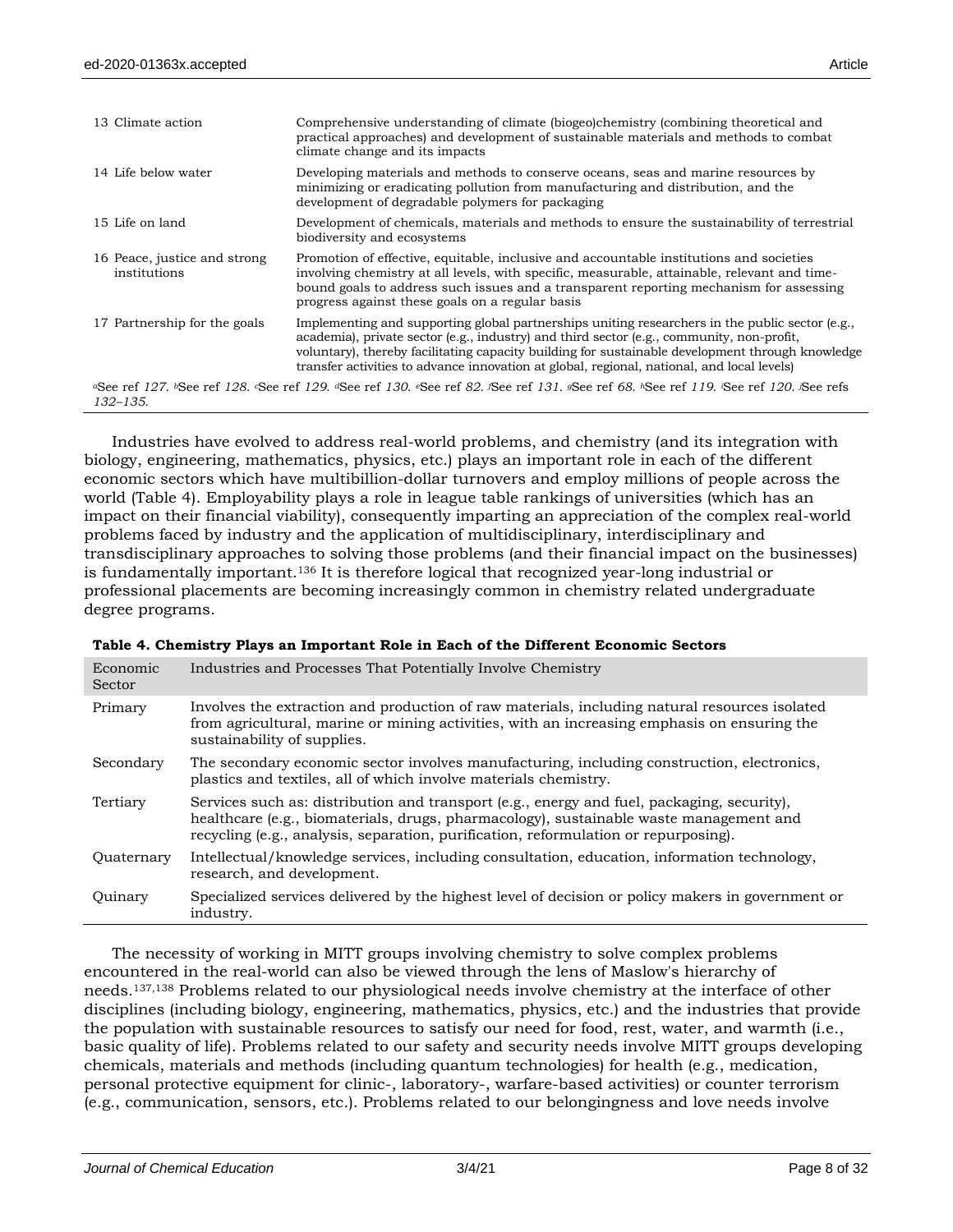| | |
|---|---|
| 13 Climate action | Comprehensive understanding of climate (biogeo)chemistry (combining theoretical and practical approaches) and development of sustainable materials and methods to combat climate change and its impacts |
| 14 Life below water | Developing materials and methods to conserve oceans, seas and marine resources by minimizing or eradicating pollution from manufacturing and distribution, and the development of degradable polymers for packaging |
| 15 Life on land | Development of chemicals, materials and methods to ensure the sustainability of terrestrial biodiversity and ecosystems |
| 16 Peace, justice and strong institutions | Promotion of effective, equitable, inclusive and accountable institutions and societies involving chemistry at all levels, with specific, measurable, attainable, relevant and time-bound goals to address such issues and a transparent reporting mechanism for assessing progress against these goals on a regular basis |
| 17 Partnership for the goals | Implementing and supporting global partnerships uniting researchers in the public sector (e.g., academia), private sector (e.g., industry) and third sector (e.g., community, non-profit, voluntary), thereby facilitating capacity building for sustainable development through knowledge transfer activities to advance innovation at global, regional, national, and local levels) |

[a]See ref *127*. [b]See ref *128*. [c]See ref *129*. [d]See ref *130*. [e]See ref *82*. [f]See ref *131*. [g]See ref *68*. [h]See ref *119*. [i]See ref *120*. [j]See refs *132–135*.

Industries have evolved to address real-world problems, and chemistry (and its integration with biology, engineering, mathematics, physics, etc.) plays an important role in each of the different economic sectors which have multibillion-dollar turnovers and employ millions of people across the world (Table 4). Employability plays a role in league table rankings of universities (which has an impact on their financial viability), consequently imparting an appreciation of the complex real-world problems faced by industry and the application of multidisciplinary, interdisciplinary and transdisciplinary approaches to solving those problems (and their financial impact on the businesses) is fundamentally important.[136] It is therefore logical that recognized year-long industrial or professional placements are becoming increasingly common in chemistry related undergraduate degree programs.

**Table 4. Chemistry Plays an Important Role in Each of the Different Economic Sectors**

| Economic Sector | Industries and Processes That Potentially Involve Chemistry |
|---|---|
| Primary | Involves the extraction and production of raw materials, including natural resources isolated from agricultural, marine or mining activities, with an increasing emphasis on ensuring the sustainability of supplies. |
| Secondary | The secondary economic sector involves manufacturing, including construction, electronics, plastics and textiles, all of which involve materials chemistry. |
| Tertiary | Services such as: distribution and transport (e.g., energy and fuel, packaging, security), healthcare (e.g., biomaterials, drugs, pharmacology), sustainable waste management and recycling (e.g., analysis, separation, purification, reformulation or repurposing). |
| Quaternary | Intellectual/knowledge services, including consultation, education, information technology, research, and development. |
| Quinary | Specialized services delivered by the highest level of decision or policy makers in government or industry. |

The necessity of working in MITT groups involving chemistry to solve complex problems encountered in the real-world can also be viewed through the lens of Maslow's hierarchy of needs.[137,138] Problems related to our physiological needs involve chemistry at the interface of other disciplines (including biology, engineering, mathematics, physics, etc.) and the industries that provide the population with sustainable resources to satisfy our need for food, rest, water, and warmth (i.e., basic quality of life). Problems related to our safety and security needs involve MITT groups developing chemicals, materials and methods (including quantum technologies) for health (e.g., medication, personal protective equipment for clinic-, laboratory-, warfare-based activities) or counter terrorism (e.g., communication, sensors, etc.). Problems related to our belongingness and love needs involve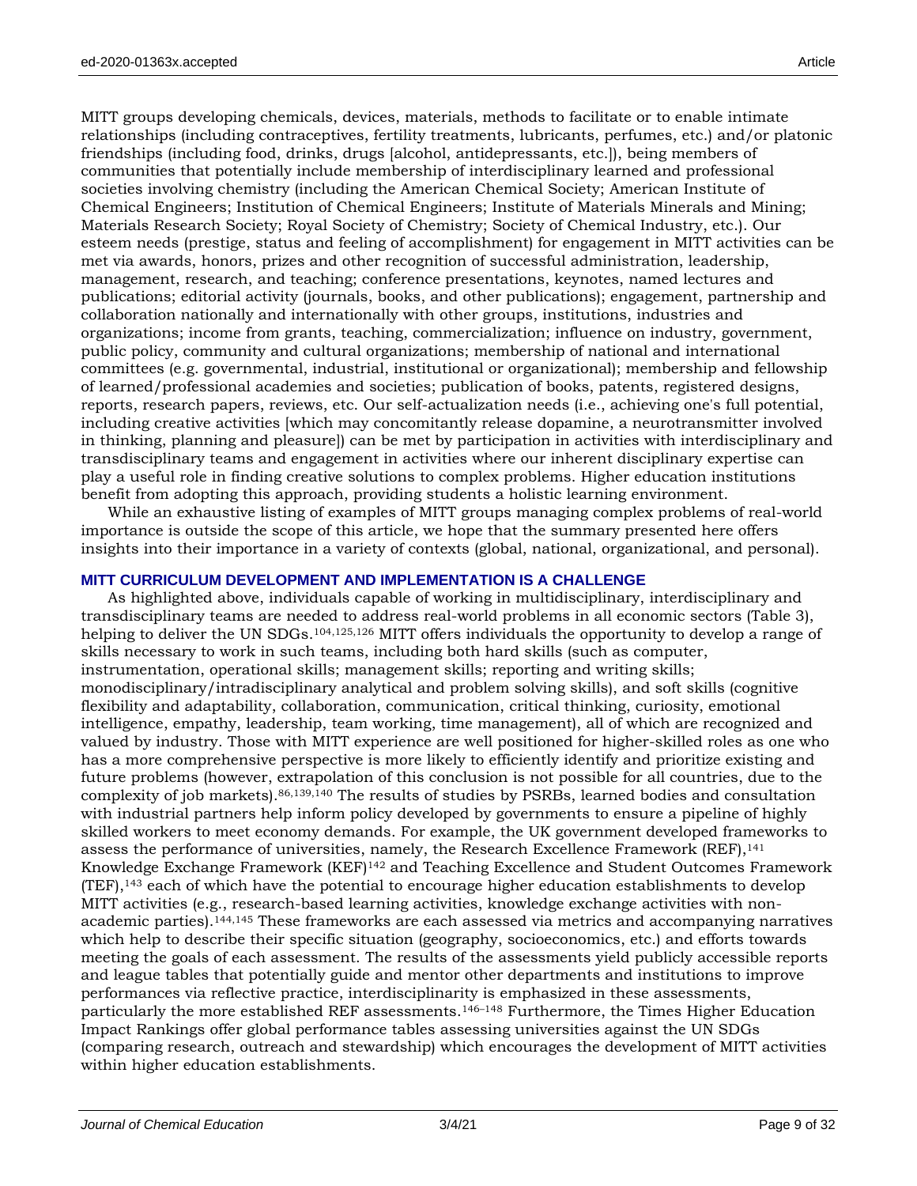MITT groups developing chemicals, devices, materials, methods to facilitate or to enable intimate relationships (including contraceptives, fertility treatments, lubricants, perfumes, etc.) and/or platonic friendships (including food, drinks, drugs [alcohol, antidepressants, etc.]), being members of communities that potentially include membership of interdisciplinary learned and professional societies involving chemistry (including the American Chemical Society; American Institute of Chemical Engineers; Institution of Chemical Engineers; Institute of Materials Minerals and Mining; Materials Research Society; Royal Society of Chemistry; Society of Chemical Industry, etc.). Our esteem needs (prestige, status and feeling of accomplishment) for engagement in MITT activities can be met via awards, honors, prizes and other recognition of successful administration, leadership, management, research, and teaching; conference presentations, keynotes, named lectures and publications; editorial activity (journals, books, and other publications); engagement, partnership and collaboration nationally and internationally with other groups, institutions, industries and organizations; income from grants, teaching, commercialization; influence on industry, government, public policy, community and cultural organizations; membership of national and international committees (e.g. governmental, industrial, institutional or organizational); membership and fellowship of learned/professional academies and societies; publication of books, patents, registered designs, reports, research papers, reviews, etc. Our self-actualization needs (i.e., achieving one's full potential, including creative activities [which may concomitantly release dopamine, a neurotransmitter involved in thinking, planning and pleasure]) can be met by participation in activities with interdisciplinary and transdisciplinary teams and engagement in activities where our inherent disciplinary expertise can play a useful role in finding creative solutions to complex problems. Higher education institutions benefit from adopting this approach, providing students a holistic learning environment.

While an exhaustive listing of examples of MITT groups managing complex problems of real-world importance is outside the scope of this article, we hope that the summary presented here offers insights into their importance in a variety of contexts (global, national, organizational, and personal).

## MITT CURRICULUM DEVELOPMENT AND IMPLEMENTATION IS A CHALLENGE

As highlighted above, individuals capable of working in multidisciplinary, interdisciplinary and transdisciplinary teams are needed to address real-world problems in all economic sectors (Table 3), helping to deliver the UN SDGs.[104,125,126] MITT offers individuals the opportunity to develop a range of skills necessary to work in such teams, including both hard skills (such as computer, instrumentation, operational skills; management skills; reporting and writing skills; monodisciplinary/intradisciplinary analytical and problem solving skills), and soft skills (cognitive flexibility and adaptability, collaboration, communication, critical thinking, curiosity, emotional intelligence, empathy, leadership, team working, time management), all of which are recognized and valued by industry. Those with MITT experience are well positioned for higher-skilled roles as one who has a more comprehensive perspective is more likely to efficiently identify and prioritize existing and future problems (however, extrapolation of this conclusion is not possible for all countries, due to the complexity of job markets).[86,139,140] The results of studies by PSRBs, learned bodies and consultation with industrial partners help inform policy developed by governments to ensure a pipeline of highly skilled workers to meet economy demands. For example, the UK government developed frameworks to assess the performance of universities, namely, the Research Excellence Framework (REF),[141] Knowledge Exchange Framework (KEF)[142] and Teaching Excellence and Student Outcomes Framework (TEF),[143] each of which have the potential to encourage higher education establishments to develop MITT activities (e.g., research-based learning activities, knowledge exchange activities with non-academic parties).[144,145] These frameworks are each assessed via metrics and accompanying narratives which help to describe their specific situation (geography, socioeconomics, etc.) and efforts towards meeting the goals of each assessment. The results of the assessments yield publicly accessible reports and league tables that potentially guide and mentor other departments and institutions to improve performances via reflective practice, interdisciplinarity is emphasized in these assessments, particularly the more established REF assessments.[146–148] Furthermore, the Times Higher Education Impact Rankings offer global performance tables assessing universities against the UN SDGs (comparing research, outreach and stewardship) which encourages the development of MITT activities within higher education establishments.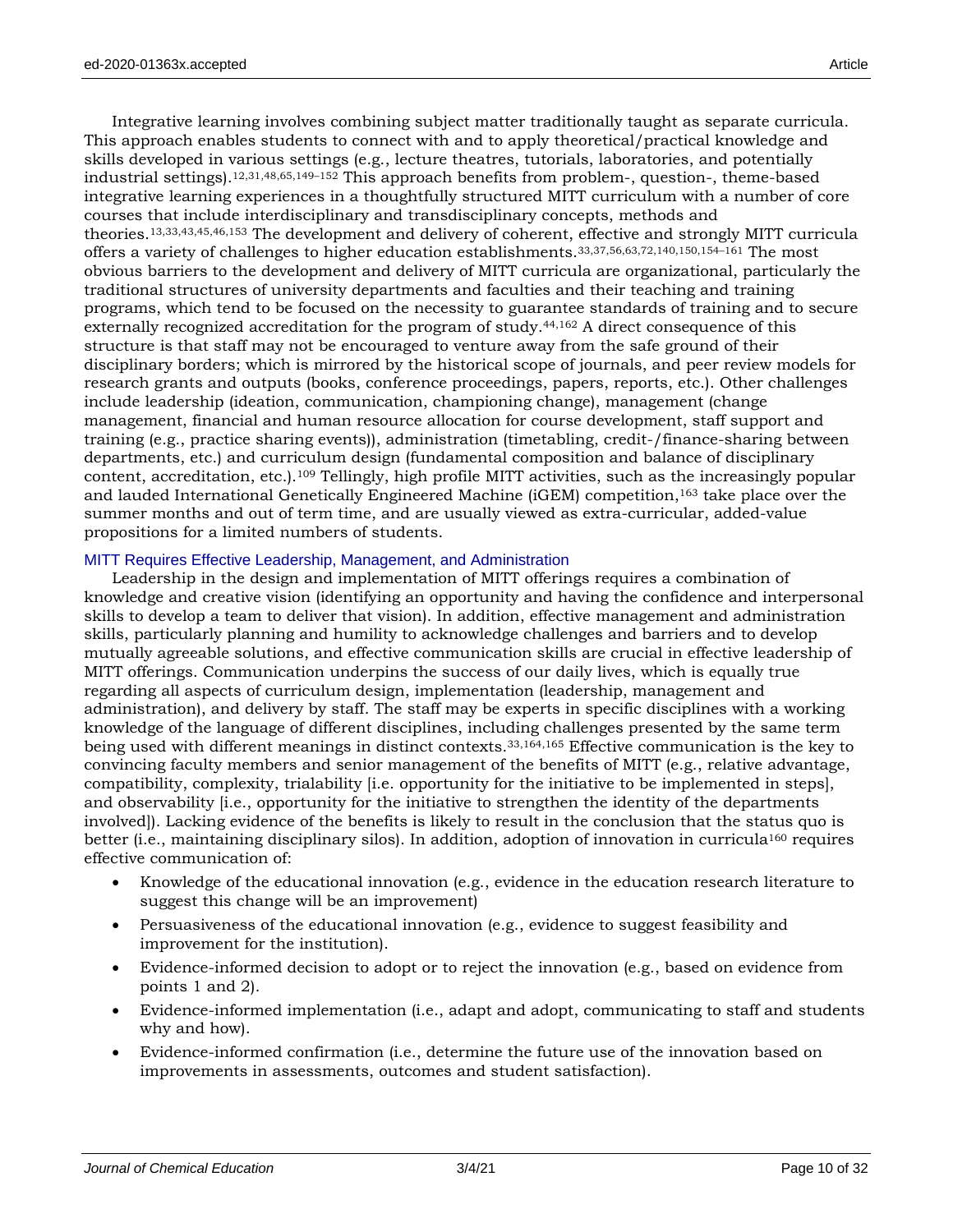Integrative learning involves combining subject matter traditionally taught as separate curricula. This approach enables students to connect with and to apply theoretical/practical knowledge and skills developed in various settings (e.g., lecture theatres, tutorials, laboratories, and potentially industrial settings).[12,31,48,65,149–152] This approach benefits from problem-, question-, theme-based integrative learning experiences in a thoughtfully structured MITT curriculum with a number of core courses that include interdisciplinary and transdisciplinary concepts, methods and theories.[13,33,43,45,46,153] The development and delivery of coherent, effective and strongly MITT curricula offers a variety of challenges to higher education establishments.[33,37,56,63,72,140,150,154–161] The most obvious barriers to the development and delivery of MITT curricula are organizational, particularly the traditional structures of university departments and faculties and their teaching and training programs, which tend to be focused on the necessity to guarantee standards of training and to secure externally recognized accreditation for the program of study.[44,162] A direct consequence of this structure is that staff may not be encouraged to venture away from the safe ground of their disciplinary borders; which is mirrored by the historical scope of journals, and peer review models for research grants and outputs (books, conference proceedings, papers, reports, etc.). Other challenges include leadership (ideation, communication, championing change), management (change management, financial and human resource allocation for course development, staff support and training (e.g., practice sharing events)), administration (timetabling, credit-/finance-sharing between departments, etc.) and curriculum design (fundamental composition and balance of disciplinary content, accreditation, etc.).[109] Tellingly, high profile MITT activities, such as the increasingly popular and lauded International Genetically Engineered Machine (iGEM) competition,[163] take place over the summer months and out of term time, and are usually viewed as extra-curricular, added-value propositions for a limited numbers of students.

## MITT Requires Effective Leadership, Management, and Administration

Leadership in the design and implementation of MITT offerings requires a combination of knowledge and creative vision (identifying an opportunity and having the confidence and interpersonal skills to develop a team to deliver that vision). In addition, effective management and administration skills, particularly planning and humility to acknowledge challenges and barriers and to develop mutually agreeable solutions, and effective communication skills are crucial in effective leadership of MITT offerings. Communication underpins the success of our daily lives, which is equally true regarding all aspects of curriculum design, implementation (leadership, management and administration), and delivery by staff. The staff may be experts in specific disciplines with a working knowledge of the language of different disciplines, including challenges presented by the same term being used with different meanings in distinct contexts.[33,164,165] Effective communication is the key to convincing faculty members and senior management of the benefits of MITT (e.g., relative advantage, compatibility, complexity, trialability [i.e. opportunity for the initiative to be implemented in steps], and observability [i.e., opportunity for the initiative to strengthen the identity of the departments involved]). Lacking evidence of the benefits is likely to result in the conclusion that the status quo is better (i.e., maintaining disciplinary silos). In addition, adoption of innovation in curricula[160] requires effective communication of:

- Knowledge of the educational innovation (e.g., evidence in the education research literature to suggest this change will be an improvement)
- Persuasiveness of the educational innovation (e.g., evidence to suggest feasibility and improvement for the institution).
- Evidence-informed decision to adopt or to reject the innovation (e.g., based on evidence from points 1 and 2).
- Evidence-informed implementation (i.e., adapt and adopt, communicating to staff and students why and how).
- Evidence-informed confirmation (i.e., determine the future use of the innovation based on improvements in assessments, outcomes and student satisfaction).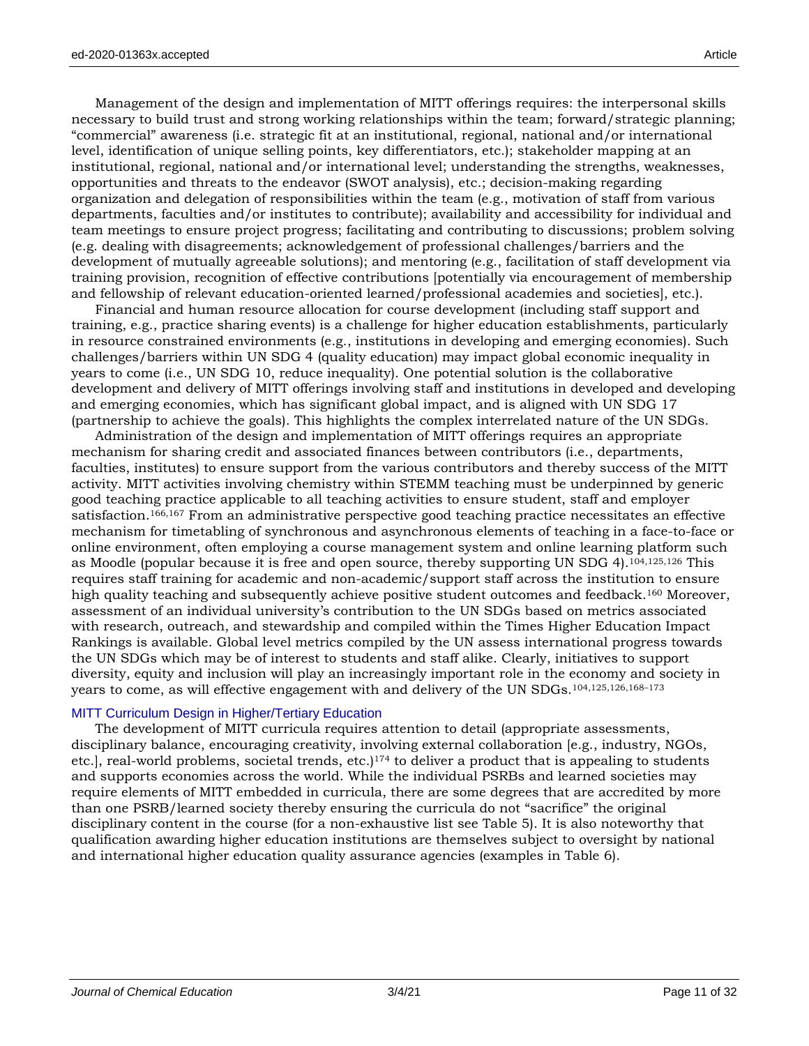Management of the design and implementation of MITT offerings requires: the interpersonal skills necessary to build trust and strong working relationships within the team; forward/strategic planning; "commercial" awareness (i.e. strategic fit at an institutional, regional, national and/or international level, identification of unique selling points, key differentiators, etc.); stakeholder mapping at an institutional, regional, national and/or international level; understanding the strengths, weaknesses, opportunities and threats to the endeavor (SWOT analysis), etc.; decision-making regarding organization and delegation of responsibilities within the team (e.g., motivation of staff from various departments, faculties and/or institutes to contribute); availability and accessibility for individual and team meetings to ensure project progress; facilitating and contributing to discussions; problem solving (e.g. dealing with disagreements; acknowledgement of professional challenges/barriers and the development of mutually agreeable solutions); and mentoring (e.g., facilitation of staff development via training provision, recognition of effective contributions [potentially via encouragement of membership and fellowship of relevant education-oriented learned/professional academies and societies], etc.).

Financial and human resource allocation for course development (including staff support and training, e.g., practice sharing events) is a challenge for higher education establishments, particularly in resource constrained environments (e.g., institutions in developing and emerging economies). Such challenges/barriers within UN SDG 4 (quality education) may impact global economic inequality in years to come (i.e., UN SDG 10, reduce inequality). One potential solution is the collaborative development and delivery of MITT offerings involving staff and institutions in developed and developing and emerging economies, which has significant global impact, and is aligned with UN SDG 17 (partnership to achieve the goals). This highlights the complex interrelated nature of the UN SDGs.

Administration of the design and implementation of MITT offerings requires an appropriate mechanism for sharing credit and associated finances between contributors (i.e., departments, faculties, institutes) to ensure support from the various contributors and thereby success of the MITT activity. MITT activities involving chemistry within STEMM teaching must be underpinned by generic good teaching practice applicable to all teaching activities to ensure student, staff and employer satisfaction.[166,167] From an administrative perspective good teaching practice necessitates an effective mechanism for timetabling of synchronous and asynchronous elements of teaching in a face-to-face or online environment, often employing a course management system and online learning platform such as Moodle (popular because it is free and open source, thereby supporting UN SDG 4).[104,125,126] This requires staff training for academic and non-academic/support staff across the institution to ensure high quality teaching and subsequently achieve positive student outcomes and feedback.[160] Moreover, assessment of an individual university's contribution to the UN SDGs based on metrics associated with research, outreach, and stewardship and compiled within the Times Higher Education Impact Rankings is available. Global level metrics compiled by the UN assess international progress towards the UN SDGs which may be of interest to students and staff alike. Clearly, initiatives to support diversity, equity and inclusion will play an increasingly important role in the economy and society in years to come, as will effective engagement with and delivery of the UN SDGs.[104,125,126,168–173]

## MITT Curriculum Design in Higher/Tertiary Education

The development of MITT curricula requires attention to detail (appropriate assessments, disciplinary balance, encouraging creativity, involving external collaboration [e.g., industry, NGOs, etc.], real-world problems, societal trends, etc.)[174] to deliver a product that is appealing to students and supports economies across the world. While the individual PSRBs and learned societies may require elements of MITT embedded in curricula, there are some degrees that are accredited by more than one PSRB/learned society thereby ensuring the curricula do not "sacrifice" the original disciplinary content in the course (for a non-exhaustive list see Table 5). It is also noteworthy that qualification awarding higher education institutions are themselves subject to oversight by national and international higher education quality assurance agencies (examples in Table 6).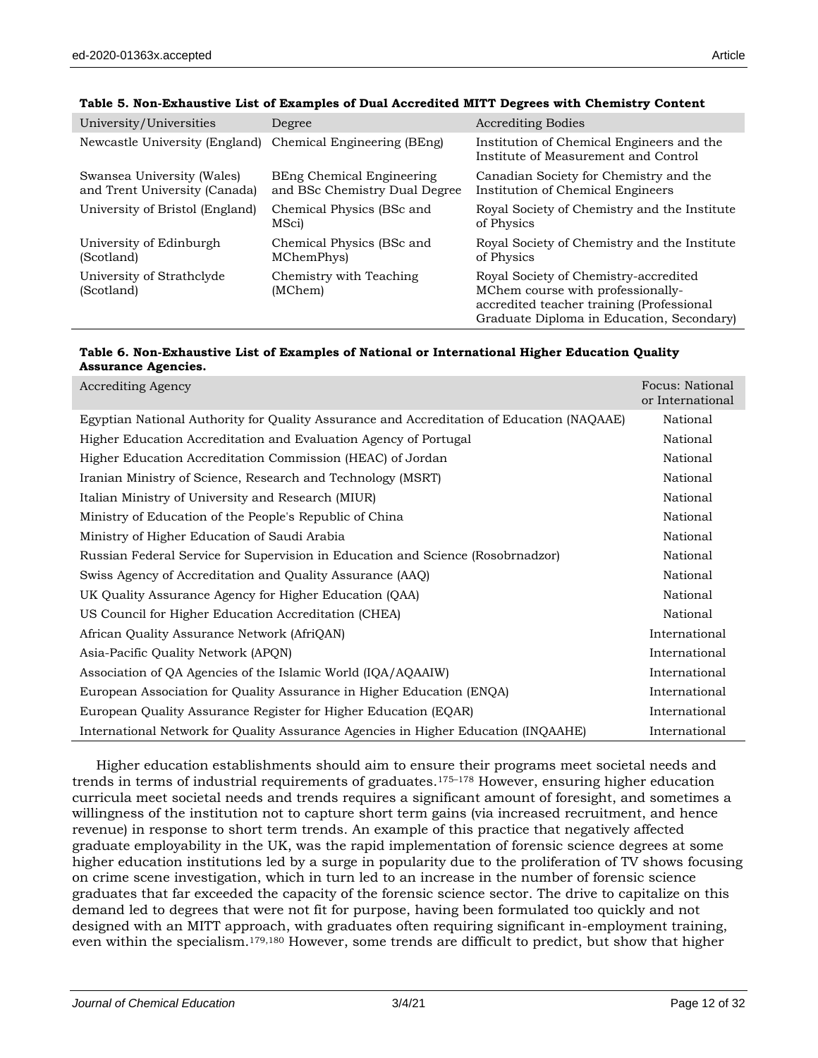**Table 5. Non-Exhaustive List of Examples of Dual Accredited MITT Degrees with Chemistry Content**

| University/Universities | Degree | Accrediting Bodies |
|---|---|---|
| Newcastle University (England) | Chemical Engineering (BEng) | Institution of Chemical Engineers and the Institute of Measurement and Control |
| Swansea University (Wales) and Trent University (Canada) | BEng Chemical Engineering and BSc Chemistry Dual Degree | Canadian Society for Chemistry and the Institution of Chemical Engineers |
| University of Bristol (England) | Chemical Physics (BSc and MSci) | Royal Society of Chemistry and the Institute of Physics |
| University of Edinburgh (Scotland) | Chemical Physics (BSc and MChemPhys) | Royal Society of Chemistry and the Institute of Physics |
| University of Strathclyde (Scotland) | Chemistry with Teaching (MChem) | Royal Society of Chemistry-accredited MChem course with professionally-accredited teacher training (Professional Graduate Diploma in Education, Secondary) |

**Table 6. Non-Exhaustive List of Examples of National or International Higher Education Quality Assurance Agencies.**

| Accrediting Agency | Focus: National or International |
|---|---|
| Egyptian National Authority for Quality Assurance and Accreditation of Education (NAQAAE) | National |
| Higher Education Accreditation and Evaluation Agency of Portugal | National |
| Higher Education Accreditation Commission (HEAC) of Jordan | National |
| Iranian Ministry of Science, Research and Technology (MSRT) | National |
| Italian Ministry of University and Research (MIUR) | National |
| Ministry of Education of the People's Republic of China | National |
| Ministry of Higher Education of Saudi Arabia | National |
| Russian Federal Service for Supervision in Education and Science (Rosobrnadzor) | National |
| Swiss Agency of Accreditation and Quality Assurance (AAQ) | National |
| UK Quality Assurance Agency for Higher Education (QAA) | National |
| US Council for Higher Education Accreditation (CHEA) | National |
| African Quality Assurance Network (AfriQAN) | International |
| Asia-Pacific Quality Network (APQN) | International |
| Association of QA Agencies of the Islamic World (IQA/AQAAIW) | International |
| European Association for Quality Assurance in Higher Education (ENQA) | International |
| European Quality Assurance Register for Higher Education (EQAR) | International |
| International Network for Quality Assurance Agencies in Higher Education (INQAAHE) | International |

Higher education establishments should aim to ensure their programs meet societal needs and trends in terms of industrial requirements of graduates.[175–178] However, ensuring higher education curricula meet societal needs and trends requires a significant amount of foresight, and sometimes a willingness of the institution not to capture short term gains (via increased recruitment, and hence revenue) in response to short term trends. An example of this practice that negatively affected graduate employability in the UK, was the rapid implementation of forensic science degrees at some higher education institutions led by a surge in popularity due to the proliferation of TV shows focusing on crime scene investigation, which in turn led to an increase in the number of forensic science graduates that far exceeded the capacity of the forensic science sector. The drive to capitalize on this demand led to degrees that were not fit for purpose, having been formulated too quickly and not designed with an MITT approach, with graduates often requiring significant in-employment training, even within the specialism.[179,180] However, some trends are difficult to predict, but show that higher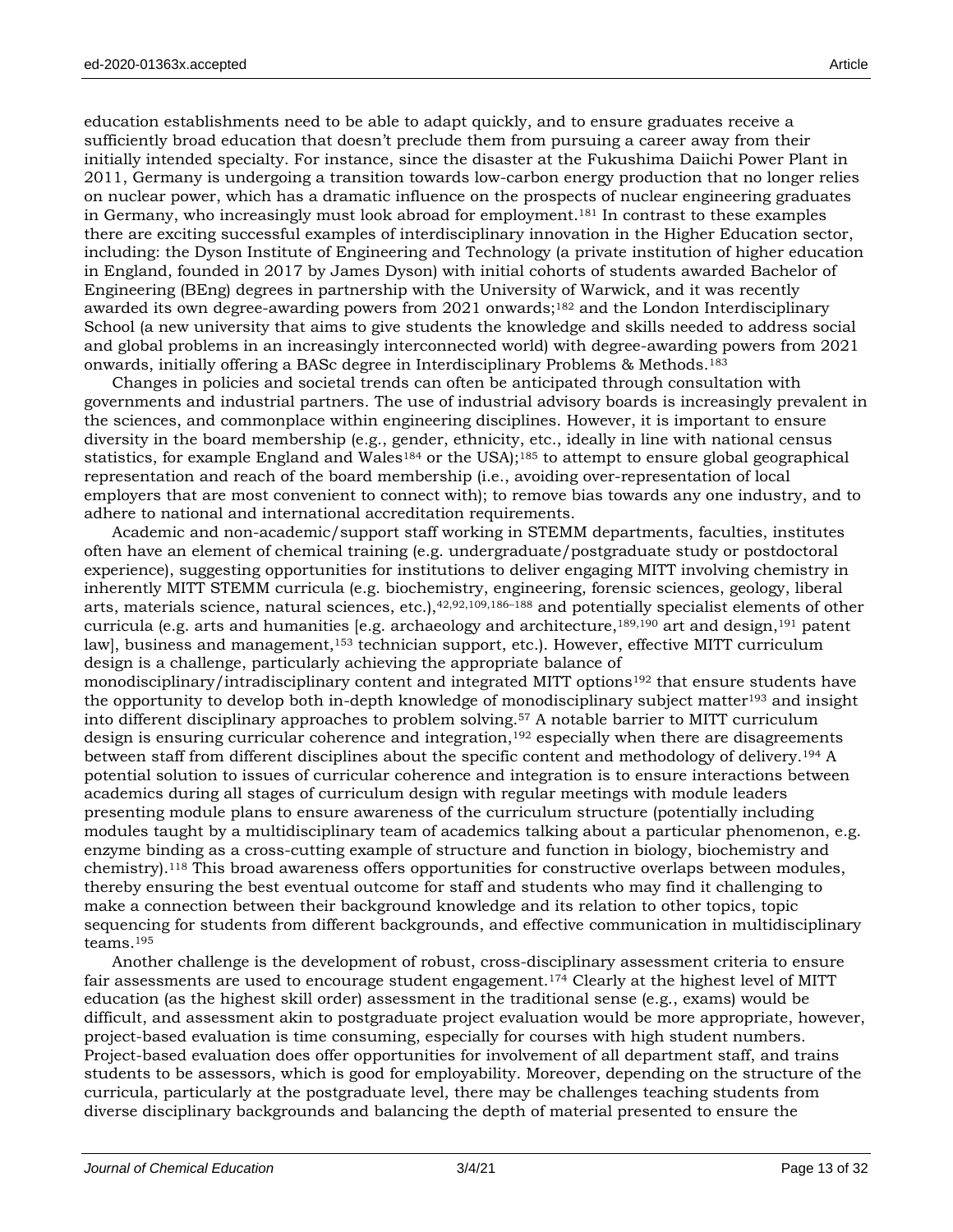education establishments need to be able to adapt quickly, and to ensure graduates receive a sufficiently broad education that doesn't preclude them from pursuing a career away from their initially intended specialty. For instance, since the disaster at the Fukushima Daiichi Power Plant in 2011, Germany is undergoing a transition towards low-carbon energy production that no longer relies on nuclear power, which has a dramatic influence on the prospects of nuclear engineering graduates in Germany, who increasingly must look abroad for employment.[181] In contrast to these examples there are exciting successful examples of interdisciplinary innovation in the Higher Education sector, including: the Dyson Institute of Engineering and Technology (a private institution of higher education in England, founded in 2017 by James Dyson) with initial cohorts of students awarded Bachelor of Engineering (BEng) degrees in partnership with the University of Warwick, and it was recently awarded its own degree-awarding powers from 2021 onwards;[182] and the London Interdisciplinary School (a new university that aims to give students the knowledge and skills needed to address social and global problems in an increasingly interconnected world) with degree-awarding powers from 2021 onwards, initially offering a BASc degree in Interdisciplinary Problems & Methods.[183]

Changes in policies and societal trends can often be anticipated through consultation with governments and industrial partners. The use of industrial advisory boards is increasingly prevalent in the sciences, and commonplace within engineering disciplines. However, it is important to ensure diversity in the board membership (e.g., gender, ethnicity, etc., ideally in line with national census statistics, for example England and Wales[184] or the USA);[185] to attempt to ensure global geographical representation and reach of the board membership (i.e., avoiding over-representation of local employers that are most convenient to connect with); to remove bias towards any one industry, and to adhere to national and international accreditation requirements.

Academic and non-academic/support staff working in STEMM departments, faculties, institutes often have an element of chemical training (e.g. undergraduate/postgraduate study or postdoctoral experience), suggesting opportunities for institutions to deliver engaging MITT involving chemistry in inherently MITT STEMM curricula (e.g. biochemistry, engineering, forensic sciences, geology, liberal arts, materials science, natural sciences, etc.),[42,92,109,186–188] and potentially specialist elements of other curricula (e.g. arts and humanities [e.g. archaeology and architecture,[189,190] art and design,[191] patent law], business and management,[153] technician support, etc.). However, effective MITT curriculum design is a challenge, particularly achieving the appropriate balance of monodisciplinary/intradisciplinary content and integrated MITT options[192] that ensure students have the opportunity to develop both in-depth knowledge of monodisciplinary subject matter[193] and insight into different disciplinary approaches to problem solving.[57] A notable barrier to MITT curriculum design is ensuring curricular coherence and integration,[192] especially when there are disagreements between staff from different disciplines about the specific content and methodology of delivery.[194] A potential solution to issues of curricular coherence and integration is to ensure interactions between academics during all stages of curriculum design with regular meetings with module leaders presenting module plans to ensure awareness of the curriculum structure (potentially including modules taught by a multidisciplinary team of academics talking about a particular phenomenon, e.g. enzyme binding as a cross-cutting example of structure and function in biology, biochemistry and chemistry).[118] This broad awareness offers opportunities for constructive overlaps between modules, thereby ensuring the best eventual outcome for staff and students who may find it challenging to make a connection between their background knowledge and its relation to other topics, topic sequencing for students from different backgrounds, and effective communication in multidisciplinary teams.[195]

Another challenge is the development of robust, cross-disciplinary assessment criteria to ensure fair assessments are used to encourage student engagement.[174] Clearly at the highest level of MITT education (as the highest skill order) assessment in the traditional sense (e.g., exams) would be difficult, and assessment akin to postgraduate project evaluation would be more appropriate, however, project-based evaluation is time consuming, especially for courses with high student numbers. Project-based evaluation does offer opportunities for involvement of all department staff, and trains students to be assessors, which is good for employability. Moreover, depending on the structure of the curricula, particularly at the postgraduate level, there may be challenges teaching students from diverse disciplinary backgrounds and balancing the depth of material presented to ensure the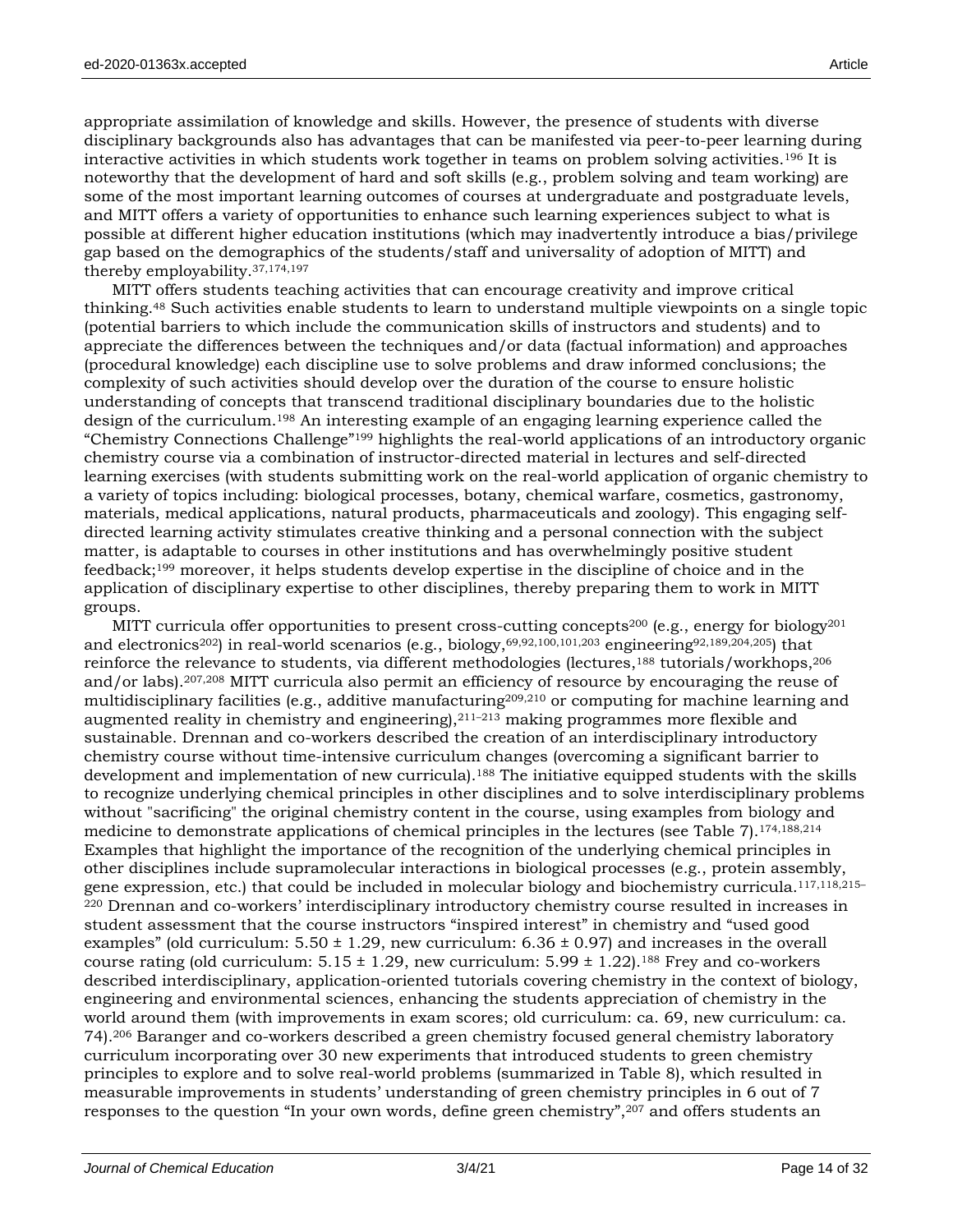appropriate assimilation of knowledge and skills. However, the presence of students with diverse disciplinary backgrounds also has advantages that can be manifested via peer-to-peer learning during interactive activities in which students work together in teams on problem solving activities.[196] It is noteworthy that the development of hard and soft skills (e.g., problem solving and team working) are some of the most important learning outcomes of courses at undergraduate and postgraduate levels, and MITT offers a variety of opportunities to enhance such learning experiences subject to what is possible at different higher education institutions (which may inadvertently introduce a bias/privilege gap based on the demographics of the students/staff and universality of adoption of MITT) and thereby employability.[37,174,197]

MITT offers students teaching activities that can encourage creativity and improve critical thinking.[48] Such activities enable students to learn to understand multiple viewpoints on a single topic (potential barriers to which include the communication skills of instructors and students) and to appreciate the differences between the techniques and/or data (factual information) and approaches (procedural knowledge) each discipline use to solve problems and draw informed conclusions; the complexity of such activities should develop over the duration of the course to ensure holistic understanding of concepts that transcend traditional disciplinary boundaries due to the holistic design of the curriculum.[198] An interesting example of an engaging learning experience called the "Chemistry Connections Challenge"[199] highlights the real-world applications of an introductory organic chemistry course via a combination of instructor-directed material in lectures and self-directed learning exercises (with students submitting work on the real-world application of organic chemistry to a variety of topics including: biological processes, botany, chemical warfare, cosmetics, gastronomy, materials, medical applications, natural products, pharmaceuticals and zoology). This engaging self-directed learning activity stimulates creative thinking and a personal connection with the subject matter, is adaptable to courses in other institutions and has overwhelmingly positive student feedback;[199] moreover, it helps students develop expertise in the discipline of choice and in the application of disciplinary expertise to other disciplines, thereby preparing them to work in MITT groups.

MITT curricula offer opportunities to present cross-cutting concepts[200] (e.g., energy for biology[201] and electronics[202]) in real-world scenarios (e.g., biology,[69,92,100,101,203] engineering[92,189,204,205]) that reinforce the relevance to students, via different methodologies (lectures,[188] tutorials/workhops,[206] and/or labs).[207,208] MITT curricula also permit an efficiency of resource by encouraging the reuse of multidisciplinary facilities (e.g., additive manufacturing[209,210] or computing for machine learning and augmented reality in chemistry and engineering),[211–213] making programmes more flexible and sustainable. Drennan and co-workers described the creation of an interdisciplinary introductory chemistry course without time-intensive curriculum changes (overcoming a significant barrier to development and implementation of new curricula).[188] The initiative equipped students with the skills to recognize underlying chemical principles in other disciplines and to solve interdisciplinary problems without "sacrificing" the original chemistry content in the course, using examples from biology and medicine to demonstrate applications of chemical principles in the lectures (see Table 7).[174,188,214] Examples that highlight the importance of the recognition of the underlying chemical principles in other disciplines include supramolecular interactions in biological processes (e.g., protein assembly, gene expression, etc.) that could be included in molecular biology and biochemistry curricula.[117,118,215–220] Drennan and co-workers' interdisciplinary introductory chemistry course resulted in increases in student assessment that the course instructors "inspired interest" in chemistry and "used good examples" (old curriculum: $5.50 \pm 1.29$, new curriculum: $6.36 \pm 0.97$) and increases in the overall course rating (old curriculum: $5.15 \pm 1.29$, new curriculum: $5.99 \pm 1.22$).[188] Frey and co-workers described interdisciplinary, application-oriented tutorials covering chemistry in the context of biology, engineering and environmental sciences, enhancing the students appreciation of chemistry in the world around them (with improvements in exam scores; old curriculum: ca. 69, new curriculum: ca. 74).[206] Baranger and co-workers described a green chemistry focused general chemistry laboratory curriculum incorporating over 30 new experiments that introduced students to green chemistry principles to explore and to solve real-world problems (summarized in Table 8), which resulted in measurable improvements in students' understanding of green chemistry principles in 6 out of 7 responses to the question "In your own words, define green chemistry",[207] and offers students an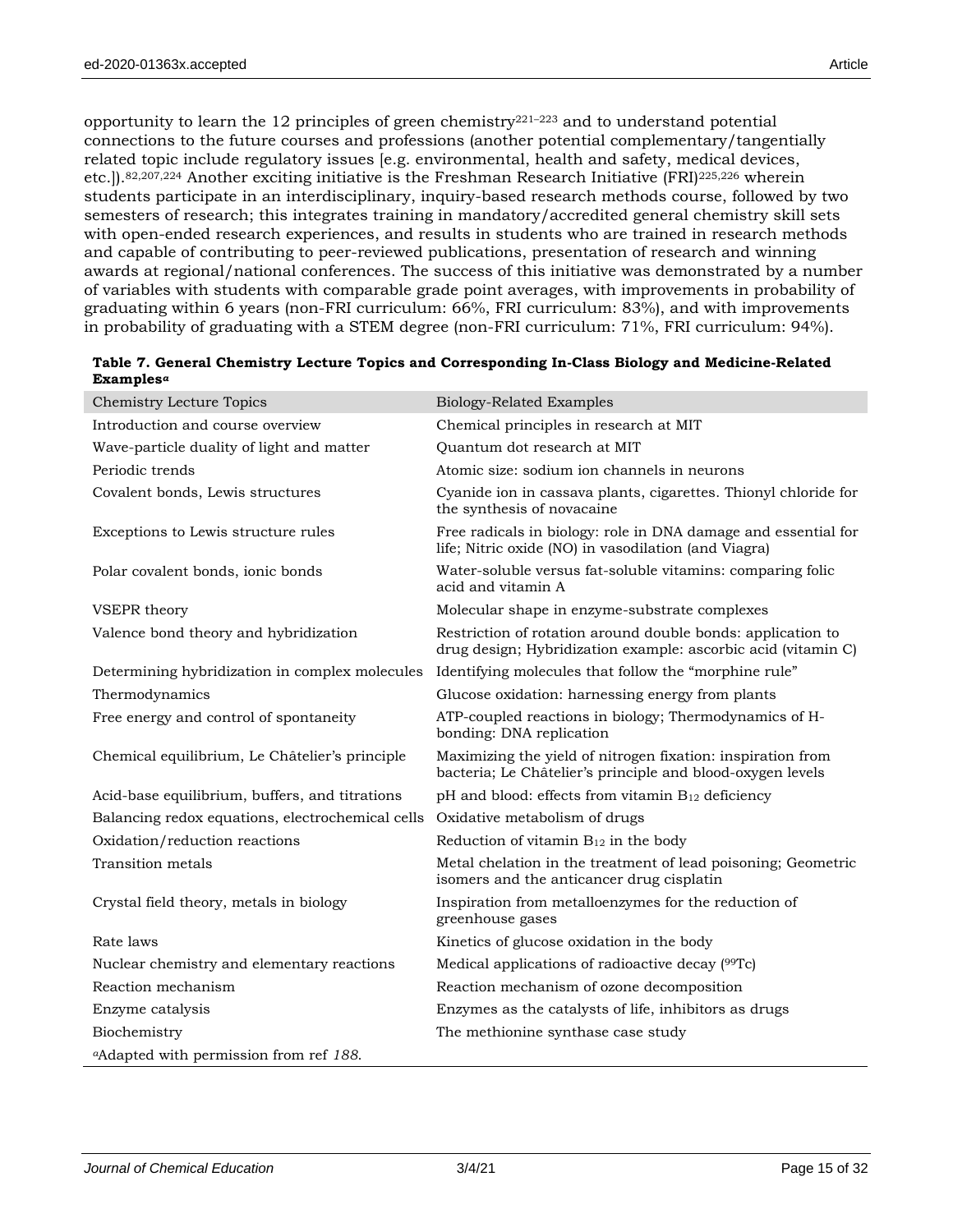opportunity to learn the 12 principles of green chemistry[221–223] and to understand potential connections to the future courses and professions (another potential complementary/tangentially related topic include regulatory issues [e.g. environmental, health and safety, medical devices, etc.]).[82,207,224] Another exciting initiative is the Freshman Research Initiative (FRI)[225,226] wherein students participate in an interdisciplinary, inquiry-based research methods course, followed by two semesters of research; this integrates training in mandatory/accredited general chemistry skill sets with open-ended research experiences, and results in students who are trained in research methods and capable of contributing to peer-reviewed publications, presentation of research and winning awards at regional/national conferences. The success of this initiative was demonstrated by a number of variables with students with comparable grade point averages, with improvements in probability of graduating within 6 years (non-FRI curriculum: 66%, FRI curriculum: 83%), and with improvements in probability of graduating with a STEM degree (non-FRI curriculum: 71%, FRI curriculum: 94%).

**Table 7. General Chemistry Lecture Topics and Corresponding In-Class Biology and Medicine-Related Examples[a]**

| Chemistry Lecture Topics | Biology-Related Examples |
|---|---|
| Introduction and course overview | Chemical principles in research at MIT |
| Wave-particle duality of light and matter | Quantum dot research at MIT |
| Periodic trends | Atomic size: sodium ion channels in neurons |
| Covalent bonds, Lewis structures | Cyanide ion in cassava plants, cigarettes. Thionyl chloride for the synthesis of novacaine |
| Exceptions to Lewis structure rules | Free radicals in biology: role in DNA damage and essential for life; Nitric oxide (NO) in vasodilation (and Viagra) |
| Polar covalent bonds, ionic bonds | Water-soluble versus fat-soluble vitamins: comparing folic acid and vitamin A |
| VSEPR theory | Molecular shape in enzyme-substrate complexes |
| Valence bond theory and hybridization | Restriction of rotation around double bonds: application to drug design; Hybridization example: ascorbic acid (vitamin C) |
| Determining hybridization in complex molecules | Identifying molecules that follow the "morphine rule" |
| Thermodynamics | Glucose oxidation: harnessing energy from plants |
| Free energy and control of spontaneity | ATP-coupled reactions in biology; Thermodynamics of H-bonding: DNA replication |
| Chemical equilibrium, Le Châtelier's principle | Maximizing the yield of nitrogen fixation: inspiration from bacteria; Le Châtelier's principle and blood-oxygen levels |
| Acid-base equilibrium, buffers, and titrations | pH and blood: effects from vitamin $B_{12}$ deficiency |
| Balancing redox equations, electrochemical cells | Oxidative metabolism of drugs |
| Oxidation/reduction reactions | Reduction of vitamin $B_{12}$ in the body |
| Transition metals | Metal chelation in the treatment of lead poisoning; Geometric isomers and the anticancer drug cisplatin |
| Crystal field theory, metals in biology | Inspiration from metalloenzymes for the reduction of greenhouse gases |
| Rate laws | Kinetics of glucose oxidation in the body |
| Nuclear chemistry and elementary reactions | Medical applications of radioactive decay ($^{99}$Tc) |
| Reaction mechanism | Reaction mechanism of ozone decomposition |
| Enzyme catalysis | Enzymes as the catalysts of life, inhibitors as drugs |
| Biochemistry | The methionine synthase case study |

[a]Adapted with permission from ref *188*.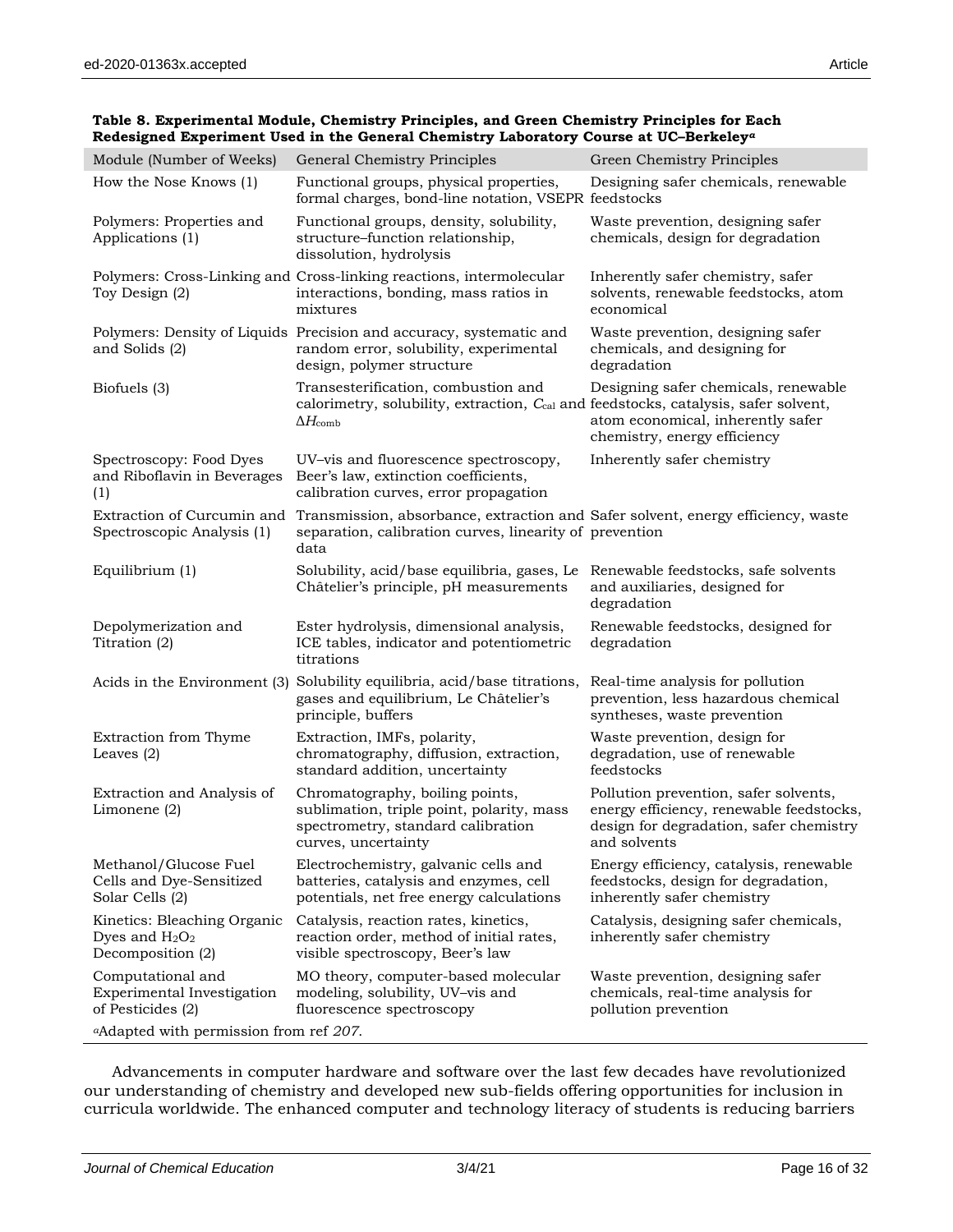**Table 8. Experimental Module, Chemistry Principles, and Green Chemistry Principles for Each Redesigned Experiment Used in the General Chemistry Laboratory Course at UC–Berkeley[a]**

| Module (Number of Weeks) | General Chemistry Principles | Green Chemistry Principles |
|---|---|---|
| How the Nose Knows (1) | Functional groups, physical properties, formal charges, bond-line notation, VSEPR | Designing safer chemicals, renewable feedstocks |
| Polymers: Properties and Applications (1) | Functional groups, density, solubility, structure–function relationship, dissolution, hydrolysis | Waste prevention, designing safer chemicals, design for degradation |
| Polymers: Cross-Linking and Toy Design (2) | Cross-linking reactions, intermolecular interactions, bonding, mass ratios in mixtures | Inherently safer chemistry, safer solvents, renewable feedstocks, atom economical |
| Polymers: Density of Liquids and Solids (2) | Precision and accuracy, systematic and random error, solubility, experimental design, polymer structure | Waste prevention, designing safer chemicals, and designing for degradation |
| Biofuels (3) | Transesterification, combustion and calorimetry, solubility, extraction, $C_{cal}$ and $\Delta H_{comb}$ | Designing safer chemicals, renewable feedstocks, catalysis, safer solvent, atom economical, inherently safer chemistry, energy efficiency |
| Spectroscopy: Food Dyes and Riboflavin in Beverages (1) | UV–vis and fluorescence spectroscopy, Beer's law, extinction coefficients, calibration curves, error propagation | Inherently safer chemistry |
| Extraction of Curcumin and Spectroscopic Analysis (1) | Transmission, absorbance, extraction and separation, calibration curves, linearity of data | Safer solvent, energy efficiency, waste prevention |
| Equilibrium (1) | Solubility, acid/base equilibria, gases, Le Châtelier's principle, pH measurements | Renewable feedstocks, safe solvents and auxiliaries, designed for degradation |
| Depolymerization and Titration (2) | Ester hydrolysis, dimensional analysis, ICE tables, indicator and potentiometric titrations | Renewable feedstocks, designed for degradation |
| Acids in the Environment (3) | Solubility equilibria, acid/base titrations, gases and equilibrium, Le Châtelier's principle, buffers | Real-time analysis for pollution prevention, less hazardous chemical syntheses, waste prevention |
| Extraction from Thyme Leaves (2) | Extraction, IMFs, polarity, chromatography, diffusion, extraction, standard addition, uncertainty | Waste prevention, design for degradation, use of renewable feedstocks |
| Extraction and Analysis of Limonene (2) | Chromatography, boiling points, sublimation, triple point, polarity, mass spectrometry, standard calibration curves, uncertainty | Pollution prevention, safer solvents, energy efficiency, renewable feedstocks, design for degradation, safer chemistry and solvents |
| Methanol/Glucose Fuel Cells and Dye-Sensitized Solar Cells (2) | Electrochemistry, galvanic cells and batteries, catalysis and enzymes, cell potentials, net free energy calculations | Energy efficiency, catalysis, renewable feedstocks, design for degradation, inherently safer chemistry |
| Kinetics: Bleaching Organic Dyes and $H_2O_2$ Decomposition (2) | Catalysis, reaction rates, kinetics, reaction order, method of initial rates, visible spectroscopy, Beer's law | Catalysis, designing safer chemicals, inherently safer chemistry |
| Computational and Experimental Investigation of Pesticides (2) | MO theory, computer-based molecular modeling, solubility, UV–vis and fluorescence spectroscopy | Waste prevention, designing safer chemicals, real-time analysis for pollution prevention |

[a]Adapted with permission from ref *207*.

Advancements in computer hardware and software over the last few decades have revolutionized our understanding of chemistry and developed new sub-fields offering opportunities for inclusion in curricula worldwide. The enhanced computer and technology literacy of students is reducing barriers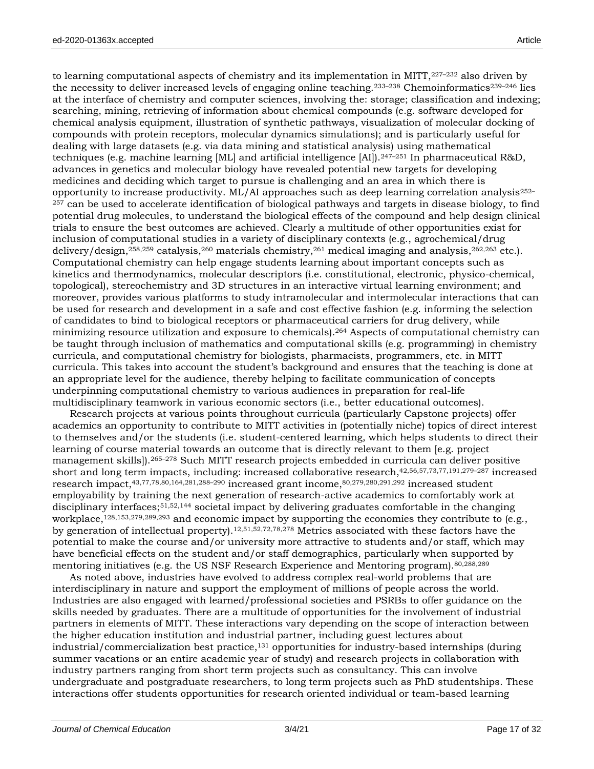to learning computational aspects of chemistry and its implementation in MITT,[227–232] also driven by the necessity to deliver increased levels of engaging online teaching.[233–238] Chemoinformatics[239–246] lies at the interface of chemistry and computer sciences, involving the: storage; classification and indexing; searching, mining, retrieving of information about chemical compounds (e.g. software developed for chemical analysis equipment, illustration of synthetic pathways, visualization of molecular docking of compounds with protein receptors, molecular dynamics simulations); and is particularly useful for dealing with large datasets (e.g. via data mining and statistical analysis) using mathematical techniques (e.g. machine learning [ML] and artificial intelligence [AI]).[247–251] In pharmaceutical R&D, advances in genetics and molecular biology have revealed potential new targets for developing medicines and deciding which target to pursue is challenging and an area in which there is opportunity to increase productivity. ML/AI approaches such as deep learning correlation analysis[252–257] can be used to accelerate identification of biological pathways and targets in disease biology, to find potential drug molecules, to understand the biological effects of the compound and help design clinical trials to ensure the best outcomes are achieved. Clearly a multitude of other opportunities exist for inclusion of computational studies in a variety of disciplinary contexts (e.g., agrochemical/drug delivery/design,[258,259] catalysis,[260] materials chemistry,[261] medical imaging and analysis,[262,263] etc.). Computational chemistry can help engage students learning about important concepts such as kinetics and thermodynamics, molecular descriptors (i.e. constitutional, electronic, physico-chemical, topological), stereochemistry and 3D structures in an interactive virtual learning environment; and moreover, provides various platforms to study intramolecular and intermolecular interactions that can be used for research and development in a safe and cost effective fashion (e.g. informing the selection of candidates to bind to biological receptors or pharmaceutical carriers for drug delivery, while minimizing resource utilization and exposure to chemicals).[264] Aspects of computational chemistry can be taught through inclusion of mathematics and computational skills (e.g. programming) in chemistry curricula, and computational chemistry for biologists, pharmacists, programmers, etc. in MITT curricula. This takes into account the student's background and ensures that the teaching is done at an appropriate level for the audience, thereby helping to facilitate communication of concepts underpinning computational chemistry to various audiences in preparation for real-life multidisciplinary teamwork in various economic sectors (i.e., better educational outcomes).

Research projects at various points throughout curricula (particularly Capstone projects) offer academics an opportunity to contribute to MITT activities in (potentially niche) topics of direct interest to themselves and/or the students (i.e. student-centered learning, which helps students to direct their learning of course material towards an outcome that is directly relevant to them [e.g. project management skills]).[265–278] Such MITT research projects embedded in curricula can deliver positive short and long term impacts, including: increased collaborative research,[42,56,57,73,77,191,279–287] increased research impact,[43,77,78,80,164,281,288–290] increased grant income,[80,279,280,291,292] increased student employability by training the next generation of research-active academics to comfortably work at disciplinary interfaces;[51,52,144] societal impact by delivering graduates comfortable in the changing workplace,[128,153,279,289,293] and economic impact by supporting the economies they contribute to (e.g., by generation of intellectual property).[12,51,52,72,78,278] Metrics associated with these factors have the potential to make the course and/or university more attractive to students and/or staff, which may have beneficial effects on the student and/or staff demographics, particularly when supported by mentoring initiatives (e.g. the US NSF Research Experience and Mentoring program).[80,288,289]

As noted above, industries have evolved to address complex real-world problems that are interdisciplinary in nature and support the employment of millions of people across the world. Industries are also engaged with learned/professional societies and PSRBs to offer guidance on the skills needed by graduates. There are a multitude of opportunities for the involvement of industrial partners in elements of MITT. These interactions vary depending on the scope of interaction between the higher education institution and industrial partner, including guest lectures about industrial/commercialization best practice,[131] opportunities for industry-based internships (during summer vacations or an entire academic year of study) and research projects in collaboration with industry partners ranging from short term projects such as consultancy. This can involve undergraduate and postgraduate researchers, to long term projects such as PhD studentships. These interactions offer students opportunities for research oriented individual or team-based learning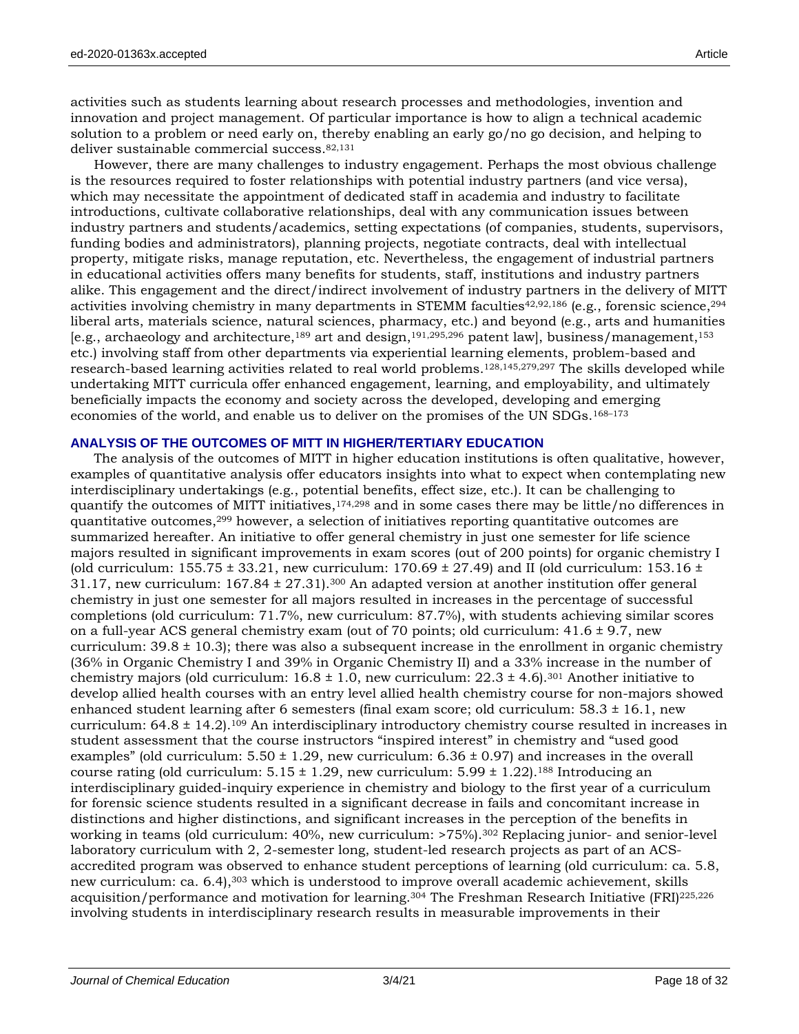activities such as students learning about research processes and methodologies, invention and innovation and project management. Of particular importance is how to align a technical academic solution to a problem or need early on, thereby enabling an early go/no go decision, and helping to deliver sustainable commercial success.[82,131]

However, there are many challenges to industry engagement. Perhaps the most obvious challenge is the resources required to foster relationships with potential industry partners (and vice versa), which may necessitate the appointment of dedicated staff in academia and industry to facilitate introductions, cultivate collaborative relationships, deal with any communication issues between industry partners and students/academics, setting expectations (of companies, students, supervisors, funding bodies and administrators), planning projects, negotiate contracts, deal with intellectual property, mitigate risks, manage reputation, etc. Nevertheless, the engagement of industrial partners in educational activities offers many benefits for students, staff, institutions and industry partners alike. This engagement and the direct/indirect involvement of industry partners in the delivery of MITT activities involving chemistry in many departments in STEMM faculties[42,92,186] (e.g., forensic science,[294] liberal arts, materials science, natural sciences, pharmacy, etc.) and beyond (e.g., arts and humanities [e.g., archaeology and architecture,[189] art and design,[191,295,296] patent law], business/management,[153] etc.) involving staff from other departments via experiential learning elements, problem-based and research-based learning activities related to real world problems.[128,145,279,297] The skills developed while undertaking MITT curricula offer enhanced engagement, learning, and employability, and ultimately beneficially impacts the economy and society across the developed, developing and emerging economies of the world, and enable us to deliver on the promises of the UN SDGs.[168–173]

## ANALYSIS OF THE OUTCOMES OF MITT IN HIGHER/TERTIARY EDUCATION

The analysis of the outcomes of MITT in higher education institutions is often qualitative, however, examples of quantitative analysis offer educators insights into what to expect when contemplating new interdisciplinary undertakings (e.g., potential benefits, effect size, etc.). It can be challenging to quantify the outcomes of MITT initiatives,[174,298] and in some cases there may be little/no differences in quantitative outcomes,[299] however, a selection of initiatives reporting quantitative outcomes are summarized hereafter. An initiative to offer general chemistry in just one semester for life science majors resulted in significant improvements in exam scores (out of 200 points) for organic chemistry I (old curriculum: 155.75 ± 33.21, new curriculum: 170.69 ± 27.49) and II (old curriculum: 153.16 ± 31.17, new curriculum: 167.84 ± 27.31).[300] An adapted version at another institution offer general chemistry in just one semester for all majors resulted in increases in the percentage of successful completions (old curriculum: 71.7%, new curriculum: 87.7%), with students achieving similar scores on a full-year ACS general chemistry exam (out of 70 points; old curriculum: 41.6 ± 9.7, new curriculum: 39.8 ± 10.3); there was also a subsequent increase in the enrollment in organic chemistry (36% in Organic Chemistry I and 39% in Organic Chemistry II) and a 33% increase in the number of chemistry majors (old curriculum: 16.8 ± 1.0, new curriculum: 22.3 ± 4.6).[301] Another initiative to develop allied health courses with an entry level allied health chemistry course for non-majors showed enhanced student learning after 6 semesters (final exam score; old curriculum: 58.3 ± 16.1, new curriculum: 64.8 ± 14.2).[109] An interdisciplinary introductory chemistry course resulted in increases in student assessment that the course instructors "inspired interest" in chemistry and "used good examples" (old curriculum: 5.50 ± 1.29, new curriculum: 6.36 ± 0.97) and increases in the overall course rating (old curriculum: 5.15 ± 1.29, new curriculum: 5.99 ± 1.22).[188] Introducing an interdisciplinary guided-inquiry experience in chemistry and biology to the first year of a curriculum for forensic science students resulted in a significant decrease in fails and concomitant increase in distinctions and higher distinctions, and significant increases in the perception of the benefits in working in teams (old curriculum: 40%, new curriculum: >75%).[302] Replacing junior- and senior-level laboratory curriculum with 2, 2-semester long, student-led research projects as part of an ACS-accredited program was observed to enhance student perceptions of learning (old curriculum: ca. 5.8, new curriculum: ca. 6.4),[303] which is understood to improve overall academic achievement, skills acquisition/performance and motivation for learning.[304] The Freshman Research Initiative (FRI)[225,226] involving students in interdisciplinary research results in measurable improvements in their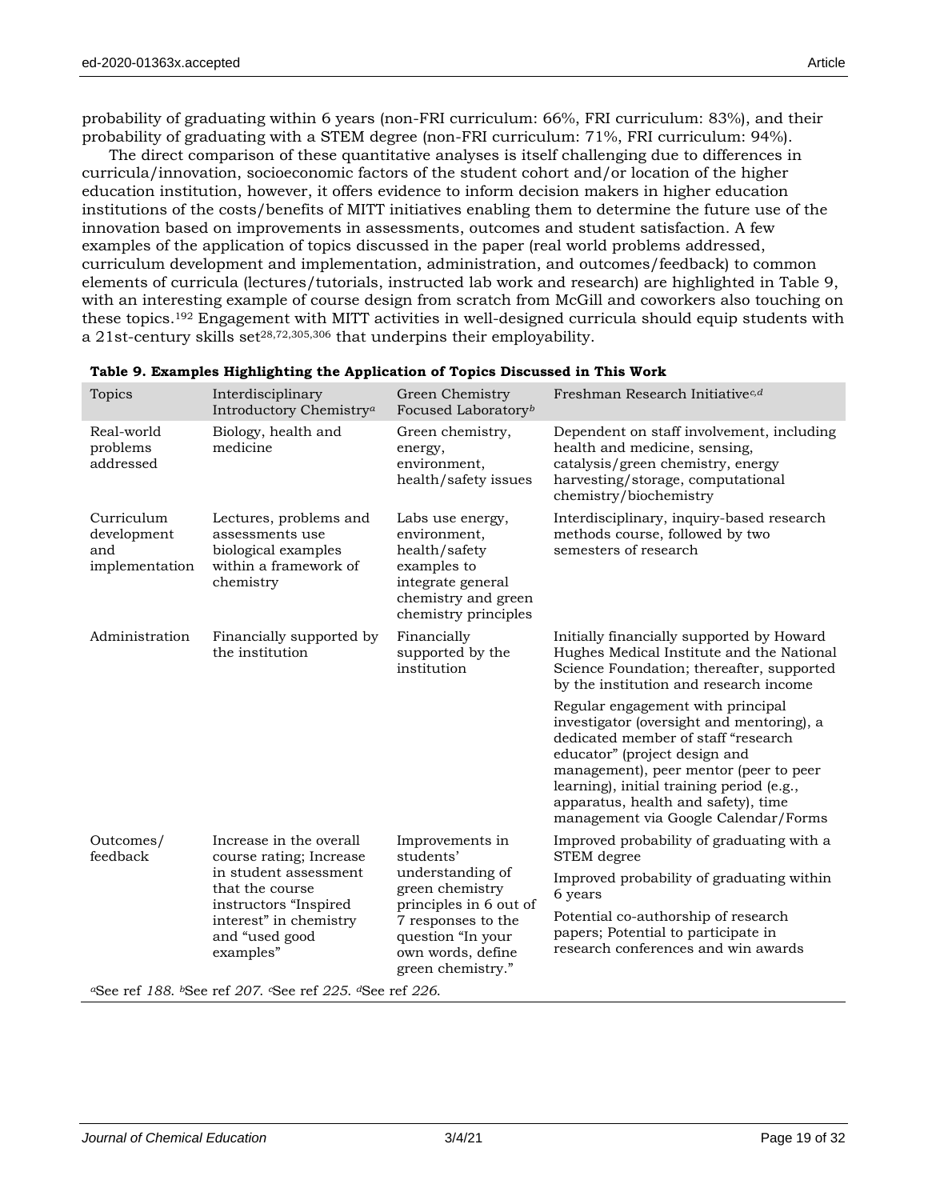probability of graduating within 6 years (non-FRI curriculum: 66%, FRI curriculum: 83%), and their probability of graduating with a STEM degree (non-FRI curriculum: 71%, FRI curriculum: 94%).

The direct comparison of these quantitative analyses is itself challenging due to differences in curricula/innovation, socioeconomic factors of the student cohort and/or location of the higher education institution, however, it offers evidence to inform decision makers in higher education institutions of the costs/benefits of MITT initiatives enabling them to determine the future use of the innovation based on improvements in assessments, outcomes and student satisfaction. A few examples of the application of topics discussed in the paper (real world problems addressed, curriculum development and implementation, administration, and outcomes/feedback) to common elements of curricula (lectures/tutorials, instructed lab work and research) are highlighted in Table 9, with an interesting example of course design from scratch from McGill and coworkers also touching on these topics.[192] Engagement with MITT activities in well-designed curricula should equip students with a 21st-century skills set[28,72,305,306] that underpins their employability.

**Table 9. Examples Highlighting the Application of Topics Discussed in This Work**

| Topics | Interdisciplinary Introductory Chemistry[a] | Green Chemistry Focused Laboratory[b] | Freshman Research Initiative[c,d] |
|---|---|---|---|
| Real-world problems addressed | Biology, health and medicine | Green chemistry, energy, environment, health/safety issues | Dependent on staff involvement, including health and medicine, sensing, catalysis/green chemistry, energy harvesting/storage, computational chemistry/biochemistry |
| Curriculum development and implementation | Lectures, problems and assessments use biological examples within a framework of chemistry | Labs use energy, environment, health/safety examples to integrate general chemistry and green chemistry principles | Interdisciplinary, inquiry-based research methods course, followed by two semesters of research |
| Administration | Financially supported by the institution | Financially supported by the institution | Initially financially supported by Howard Hughes Medical Institute and the National Science Foundation; thereafter, supported by the institution and research income<br><br>Regular engagement with principal investigator (oversight and mentoring), a dedicated member of staff "research educator" (project design and management), peer mentor (peer to peer learning), initial training period (e.g., apparatus, health and safety), time management via Google Calendar/Forms |
| Outcomes/ feedback | Increase in the overall course rating; Increase in student assessment that the course instructors "Inspired interest" in chemistry and "used good examples" | Improvements in students' understanding of green chemistry principles in 6 out of 7 responses to the question "In your own words, define green chemistry." | Improved probability of graduating with a STEM degree<br><br>Improved probability of graduating within 6 years<br><br>Potential co-authorship of research papers; Potential to participate in research conferences and win awards |

[a]See ref *188*. [b]See ref *207*. [c]See ref *225*. [d]See ref *226*.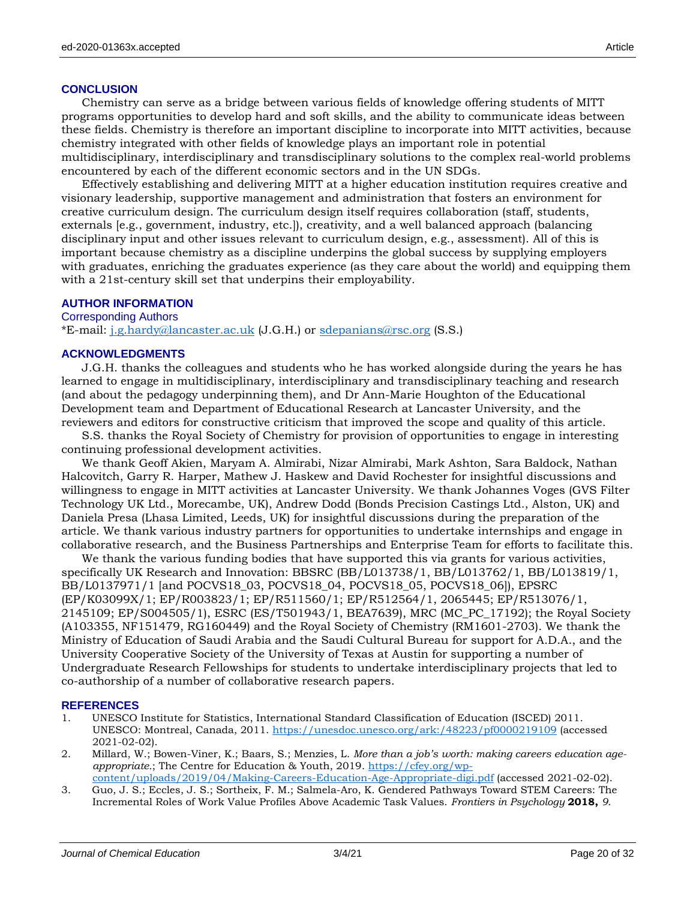## CONCLUSION

Chemistry can serve as a bridge between various fields of knowledge offering students of MITT programs opportunities to develop hard and soft skills, and the ability to communicate ideas between these fields. Chemistry is therefore an important discipline to incorporate into MITT activities, because chemistry integrated with other fields of knowledge plays an important role in potential multidisciplinary, interdisciplinary and transdisciplinary solutions to the complex real-world problems encountered by each of the different economic sectors and in the UN SDGs.

Effectively establishing and delivering MITT at a higher education institution requires creative and visionary leadership, supportive management and administration that fosters an environment for creative curriculum design. The curriculum design itself requires collaboration (staff, students, externals [e.g., government, industry, etc.]), creativity, and a well balanced approach (balancing disciplinary input and other issues relevant to curriculum design, e.g., assessment). All of this is important because chemistry as a discipline underpins the global success by supplying employers with graduates, enriching the graduates experience (as they care about the world) and equipping them with a 21st-century skill set that underpins their employability.

## AUTHOR INFORMATION

### Corresponding Authors

*E-mail: j.g.hardy@lancaster.ac.uk (J.G.H.) or sdepanians@rsc.org (S.S.)

## ACKNOWLEDGMENTS

J.G.H. thanks the colleagues and students who he has worked alongside during the years he has learned to engage in multidisciplinary, interdisciplinary and transdisciplinary teaching and research (and about the pedagogy underpinning them), and Dr Ann-Marie Houghton of the Educational Development team and Department of Educational Research at Lancaster University, and the reviewers and editors for constructive criticism that improved the scope and quality of this article.

S.S. thanks the Royal Society of Chemistry for provision of opportunities to engage in interesting continuing professional development activities.

We thank Geoff Akien, Maryam A. Almirabi, Nizar Almirabi, Mark Ashton, Sara Baldock, Nathan Halcovitch, Garry R. Harper, Mathew J. Haskew and David Rochester for insightful discussions and willingness to engage in MITT activities at Lancaster University. We thank Johannes Voges (GVS Filter Technology UK Ltd., Morecambe, UK), Andrew Dodd (Bonds Precision Castings Ltd., Alston, UK) and Daniela Presa (Lhasa Limited, Leeds, UK) for insightful discussions during the preparation of the article. We thank various industry partners for opportunities to undertake internships and engage in collaborative research, and the Business Partnerships and Enterprise Team for efforts to facilitate this.

We thank the various funding bodies that have supported this via grants for various activities, specifically UK Research and Innovation: BBSRC (BB/L013738/1, BB/L013762/1, BB/L013819/1, BB/L0137971/1 [and POCVS18_03, POCVS18_04, POCVS18_05, POCVS18_06]), EPSRC (EP/K03099X/1; EP/R003823/1; EP/R511560/1; EP/R512564/1, 2065445; EP/R513076/1, 2145109; EP/S004505/1), ESRC (ES/T501943/1, BEA7639), MRC (MC_PC_17192); the Royal Society (A103355, NF151479, RG160449) and the Royal Society of Chemistry (RM1601-2703). We thank the Ministry of Education of Saudi Arabia and the Saudi Cultural Bureau for support for A.D.A., and the University Cooperative Society of the University of Texas at Austin for supporting a number of Undergraduate Research Fellowships for students to undertake interdisciplinary projects that led to co-authorship of a number of collaborative research papers.

## REFERENCES

1. UNESCO Institute for Statistics, International Standard Classification of Education (ISCED) 2011. UNESCO: Montreal, Canada, 2011. https://unesdoc.unesco.org/ark:/48223/pf0000219109 (accessed 2021-02-02).
2. Millard, W.; Bowen-Viner, K.; Baars, S.; Menzies, L. *More than a job's worth: making careers education age-appropriate.*; The Centre for Education & Youth, 2019. https://cfey.org/wp-content/uploads/2019/04/Making-Careers-Education-Age-Appropriate-digi.pdf (accessed 2021-02-02).
3. Guo, J. S.; Eccles, J. S.; Sortheix, F. M.; Salmela-Aro, K. Gendered Pathways Toward STEM Careers: The Incremental Roles of Work Value Profiles Above Academic Task Values. *Frontiers in Psychology* **2018,** *9*.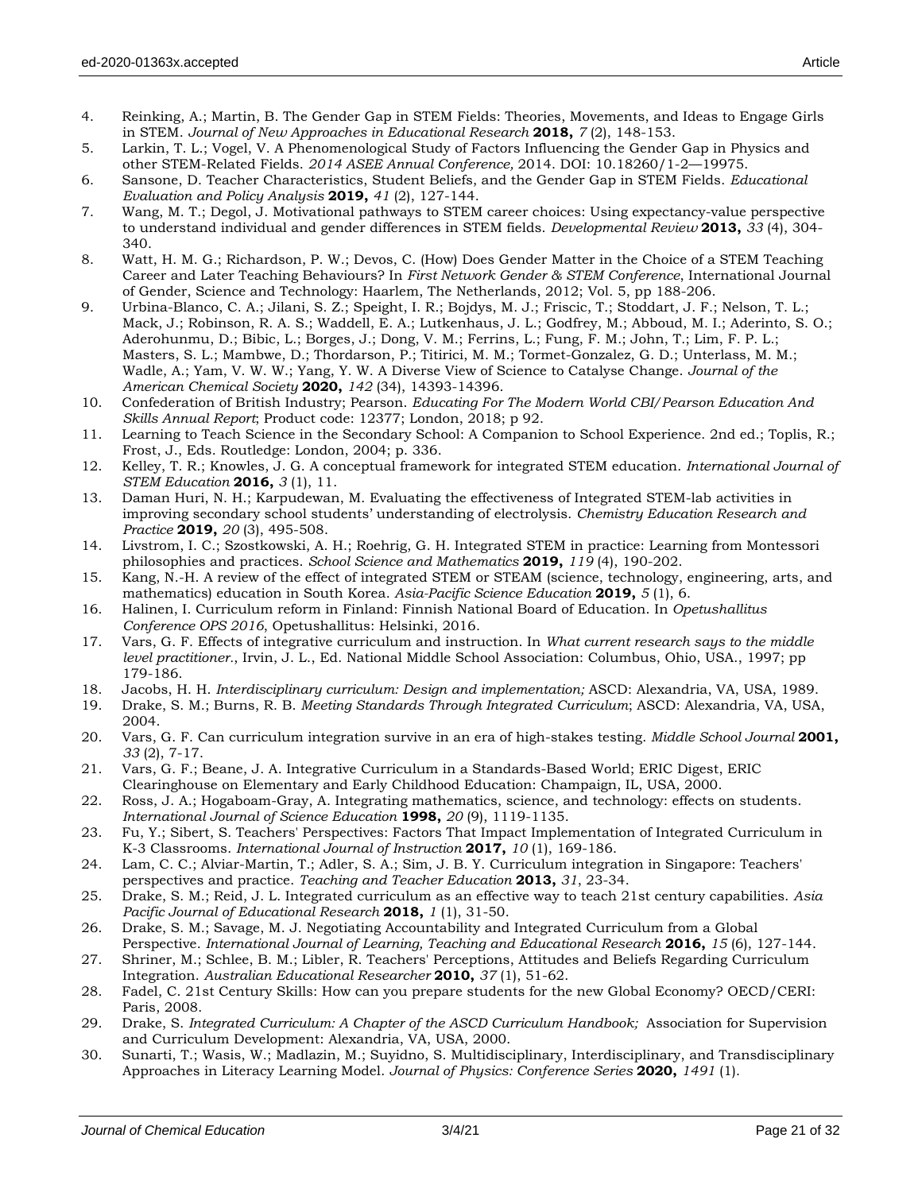4. Reinking, A.; Martin, B. The Gender Gap in STEM Fields: Theories, Movements, and Ideas to Engage Girls in STEM. *Journal of New Approaches in Educational Research* **2018,** *7* (2), 148-153.
5. Larkin, T. L.; Vogel, V. A Phenomenological Study of Factors Influencing the Gender Gap in Physics and other STEM-Related Fields. *2014 ASEE Annual Conference,* 2014. DOI: 10.18260/1-2—19975.
6. Sansone, D. Teacher Characteristics, Student Beliefs, and the Gender Gap in STEM Fields. *Educational Evaluation and Policy Analysis* **2019,** *41* (2), 127-144.
7. Wang, M. T.; Degol, J. Motivational pathways to STEM career choices: Using expectancy-value perspective to understand individual and gender differences in STEM fields. *Developmental Review* **2013,** *33* (4), 304-340.
8. Watt, H. M. G.; Richardson, P. W.; Devos, C. (How) Does Gender Matter in the Choice of a STEM Teaching Career and Later Teaching Behaviours? In *First Network Gender & STEM Conference*, International Journal of Gender, Science and Technology: Haarlem, The Netherlands, 2012; Vol. 5, pp 188-206.
9. Urbina-Blanco, C. A.; Jilani, S. Z.; Speight, I. R.; Bojdys, M. J.; Friscic, T.; Stoddart, J. F.; Nelson, T. L.; Mack, J.; Robinson, R. A. S.; Waddell, E. A.; Lutkenhaus, J. L.; Godfrey, M.; Abboud, M. I.; Aderinto, S. O.; Aderohunmu, D.; Bibic, L.; Borges, J.; Dong, V. M.; Ferrins, L.; Fung, F. M.; John, T.; Lim, F. P. L.; Masters, S. L.; Mambwe, D.; Thordarson, P.; Titirici, M. M.; Tormet-Gonzalez, G. D.; Unterlass, M. M.; Wadle, A.; Yam, V. W. W.; Yang, Y. W. A Diverse View of Science to Catalyse Change. *Journal of the American Chemical Society* **2020,** *142* (34), 14393-14396.
10. Confederation of British Industry; Pearson. *Educating For The Modern World CBI/Pearson Education And Skills Annual Report*; Product code: 12377; London, 2018; p 92.
11. Learning to Teach Science in the Secondary School: A Companion to School Experience. 2nd ed.; Toplis, R.; Frost, J., Eds. Routledge: London, 2004; p. 336.
12. Kelley, T. R.; Knowles, J. G. A conceptual framework for integrated STEM education. *International Journal of STEM Education* **2016,** *3* (1), 11.
13. Daman Huri, N. H.; Karpudewan, M. Evaluating the effectiveness of Integrated STEM-lab activities in improving secondary school students' understanding of electrolysis. *Chemistry Education Research and Practice* **2019,** *20* (3), 495-508.
14. Livstrom, I. C.; Szostkowski, A. H.; Roehrig, G. H. Integrated STEM in practice: Learning from Montessori philosophies and practices. *School Science and Mathematics* **2019,** *119* (4), 190-202.
15. Kang, N.-H. A review of the effect of integrated STEM or STEAM (science, technology, engineering, arts, and mathematics) education in South Korea. *Asia-Pacific Science Education* **2019,** *5* (1), 6.
16. Halinen, I. Curriculum reform in Finland: Finnish National Board of Education. In *Opetushallitus Conference OPS 2016*, Opetushallitus: Helsinki, 2016.
17. Vars, G. F. Effects of integrative curriculum and instruction. In *What current research says to the middle level practitioner.*, Irvin, J. L., Ed. National Middle School Association: Columbus, Ohio, USA., 1997; pp 179-186.
18. Jacobs, H. H. *Interdisciplinary curriculum: Design and implementation;* ASCD: Alexandria, VA, USA, 1989.
19. Drake, S. M.; Burns, R. B. *Meeting Standards Through Integrated Curriculum*; ASCD: Alexandria, VA, USA, 2004.
20. Vars, G. F. Can curriculum integration survive in an era of high-stakes testing. *Middle School Journal* **2001,** *33* (2), 7-17.
21. Vars, G. F.; Beane, J. A. Integrative Curriculum in a Standards-Based World; ERIC Digest, ERIC Clearinghouse on Elementary and Early Childhood Education: Champaign, IL, USA, 2000.
22. Ross, J. A.; Hogaboam-Gray, A. Integrating mathematics, science, and technology: effects on students. *International Journal of Science Education* **1998,** *20* (9), 1119-1135.
23. Fu, Y.; Sibert, S. Teachers' Perspectives: Factors That Impact Implementation of Integrated Curriculum in K-3 Classrooms. *International Journal of Instruction* **2017,** *10* (1), 169-186.
24. Lam, C. C.; Alviar-Martin, T.; Adler, S. A.; Sim, J. B. Y. Curriculum integration in Singapore: Teachers' perspectives and practice. *Teaching and Teacher Education* **2013,** *31*, 23-34.
25. Drake, S. M.; Reid, J. L. Integrated curriculum as an effective way to teach 21st century capabilities. *Asia Pacific Journal of Educational Research* **2018,** *1* (1), 31-50.
26. Drake, S. M.; Savage, M. J. Negotiating Accountability and Integrated Curriculum from a Global Perspective. *International Journal of Learning, Teaching and Educational Research* **2016,** *15* (6), 127-144.
27. Shriner, M.; Schlee, B. M.; Libler, R. Teachers' Perceptions, Attitudes and Beliefs Regarding Curriculum Integration. *Australian Educational Researcher* **2010,** *37* (1), 51-62.
28. Fadel, C. 21st Century Skills: How can you prepare students for the new Global Economy? OECD/CERI: Paris, 2008.
29. Drake, S. *Integrated Curriculum: A Chapter of the ASCD Curriculum Handbook;* Association for Supervision and Curriculum Development: Alexandria, VA, USA, 2000.
30. Sunarti, T.; Wasis, W.; Madlazin, M.; Suyidno, S. Multidisciplinary, Interdisciplinary, and Transdisciplinary Approaches in Literacy Learning Model. *Journal of Physics: Conference Series* **2020,** *1491* (1).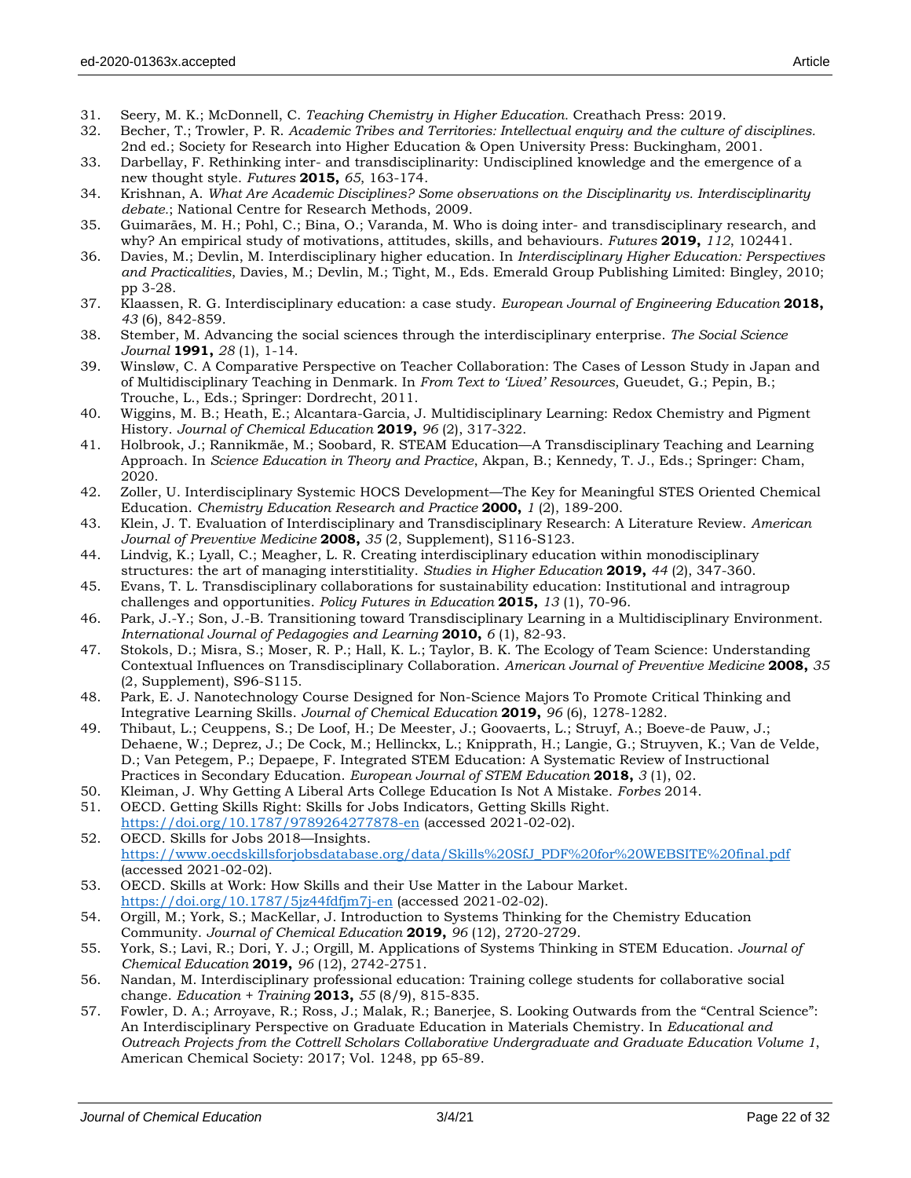31. Seery, M. K.; McDonnell, C. *Teaching Chemistry in Higher Education.* Creathach Press: 2019.
32. Becher, T.; Trowler, P. R. *Academic Tribes and Territories: Intellectual enquiry and the culture of disciplines.* 2nd ed.; Society for Research into Higher Education & Open University Press: Buckingham, 2001.
33. Darbellay, F. Rethinking inter- and transdisciplinarity: Undisciplined knowledge and the emergence of a new thought style. *Futures* **2015,** *65*, 163-174.
34. Krishnan, A. *What Are Academic Disciplines? Some observations on the Disciplinarity vs. Interdisciplinarity debate.*; National Centre for Research Methods, 2009.
35. Guimarães, M. H.; Pohl, C.; Bina, O.; Varanda, M. Who is doing inter- and transdisciplinary research, and why? An empirical study of motivations, attitudes, skills, and behaviours. *Futures* **2019,** *112*, 102441.
36. Davies, M.; Devlin, M. Interdisciplinary higher education. In *Interdisciplinary Higher Education: Perspectives and Practicalities*, Davies, M.; Devlin, M.; Tight, M., Eds. Emerald Group Publishing Limited: Bingley, 2010; pp 3-28.
37. Klaassen, R. G. Interdisciplinary education: a case study. *European Journal of Engineering Education* **2018,** *43* (6), 842-859.
38. Stember, M. Advancing the social sciences through the interdisciplinary enterprise. *The Social Science Journal* **1991,** *28* (1), 1-14.
39. Winsløw, C. A Comparative Perspective on Teacher Collaboration: The Cases of Lesson Study in Japan and of Multidisciplinary Teaching in Denmark. In *From Text to 'Lived' Resources*, Gueudet, G.; Pepin, B.; Trouche, L., Eds.; Springer: Dordrecht, 2011.
40. Wiggins, M. B.; Heath, E.; Alcantara-Garcia, J. Multidisciplinary Learning: Redox Chemistry and Pigment History. *Journal of Chemical Education* **2019,** *96* (2), 317-322.
41. Holbrook, J.; Rannikmäe, M.; Soobard, R. STEAM Education—A Transdisciplinary Teaching and Learning Approach. In *Science Education in Theory and Practice*, Akpan, B.; Kennedy, T. J., Eds.; Springer: Cham, 2020.
42. Zoller, U. Interdisciplinary Systemic HOCS Development—The Key for Meaningful STES Oriented Chemical Education. *Chemistry Education Research and Practice* **2000,** *1* (2), 189-200.
43. Klein, J. T. Evaluation of Interdisciplinary and Transdisciplinary Research: A Literature Review. *American Journal of Preventive Medicine* **2008,** *35* (2, Supplement), S116-S123.
44. Lindvig, K.; Lyall, C.; Meagher, L. R. Creating interdisciplinary education within monodisciplinary structures: the art of managing interstitiality. *Studies in Higher Education* **2019,** *44* (2), 347-360.
45. Evans, T. L. Transdisciplinary collaborations for sustainability education: Institutional and intragroup challenges and opportunities. *Policy Futures in Education* **2015,** *13* (1), 70-96.
46. Park, J.-Y.; Son, J.-B. Transitioning toward Transdisciplinary Learning in a Multidisciplinary Environment. *International Journal of Pedagogies and Learning* **2010,** *6* (1), 82-93.
47. Stokols, D.; Misra, S.; Moser, R. P.; Hall, K. L.; Taylor, B. K. The Ecology of Team Science: Understanding Contextual Influences on Transdisciplinary Collaboration. *American Journal of Preventive Medicine* **2008,** *35* (2, Supplement), S96-S115.
48. Park, E. J. Nanotechnology Course Designed for Non-Science Majors To Promote Critical Thinking and Integrative Learning Skills. *Journal of Chemical Education* **2019,** *96* (6), 1278-1282.
49. Thibaut, L.; Ceuppens, S.; De Loof, H.; De Meester, J.; Goovaerts, L.; Struyf, A.; Boeve-de Pauw, J.; Dehaene, W.; Deprez, J.; De Cock, M.; Hellinckx, L.; Knipprath, H.; Langie, G.; Struyven, K.; Van de Velde, D.; Van Petegem, P.; Depaepe, F. Integrated STEM Education: A Systematic Review of Instructional Practices in Secondary Education. *European Journal of STEM Education* **2018,** *3* (1), 02.
50. Kleiman, J. Why Getting A Liberal Arts College Education Is Not A Mistake. *Forbes* 2014.
51. OECD. Getting Skills Right: Skills for Jobs Indicators, Getting Skills Right. https://doi.org/10.1787/9789264277878-en (accessed 2021-02-02).
52. OECD. Skills for Jobs 2018—Insights. https://www.oecdskillsforjobsdatabase.org/data/Skills%20SfJ_PDF%20for%20WEBSITE%20final.pdf (accessed 2021-02-02).
53. OECD. Skills at Work: How Skills and their Use Matter in the Labour Market. https://doi.org/10.1787/5jz44fdfjm7j-en (accessed 2021-02-02).
54. Orgill, M.; York, S.; MacKellar, J. Introduction to Systems Thinking for the Chemistry Education Community. *Journal of Chemical Education* **2019,** *96* (12), 2720-2729.
55. York, S.; Lavi, R.; Dori, Y. J.; Orgill, M. Applications of Systems Thinking in STEM Education. *Journal of Chemical Education* **2019,** *96* (12), 2742-2751.
56. Nandan, M. Interdisciplinary professional education: Training college students for collaborative social change. *Education + Training* **2013,** *55* (8/9), 815-835.
57. Fowler, D. A.; Arroyave, R.; Ross, J.; Malak, R.; Banerjee, S. Looking Outwards from the "Central Science": An Interdisciplinary Perspective on Graduate Education in Materials Chemistry. In *Educational and Outreach Projects from the Cottrell Scholars Collaborative Undergraduate and Graduate Education Volume 1*, American Chemical Society: 2017; Vol. 1248, pp 65-89.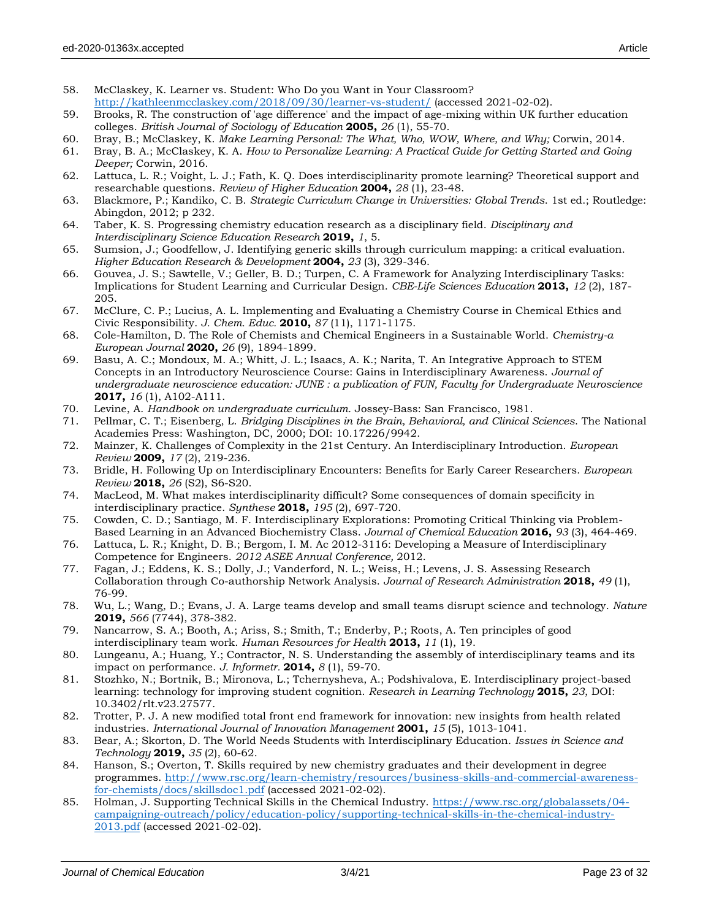58. McClaskey, K. Learner vs. Student: Who Do you Want in Your Classroom? http://kathleenmcclaskey.com/2018/09/30/learner-vs-student/ (accessed 2021-02-02).
59. Brooks, R. The construction of 'age difference' and the impact of age-mixing within UK further education colleges. *British Journal of Sociology of Education* **2005,** *26* (1), 55-70.
60. Bray, B.; McClaskey, K. *Make Learning Personal: The What, Who, WOW, Where, and Why;* Corwin, 2014.
61. Bray, B. A.; McClaskey, K. A. *How to Personalize Learning: A Practical Guide for Getting Started and Going Deeper;* Corwin, 2016.
62. Lattuca, L. R.; Voight, L. J.; Fath, K. Q. Does interdisciplinarity promote learning? Theoretical support and researchable questions. *Review of Higher Education* **2004,** *28* (1), 23-48.
63. Blackmore, P.; Kandiko, C. B. *Strategic Curriculum Change in Universities: Global Trends.* 1st ed.; Routledge: Abingdon, 2012; p 232.
64. Taber, K. S. Progressing chemistry education research as a disciplinary field. *Disciplinary and Interdisciplinary Science Education Research* **2019,** *1*, 5.
65. Sumsion, J.; Goodfellow, J. Identifying generic skills through curriculum mapping: a critical evaluation. *Higher Education Research & Development* **2004,** *23* (3), 329-346.
66. Gouvea, J. S.; Sawtelle, V.; Geller, B. D.; Turpen, C. A Framework for Analyzing Interdisciplinary Tasks: Implications for Student Learning and Curricular Design. *CBE-Life Sciences Education* **2013,** *12* (2), 187-205.
67. McClure, C. P.; Lucius, A. L. Implementing and Evaluating a Chemistry Course in Chemical Ethics and Civic Responsibility. *J. Chem. Educ.* **2010,** *87* (11), 1171-1175.
68. Cole-Hamilton, D. The Role of Chemists and Chemical Engineers in a Sustainable World. *Chemistry-a European Journal* **2020,** *26* (9), 1894-1899.
69. Basu, A. C.; Mondoux, M. A.; Whitt, J. L.; Isaacs, A. K.; Narita, T. An Integrative Approach to STEM Concepts in an Introductory Neuroscience Course: Gains in Interdisciplinary Awareness. *Journal of undergraduate neuroscience education: JUNE : a publication of FUN, Faculty for Undergraduate Neuroscience* **2017,** *16* (1), A102-A111.
70. Levine, A. *Handbook on undergraduate curriculum.* Jossey-Bass: San Francisco, 1981.
71. Pellmar, C. T.; Eisenberg, L. *Bridging Disciplines in the Brain, Behavioral, and Clinical Sciences.* The National Academies Press: Washington, DC, 2000; DOI: 10.17226/9942.
72. Mainzer, K. Challenges of Complexity in the 21st Century. An Interdisciplinary Introduction. *European Review* **2009,** *17* (2), 219-236.
73. Bridle, H. Following Up on Interdisciplinary Encounters: Benefits for Early Career Researchers. *European Review* **2018,** *26* (S2), S6-S20.
74. MacLeod, M. What makes interdisciplinarity difficult? Some consequences of domain specificity in interdisciplinary practice. *Synthese* **2018,** *195* (2), 697-720.
75. Cowden, C. D.; Santiago, M. F. Interdisciplinary Explorations: Promoting Critical Thinking via Problem-Based Learning in an Advanced Biochemistry Class. *Journal of Chemical Education* **2016,** *93* (3), 464-469.
76. Lattuca, L. R.; Knight, D. B.; Bergom, I. M. Ac 2012-3116: Developing a Measure of Interdisciplinary Competence for Engineers. *2012 ASEE Annual Conference,* 2012.
77. Fagan, J.; Eddens, K. S.; Dolly, J.; Vanderford, N. L.; Weiss, H.; Levens, J. S. Assessing Research Collaboration through Co-authorship Network Analysis. *Journal of Research Administration* **2018,** *49* (1), 76-99.
78. Wu, L.; Wang, D.; Evans, J. A. Large teams develop and small teams disrupt science and technology. *Nature* **2019,** *566* (7744), 378-382.
79. Nancarrow, S. A.; Booth, A.; Ariss, S.; Smith, T.; Enderby, P.; Roots, A. Ten principles of good interdisciplinary team work. *Human Resources for Health* **2013,** *11* (1), 19.
80. Lungeanu, A.; Huang, Y.; Contractor, N. S. Understanding the assembly of interdisciplinary teams and its impact on performance. *J. Informetr.* **2014,** *8* (1), 59-70.
81. Stozhko, N.; Bortnik, B.; Mironova, L.; Tchernysheva, A.; Podshivalova, E. Interdisciplinary project-based learning: technology for improving student cognition. *Research in Learning Technology* **2015,** *23*, DOI: 10.3402/rlt.v23.27577.
82. Trotter, P. J. A new modified total front end framework for innovation: new insights from health related industries. *International Journal of Innovation Management* **2001,** *15* (5), 1013-1041.
83. Bear, A.; Skorton, D. The World Needs Students with Interdisciplinary Education. *Issues in Science and Technology* **2019,** *35* (2), 60-62.
84. Hanson, S.; Overton, T. Skills required by new chemistry graduates and their development in degree programmes. http://www.rsc.org/learn-chemistry/resources/business-skills-and-commercial-awareness-for-chemists/docs/skillsdoc1.pdf (accessed 2021-02-02).
85. Holman, J. Supporting Technical Skills in the Chemical Industry. https://www.rsc.org/globalassets/04-campaigning-outreach/policy/education-policy/supporting-technical-skills-in-the-chemical-industry-2013.pdf (accessed 2021-02-02).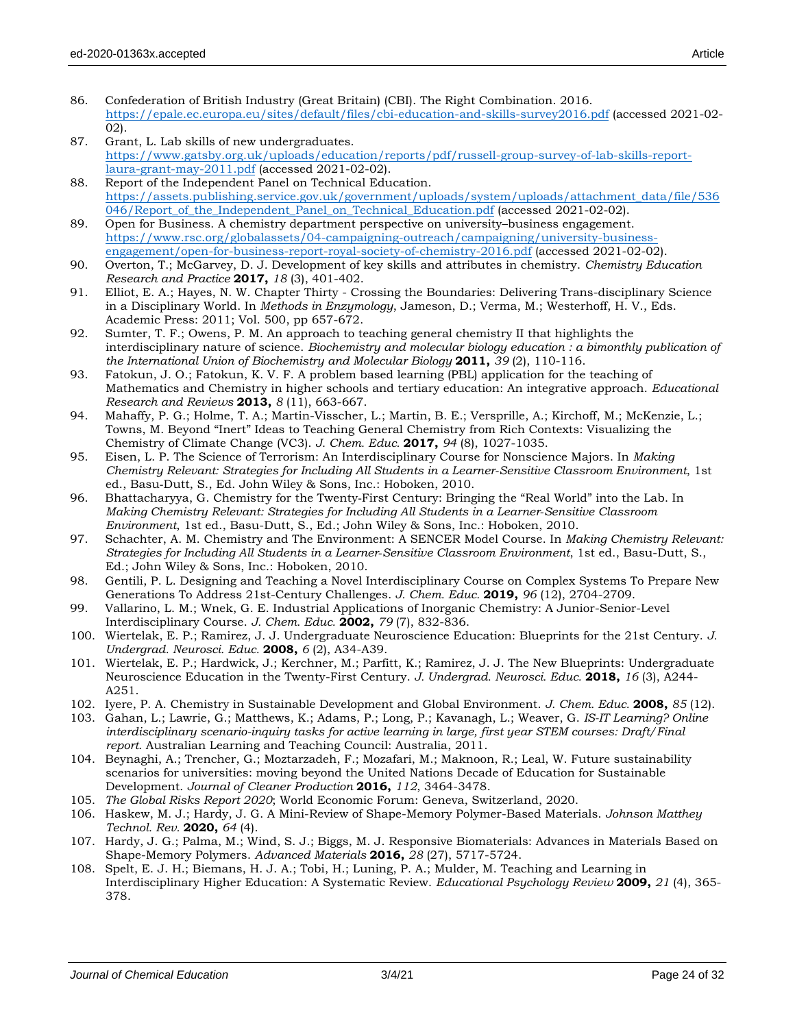86. Confederation of British Industry (Great Britain) (CBI). The Right Combination. 2016. https://epale.ec.europa.eu/sites/default/files/cbi-education-and-skills-survey2016.pdf (accessed 2021-02-02).
87. Grant, L. Lab skills of new undergraduates. https://www.gatsby.org.uk/uploads/education/reports/pdf/russell-group-survey-of-lab-skills-report-laura-grant-may-2011.pdf (accessed 2021-02-02).
88. Report of the Independent Panel on Technical Education. https://assets.publishing.service.gov.uk/government/uploads/system/uploads/attachment_data/file/536046/Report_of_the_Independent_Panel_on_Technical_Education.pdf (accessed 2021-02-02).
89. Open for Business. A chemistry department perspective on university–business engagement. https://www.rsc.org/globalassets/04-campaigning-outreach/campaigning/university-business-engagement/open-for-business-report-royal-society-of-chemistry-2016.pdf (accessed 2021-02-02).
90. Overton, T.; McGarvey, D. J. Development of key skills and attributes in chemistry. *Chemistry Education Research and Practice* **2017,** *18* (3), 401-402.
91. Elliot, E. A.; Hayes, N. W. Chapter Thirty - Crossing the Boundaries: Delivering Trans-disciplinary Science in a Disciplinary World. In *Methods in Enzymology*, Jameson, D.; Verma, M.; Westerhoff, H. V., Eds. Academic Press: 2011; Vol. 500, pp 657-672.
92. Sumter, T. F.; Owens, P. M. An approach to teaching general chemistry II that highlights the interdisciplinary nature of science. *Biochemistry and molecular biology education : a bimonthly publication of the International Union of Biochemistry and Molecular Biology* **2011,** *39* (2), 110-116.
93. Fatokun, J. O.; Fatokun, K. V. F. A problem based learning (PBL) application for the teaching of Mathematics and Chemistry in higher schools and tertiary education: An integrative approach. *Educational Research and Reviews* **2013,** *8* (11), 663-667.
94. Mahaffy, P. G.; Holme, T. A.; Martin-Visscher, L.; Martin, B. E.; Versprille, A.; Kirchoff, M.; McKenzie, L.; Towns, M. Beyond "Inert" Ideas to Teaching General Chemistry from Rich Contexts: Visualizing the Chemistry of Climate Change (VC3). *J. Chem. Educ.* **2017,** *94* (8), 1027-1035.
95. Eisen, L. P. The Science of Terrorism: An Interdisciplinary Course for Nonscience Majors. In *Making Chemistry Relevant: Strategies for Including All Students in a Learner-Sensitive Classroom Environment*, 1st ed., Basu-Dutt, S., Ed. John Wiley & Sons, Inc.: Hoboken, 2010.
96. Bhattacharyya, G. Chemistry for the Twenty-First Century: Bringing the "Real World" into the Lab. In *Making Chemistry Relevant: Strategies for Including All Students in a Learner-Sensitive Classroom Environment*, 1st ed., Basu-Dutt, S., Ed.; John Wiley & Sons, Inc.: Hoboken, 2010.
97. Schachter, A. M. Chemistry and The Environment: A SENCER Model Course. In *Making Chemistry Relevant: Strategies for Including All Students in a Learner-Sensitive Classroom Environment*, 1st ed., Basu-Dutt, S., Ed.; John Wiley & Sons, Inc.: Hoboken, 2010.
98. Gentili, P. L. Designing and Teaching a Novel Interdisciplinary Course on Complex Systems To Prepare New Generations To Address 21st-Century Challenges. *J. Chem. Educ.* **2019,** *96* (12), 2704-2709.
99. Vallarino, L. M.; Wnek, G. E. Industrial Applications of Inorganic Chemistry: A Junior-Senior-Level Interdisciplinary Course. *J. Chem. Educ.* **2002,** *79* (7), 832-836.
100. Wiertelak, E. P.; Ramirez, J. J. Undergraduate Neuroscience Education: Blueprints for the 21st Century. *J. Undergrad. Neurosci. Educ.* **2008,** *6* (2), A34-A39.
101. Wiertelak, E. P.; Hardwick, J.; Kerchner, M.; Parfitt, K.; Ramirez, J. J. The New Blueprints: Undergraduate Neuroscience Education in the Twenty-First Century. *J. Undergrad. Neurosci. Educ.* **2018,** *16* (3), A244-A251.
102. Iyere, P. A. Chemistry in Sustainable Development and Global Environment. *J. Chem. Educ.* **2008,** *85* (12).
103. Gahan, L.; Lawrie, G.; Matthews, K.; Adams, P.; Long, P.; Kavanagh, L.; Weaver, G. *IS-IT Learning? Online interdisciplinary scenario-inquiry tasks for active learning in large, first year STEM courses: Draft/Final report.* Australian Learning and Teaching Council: Australia, 2011.
104. Beynaghi, A.; Trencher, G.; Moztarzadeh, F.; Mozafari, M.; Maknoon, R.; Leal, W. Future sustainability scenarios for universities: moving beyond the United Nations Decade of Education for Sustainable Development. *Journal of Cleaner Production* **2016,** *112*, 3464-3478.
105. *The Global Risks Report 2020*; World Economic Forum: Geneva, Switzerland, 2020.
106. Haskew, M. J.; Hardy, J. G. A Mini-Review of Shape-Memory Polymer-Based Materials. *Johnson Matthey Technol. Rev.* **2020,** *64* (4).
107. Hardy, J. G.; Palma, M.; Wind, S. J.; Biggs, M. J. Responsive Biomaterials: Advances in Materials Based on Shape-Memory Polymers. *Advanced Materials* **2016,** *28* (27), 5717-5724.
108. Spelt, E. J. H.; Biemans, H. J. A.; Tobi, H.; Luning, P. A.; Mulder, M. Teaching and Learning in Interdisciplinary Higher Education: A Systematic Review. *Educational Psychology Review* **2009,** *21* (4), 365-378.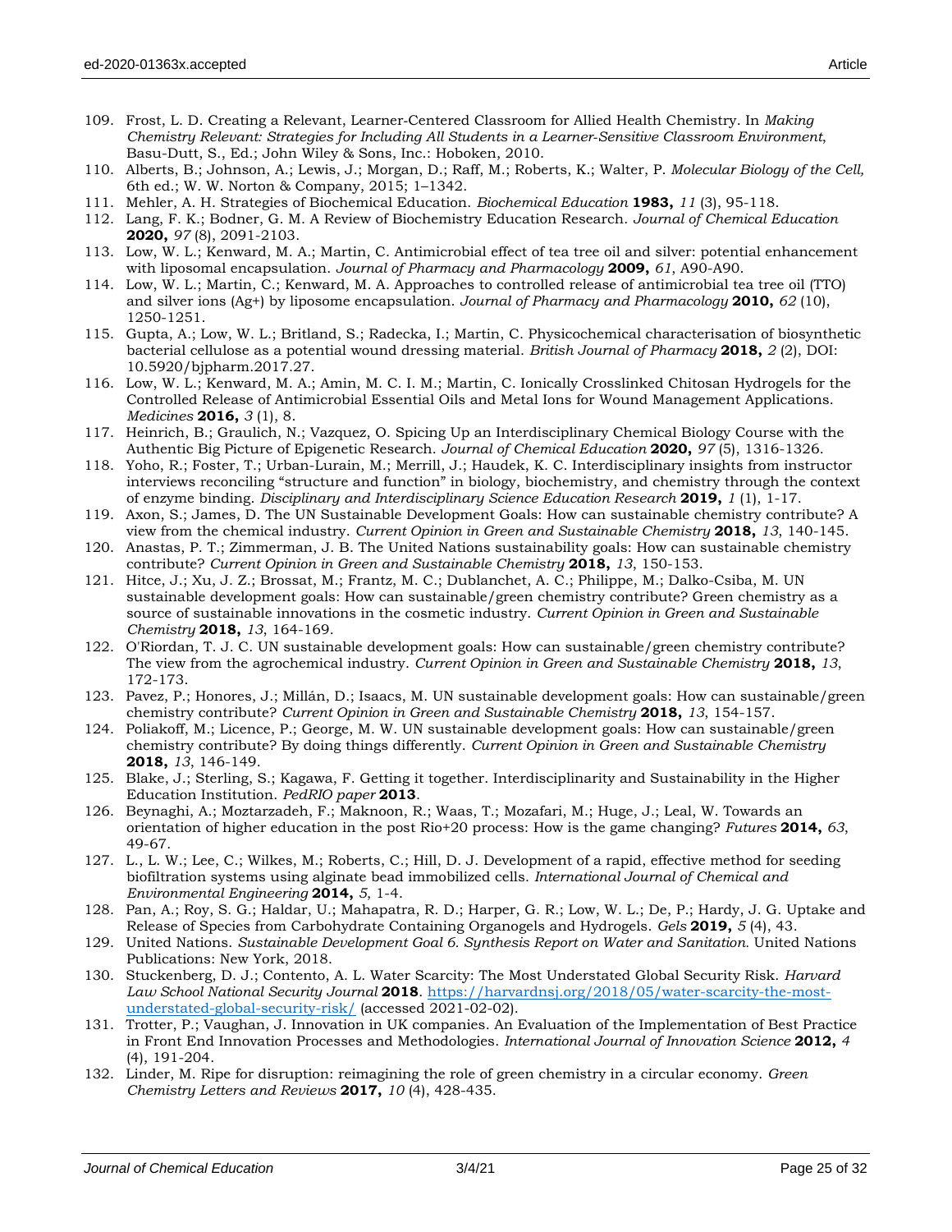109. Frost, L. D. Creating a Relevant, Learner-Centered Classroom for Allied Health Chemistry. In *Making Chemistry Relevant: Strategies for Including All Students in a Learner-Sensitive Classroom Environment*, Basu-Dutt, S., Ed.; John Wiley & Sons, Inc.: Hoboken, 2010.
110. Alberts, B.; Johnson, A.; Lewis, J.; Morgan, D.; Raff, M.; Roberts, K.; Walter, P. *Molecular Biology of the Cell,* 6th ed.; W. W. Norton & Company, 2015; 1–1342.
111. Mehler, A. H. Strategies of Biochemical Education. *Biochemical Education* **1983,** *11* (3), 95-118.
112. Lang, F. K.; Bodner, G. M. A Review of Biochemistry Education Research. *Journal of Chemical Education* **2020,** *97* (8), 2091-2103.
113. Low, W. L.; Kenward, M. A.; Martin, C. Antimicrobial effect of tea tree oil and silver: potential enhancement with liposomal encapsulation. *Journal of Pharmacy and Pharmacology* **2009,** *61*, A90-A90.
114. Low, W. L.; Martin, C.; Kenward, M. A. Approaches to controlled release of antimicrobial tea tree oil (TTO) and silver ions (Ag+) by liposome encapsulation. *Journal of Pharmacy and Pharmacology* **2010,** *62* (10), 1250-1251.
115. Gupta, A.; Low, W. L.; Britland, S.; Radecka, I.; Martin, C. Physicochemical characterisation of biosynthetic bacterial cellulose as a potential wound dressing material. *British Journal of Pharmacy* **2018,** *2* (2), DOI: 10.5920/bjpharm.2017.27.
116. Low, W. L.; Kenward, M. A.; Amin, M. C. I. M.; Martin, C. Ionically Crosslinked Chitosan Hydrogels for the Controlled Release of Antimicrobial Essential Oils and Metal Ions for Wound Management Applications. *Medicines* **2016,** *3* (1), 8.
117. Heinrich, B.; Graulich, N.; Vazquez, O. Spicing Up an Interdisciplinary Chemical Biology Course with the Authentic Big Picture of Epigenetic Research. *Journal of Chemical Education* **2020,** *97* (5), 1316-1326.
118. Yoho, R.; Foster, T.; Urban-Lurain, M.; Merrill, J.; Haudek, K. C. Interdisciplinary insights from instructor interviews reconciling "structure and function" in biology, biochemistry, and chemistry through the context of enzyme binding. *Disciplinary and Interdisciplinary Science Education Research* **2019,** *1* (1), 1-17.
119. Axon, S.; James, D. The UN Sustainable Development Goals: How can sustainable chemistry contribute? A view from the chemical industry. *Current Opinion in Green and Sustainable Chemistry* **2018,** *13*, 140-145.
120. Anastas, P. T.; Zimmerman, J. B. The United Nations sustainability goals: How can sustainable chemistry contribute? *Current Opinion in Green and Sustainable Chemistry* **2018,** *13*, 150-153.
121. Hitce, J.; Xu, J. Z.; Brossat, M.; Frantz, M. C.; Dublanchet, A. C.; Philippe, M.; Dalko-Csiba, M. UN sustainable development goals: How can sustainable/green chemistry contribute? Green chemistry as a source of sustainable innovations in the cosmetic industry. *Current Opinion in Green and Sustainable Chemistry* **2018,** *13*, 164-169.
122. O'Riordan, T. J. C. UN sustainable development goals: How can sustainable/green chemistry contribute? The view from the agrochemical industry. *Current Opinion in Green and Sustainable Chemistry* **2018,** *13*, 172-173.
123. Pavez, P.; Honores, J.; Millán, D.; Isaacs, M. UN sustainable development goals: How can sustainable/green chemistry contribute? *Current Opinion in Green and Sustainable Chemistry* **2018,** *13*, 154-157.
124. Poliakoff, M.; Licence, P.; George, M. W. UN sustainable development goals: How can sustainable/green chemistry contribute? By doing things differently. *Current Opinion in Green and Sustainable Chemistry* **2018,** *13*, 146-149.
125. Blake, J.; Sterling, S.; Kagawa, F. Getting it together. Interdisciplinarity and Sustainability in the Higher Education Institution. *PedRIO paper* **2013**.
126. Beynaghi, A.; Moztarzadeh, F.; Maknoon, R.; Waas, T.; Mozafari, M.; Huge, J.; Leal, W. Towards an orientation of higher education in the post Rio+20 process: How is the game changing? *Futures* **2014,** *63*, 49-67.
127. L., L. W.; Lee, C.; Wilkes, M.; Roberts, C.; Hill, D. J. Development of a rapid, effective method for seeding biofiltration systems using alginate bead immobilized cells. *International Journal of Chemical and Environmental Engineering* **2014,** *5*, 1-4.
128. Pan, A.; Roy, S. G.; Haldar, U.; Mahapatra, R. D.; Harper, G. R.; Low, W. L.; De, P.; Hardy, J. G. Uptake and Release of Species from Carbohydrate Containing Organogels and Hydrogels. *Gels* **2019,** *5* (4), 43.
129. United Nations. *Sustainable Development Goal 6. Synthesis Report on Water and Sanitation.* United Nations Publications: New York, 2018.
130. Stuckenberg, D. J.; Contento, A. L. Water Scarcity: The Most Understated Global Security Risk. *Harvard Law School National Security Journal* **2018**. https://harvardnsj.org/2018/05/water-scarcity-the-most-understated-global-security-risk/ (accessed 2021-02-02).
131. Trotter, P.; Vaughan, J. Innovation in UK companies. An Evaluation of the Implementation of Best Practice in Front End Innovation Processes and Methodologies. *International Journal of Innovation Science* **2012,** *4* (4), 191-204.
132. Linder, M. Ripe for disruption: reimagining the role of green chemistry in a circular economy. *Green Chemistry Letters and Reviews* **2017,** *10* (4), 428-435.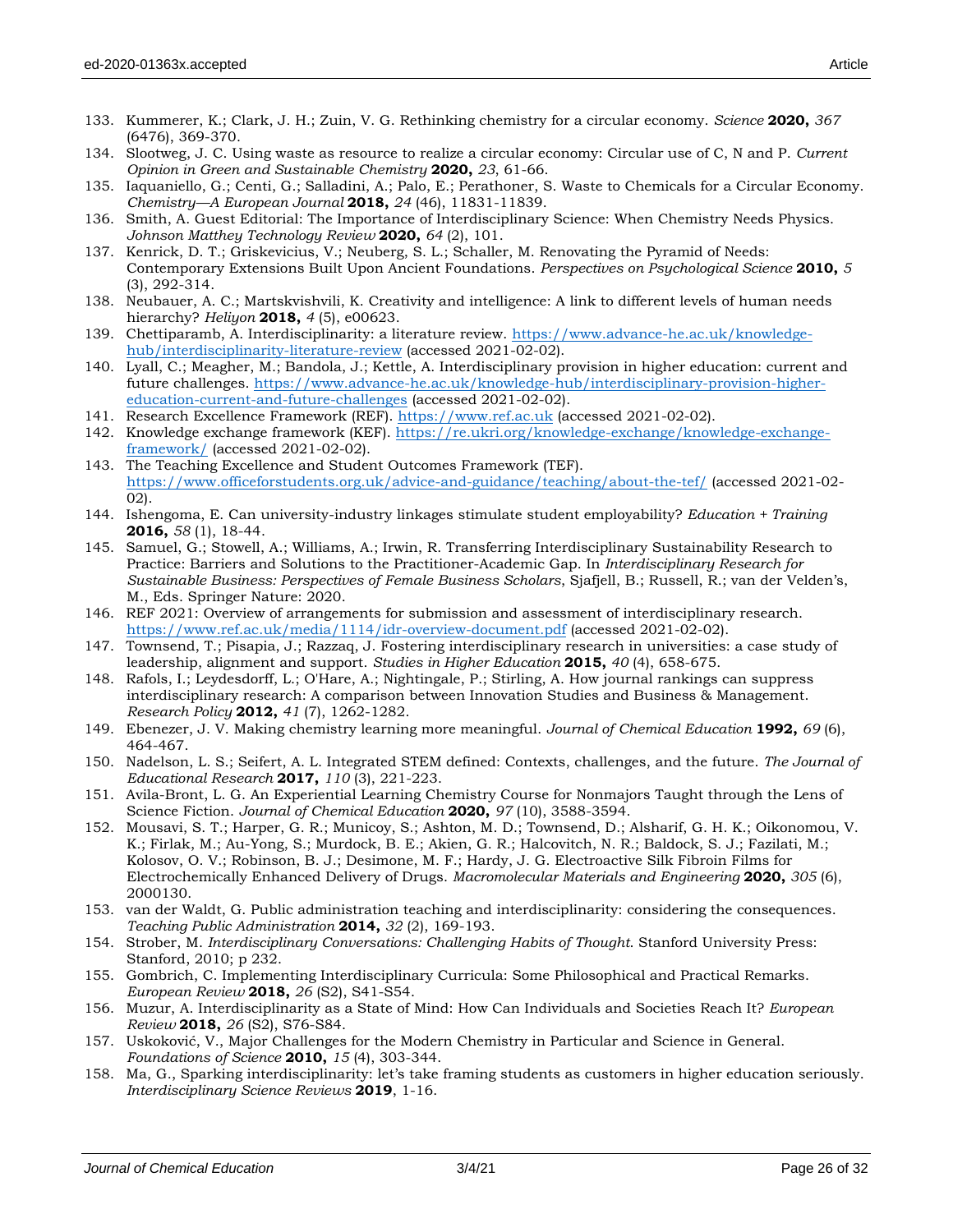133. Kummerer, K.; Clark, J. H.; Zuin, V. G. Rethinking chemistry for a circular economy. *Science* **2020,** *367* (6476), 369-370.
134. Slootweg, J. C. Using waste as resource to realize a circular economy: Circular use of C, N and P. *Current Opinion in Green and Sustainable Chemistry* **2020,** *23*, 61-66.
135. Iaquaniello, G.; Centi, G.; Salladini, A.; Palo, E.; Perathoner, S. Waste to Chemicals for a Circular Economy. *Chemistry—A European Journal* **2018,** *24* (46), 11831-11839.
136. Smith, A. Guest Editorial: The Importance of Interdisciplinary Science: When Chemistry Needs Physics. *Johnson Matthey Technology Review* **2020,** *64* (2), 101.
137. Kenrick, D. T.; Griskevicius, V.; Neuberg, S. L.; Schaller, M. Renovating the Pyramid of Needs: Contemporary Extensions Built Upon Ancient Foundations. *Perspectives on Psychological Science* **2010,** *5* (3), 292-314.
138. Neubauer, A. C.; Martskvishvili, K. Creativity and intelligence: A link to different levels of human needs hierarchy? *Heliyon* **2018,** *4* (5), e00623.
139. Chettiparamb, A. Interdisciplinarity: a literature review. https://www.advance-he.ac.uk/knowledge-hub/interdisciplinarity-literature-review (accessed 2021-02-02).
140. Lyall, C.; Meagher, M.; Bandola, J.; Kettle, A. Interdisciplinary provision in higher education: current and future challenges. https://www.advance-he.ac.uk/knowledge-hub/interdisciplinary-provision-higher-education-current-and-future-challenges (accessed 2021-02-02).
141. Research Excellence Framework (REF). https://www.ref.ac.uk (accessed 2021-02-02).
142. Knowledge exchange framework (KEF). https://re.ukri.org/knowledge-exchange/knowledge-exchange-framework/ (accessed 2021-02-02).
143. The Teaching Excellence and Student Outcomes Framework (TEF). https://www.officeforstudents.org.uk/advice-and-guidance/teaching/about-the-tef/ (accessed 2021-02-02).
144. Ishengoma, E. Can university-industry linkages stimulate student employability? *Education + Training* **2016,** *58* (1), 18-44.
145. Samuel, G.; Stowell, A.; Williams, A.; Irwin, R. Transferring Interdisciplinary Sustainability Research to Practice: Barriers and Solutions to the Practitioner-Academic Gap. In *Interdisciplinary Research for Sustainable Business: Perspectives of Female Business Scholars*, Sjafjell, B.; Russell, R.; van der Velden's, M., Eds. Springer Nature: 2020.
146. REF 2021: Overview of arrangements for submission and assessment of interdisciplinary research. https://www.ref.ac.uk/media/1114/idr-overview-document.pdf (accessed 2021-02-02).
147. Townsend, T.; Pisapia, J.; Razzaq, J. Fostering interdisciplinary research in universities: a case study of leadership, alignment and support. *Studies in Higher Education* **2015,** *40* (4), 658-675.
148. Rafols, I.; Leydesdorff, L.; O'Hare, A.; Nightingale, P.; Stirling, A. How journal rankings can suppress interdisciplinary research: A comparison between Innovation Studies and Business & Management. *Research Policy* **2012,** *41* (7), 1262-1282.
149. Ebenezer, J. V. Making chemistry learning more meaningful. *Journal of Chemical Education* **1992,** *69* (6), 464-467.
150. Nadelson, L. S.; Seifert, A. L. Integrated STEM defined: Contexts, challenges, and the future. *The Journal of Educational Research* **2017,** *110* (3), 221-223.
151. Avila-Bront, L. G. An Experiential Learning Chemistry Course for Nonmajors Taught through the Lens of Science Fiction. *Journal of Chemical Education* **2020,** *97* (10), 3588-3594.
152. Mousavi, S. T.; Harper, G. R.; Municoy, S.; Ashton, M. D.; Townsend, D.; Alsharif, G. H. K.; Oikonomou, V. K.; Firlak, M.; Au-Yong, S.; Murdock, B. E.; Akien, G. R.; Halcovitch, N. R.; Baldock, S. J.; Fazilati, M.; Kolosov, O. V.; Robinson, B. J.; Desimone, M. F.; Hardy, J. G. Electroactive Silk Fibroin Films for Electrochemically Enhanced Delivery of Drugs. *Macromolecular Materials and Engineering* **2020,** *305* (6), 2000130.
153. van der Waldt, G. Public administration teaching and interdisciplinarity: considering the consequences. *Teaching Public Administration* **2014,** *32* (2), 169-193.
154. Strober, M. *Interdisciplinary Conversations: Challenging Habits of Thought*. Stanford University Press: Stanford, 2010; p 232.
155. Gombrich, C. Implementing Interdisciplinary Curricula: Some Philosophical and Practical Remarks. *European Review* **2018,** *26* (S2), S41-S54.
156. Muzur, A. Interdisciplinarity as a State of Mind: How Can Individuals and Societies Reach It? *European Review* **2018,** *26* (S2), S76-S84.
157. Usković, V., Major Challenges for the Modern Chemistry in Particular and Science in General. *Foundations of Science* **2010,** *15* (4), 303-344.
158. Ma, G., Sparking interdisciplinarity: let's take framing students as customers in higher education seriously. *Interdisciplinary Science Reviews* **2019**, 1-16.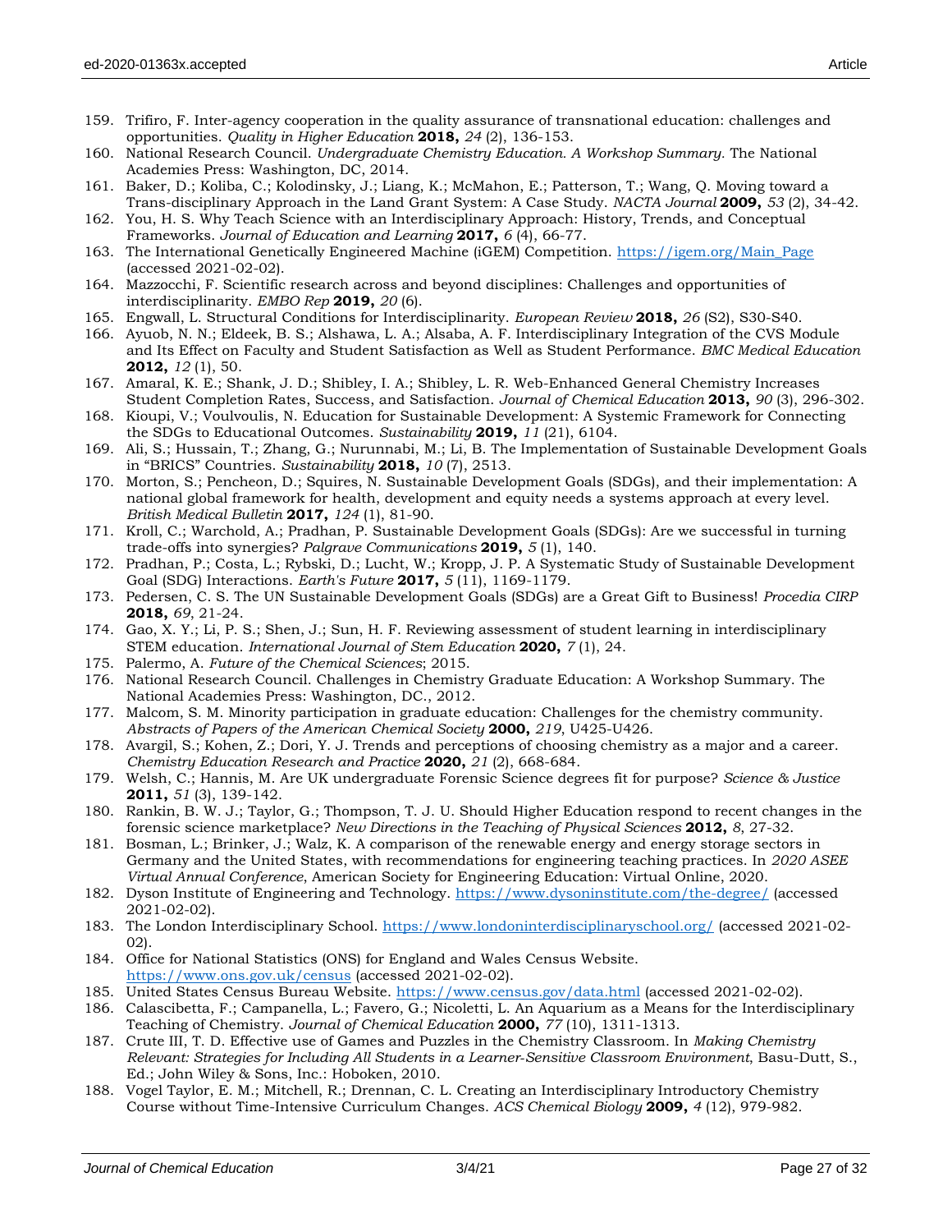159. Trifiro, F. Inter-agency cooperation in the quality assurance of transnational education: challenges and opportunities. *Quality in Higher Education* **2018,** *24* (2), 136-153.
160. National Research Council. *Undergraduate Chemistry Education. A Workshop Summary*. The National Academies Press: Washington, DC, 2014.
161. Baker, D.; Koliba, C.; Kolodinsky, J.; Liang, K.; McMahon, E.; Patterson, T.; Wang, Q. Moving toward a Trans-disciplinary Approach in the Land Grant System: A Case Study. *NACTA Journal* **2009,** *53* (2), 34-42.
162. You, H. S. Why Teach Science with an Interdisciplinary Approach: History, Trends, and Conceptual Frameworks. *Journal of Education and Learning* **2017,** *6* (4), 66-77.
163. The International Genetically Engineered Machine (iGEM) Competition. https://igem.org/Main_Page (accessed 2021-02-02).
164. Mazzocchi, F. Scientific research across and beyond disciplines: Challenges and opportunities of interdisciplinarity. *EMBO Rep* **2019,** *20* (6).
165. Engwall, L. Structural Conditions for Interdisciplinarity. *European Review* **2018,** *26* (S2), S30-S40.
166. Ayuob, N. N.; Eldeek, B. S.; Alshawa, L. A.; Alsaba, A. F. Interdisciplinary Integration of the CVS Module and Its Effect on Faculty and Student Satisfaction as Well as Student Performance. *BMC Medical Education* **2012,** *12* (1), 50.
167. Amaral, K. E.; Shank, J. D.; Shibley, I. A.; Shibley, L. R. Web-Enhanced General Chemistry Increases Student Completion Rates, Success, and Satisfaction. *Journal of Chemical Education* **2013,** *90* (3), 296-302.
168. Kioupi, V.; Voulvoulis, N. Education for Sustainable Development: A Systemic Framework for Connecting the SDGs to Educational Outcomes. *Sustainability* **2019,** *11* (21), 6104.
169. Ali, S.; Hussain, T.; Zhang, G.; Nurunnabi, M.; Li, B. The Implementation of Sustainable Development Goals in "BRICS" Countries. *Sustainability* **2018,** *10* (7), 2513.
170. Morton, S.; Pencheon, D.; Squires, N. Sustainable Development Goals (SDGs), and their implementation: A national global framework for health, development and equity needs a systems approach at every level. *British Medical Bulletin* **2017,** *124* (1), 81-90.
171. Kroll, C.; Warchold, A.; Pradhan, P. Sustainable Development Goals (SDGs): Are we successful in turning trade-offs into synergies? *Palgrave Communications* **2019,** *5* (1), 140.
172. Pradhan, P.; Costa, L.; Rybski, D.; Lucht, W.; Kropp, J. P. A Systematic Study of Sustainable Development Goal (SDG) Interactions. *Earth's Future* **2017,** *5* (11), 1169-1179.
173. Pedersen, C. S. The UN Sustainable Development Goals (SDGs) are a Great Gift to Business! *Procedia CIRP* **2018,** *69*, 21-24.
174. Gao, X. Y.; Li, P. S.; Shen, J.; Sun, H. F. Reviewing assessment of student learning in interdisciplinary STEM education. *International Journal of Stem Education* **2020,** *7* (1), 24.
175. Palermo, A. *Future of the Chemical Sciences*; 2015.
176. National Research Council. Challenges in Chemistry Graduate Education: A Workshop Summary. The National Academies Press: Washington, DC., 2012.
177. Malcom, S. M. Minority participation in graduate education: Challenges for the chemistry community. *Abstracts of Papers of the American Chemical Society* **2000,** *219*, U425-U426.
178. Avargil, S.; Kohen, Z.; Dori, Y. J. Trends and perceptions of choosing chemistry as a major and a career. *Chemistry Education Research and Practice* **2020,** *21* (2), 668-684.
179. Welsh, C.; Hannis, M. Are UK undergraduate Forensic Science degrees fit for purpose? *Science & Justice* **2011,** *51* (3), 139-142.
180. Rankin, B. W. J.; Taylor, G.; Thompson, T. J. U. Should Higher Education respond to recent changes in the forensic science marketplace? *New Directions in the Teaching of Physical Sciences* **2012,** *8*, 27-32.
181. Bosman, L.; Brinker, J.; Walz, K. A comparison of the renewable energy and energy storage sectors in Germany and the United States, with recommendations for engineering teaching practices. In *2020 ASEE Virtual Annual Conference*, American Society for Engineering Education: Virtual Online, 2020.
182. Dyson Institute of Engineering and Technology. https://www.dysoninstitute.com/the-degree/ (accessed 2021-02-02).
183. The London Interdisciplinary School. https://www.londoninterdisciplinaryschool.org/ (accessed 2021-02-02).
184. Office for National Statistics (ONS) for England and Wales Census Website. https://www.ons.gov.uk/census (accessed 2021-02-02).
185. United States Census Bureau Website. https://www.census.gov/data.html (accessed 2021-02-02).
186. Calascibetta, F.; Campanella, L.; Favero, G.; Nicoletti, L. An Aquarium as a Means for the Interdisciplinary Teaching of Chemistry. *Journal of Chemical Education* **2000,** *77* (10), 1311-1313.
187. Crute III, T. D. Effective use of Games and Puzzles in the Chemistry Classroom. In *Making Chemistry Relevant: Strategies for Including All Students in a Learner-Sensitive Classroom Environment*, Basu-Dutt, S., Ed.; John Wiley & Sons, Inc.: Hoboken, 2010.
188. Vogel Taylor, E. M.; Mitchell, R.; Drennan, C. L. Creating an Interdisciplinary Introductory Chemistry Course without Time-Intensive Curriculum Changes. *ACS Chemical Biology* **2009,** *4* (12), 979-982.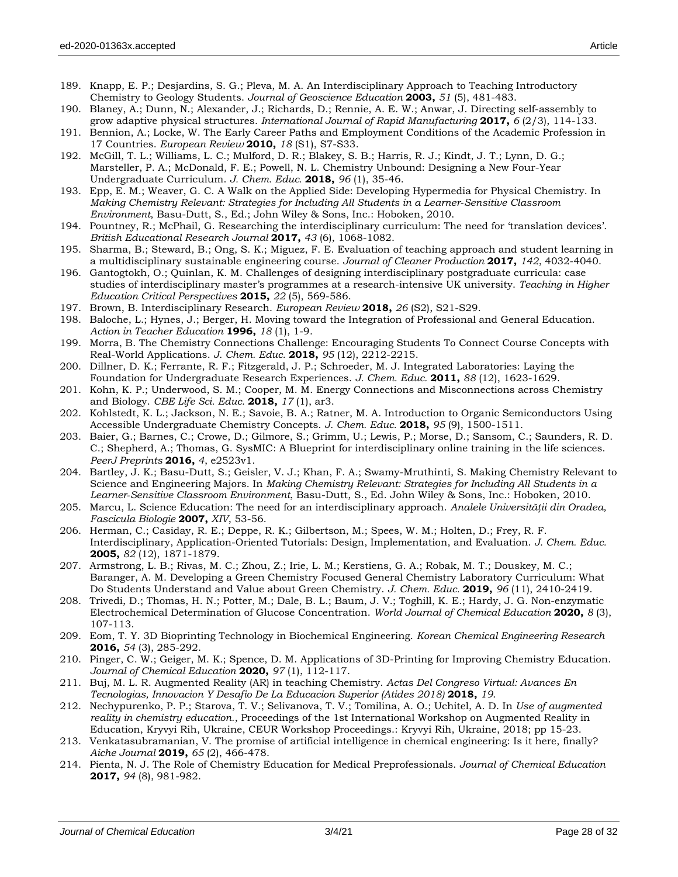189. Knapp, E. P.; Desjardins, S. G.; Pleva, M. A. An Interdisciplinary Approach to Teaching Introductory Chemistry to Geology Students. *Journal of Geoscience Education* **2003,** *51* (5), 481-483.
190. Blaney, A.; Dunn, N.; Alexander, J.; Richards, D.; Rennie, A. E. W.; Anwar, J. Directing self-assembly to grow adaptive physical structures. *International Journal of Rapid Manufacturing* **2017,** *6* (2/3), 114-133.
191. Bennion, A.; Locke, W. The Early Career Paths and Employment Conditions of the Academic Profession in 17 Countries. *European Review* **2010,** *18* (S1), S7-S33.
192. McGill, T. L.; Williams, L. C.; Mulford, D. R.; Blakey, S. B.; Harris, R. J.; Kindt, J. T.; Lynn, D. G.; Marsteller, P. A.; McDonald, F. E.; Powell, N. L. Chemistry Unbound: Designing a New Four-Year Undergraduate Curriculum. *J. Chem. Educ.* **2018,** *96* (1), 35-46.
193. Epp, E. M.; Weaver, G. C. A Walk on the Applied Side: Developing Hypermedia for Physical Chemistry. In *Making Chemistry Relevant: Strategies for Including All Students in a Learner-Sensitive Classroom Environment*, Basu-Dutt, S., Ed.; John Wiley & Sons, Inc.: Hoboken, 2010.
194. Pountney, R.; McPhail, G. Researching the interdisciplinary curriculum: The need for 'translation devices'. *British Educational Research Journal* **2017,** *43* (6), 1068-1082.
195. Sharma, B.; Steward, B.; Ong, S. K.; Miguez, F. E. Evaluation of teaching approach and student learning in a multidisciplinary sustainable engineering course. *Journal of Cleaner Production* **2017,** *142*, 4032-4040.
196. Gantogtokh, O.; Quinlan, K. M. Challenges of designing interdisciplinary postgraduate curricula: case studies of interdisciplinary master's programmes at a research-intensive UK university. *Teaching in Higher Education Critical Perspectives* **2015,** *22* (5), 569-586.
197. Brown, B. Interdisciplinary Research. *European Review* **2018,** *26* (S2), S21-S29.
198. Baloche, L.; Hynes, J.; Berger, H. Moving toward the Integration of Professional and General Education. *Action in Teacher Education* **1996,** *18* (1), 1-9.
199. Morra, B. The Chemistry Connections Challenge: Encouraging Students To Connect Course Concepts with Real-World Applications. *J. Chem. Educ.* **2018,** *95* (12), 2212-2215.
200. Dillner, D. K.; Ferrante, R. F.; Fitzgerald, J. P.; Schroeder, M. J. Integrated Laboratories: Laying the Foundation for Undergraduate Research Experiences. *J. Chem. Educ.* **2011,** *88* (12), 1623-1629.
201. Kohn, K. P.; Underwood, S. M.; Cooper, M. M. Energy Connections and Misconnections across Chemistry and Biology. *CBE Life Sci. Educ.* **2018,** *17* (1), ar3.
202. Kohlstedt, K. L.; Jackson, N. E.; Savoie, B. A.; Ratner, M. A. Introduction to Organic Semiconductors Using Accessible Undergraduate Chemistry Concepts. *J. Chem. Educ.* **2018,** *95* (9), 1500-1511.
203. Baier, G.; Barnes, C.; Crowe, D.; Gilmore, S.; Grimm, U.; Lewis, P.; Morse, D.; Sansom, C.; Saunders, R. D. C.; Shepherd, A.; Thomas, G. SysMIC: A Blueprint for interdisciplinary online training in the life sciences. *PeerJ Preprints* **2016,** *4*, e2523v1.
204. Bartley, J. K.; Basu-Dutt, S.; Geisler, V. J.; Khan, F. A.; Swamy-Mruthinti, S. Making Chemistry Relevant to Science and Engineering Majors. In *Making Chemistry Relevant: Strategies for Including All Students in a Learner-Sensitive Classroom Environment*, Basu-Dutt, S., Ed. John Wiley & Sons, Inc.: Hoboken, 2010.
205. Marcu, L. Science Education: The need for an interdisciplinary approach. *Analele Universității din Oradea, Fascicula Biologie* **2007,** *XIV*, 53-56.
206. Herman, C.; Casiday, R. E.; Deppe, R. K.; Gilbertson, M.; Spees, W. M.; Holten, D.; Frey, R. F. Interdisciplinary, Application-Oriented Tutorials: Design, Implementation, and Evaluation. *J. Chem. Educ.* **2005,** *82* (12), 1871-1879.
207. Armstrong, L. B.; Rivas, M. C.; Zhou, Z.; Irie, L. M.; Kerstiens, G. A.; Robak, M. T.; Douskey, M. C.; Baranger, A. M. Developing a Green Chemistry Focused General Chemistry Laboratory Curriculum: What Do Students Understand and Value about Green Chemistry. *J. Chem. Educ.* **2019,** *96* (11), 2410-2419.
208. Trivedi, D.; Thomas, H. N.; Potter, M.; Dale, B. L.; Baum, J. V.; Toghill, K. E.; Hardy, J. G. Non-enzymatic Electrochemical Determination of Glucose Concentration. *World Journal of Chemical Education* **2020,** *8* (3), 107-113.
209. Eom, T. Y. 3D Bioprinting Technology in Biochemical Engineering. *Korean Chemical Engineering Research* **2016,** *54* (3), 285-292.
210. Pinger, C. W.; Geiger, M. K.; Spence, D. M. Applications of 3D-Printing for Improving Chemistry Education. *Journal of Chemical Education* **2020,** *97* (1), 112-117.
211. Buj, M. L. R. Augmented Reality (AR) in teaching Chemistry. *Actas Del Congreso Virtual: Avances En Tecnologias, Innovacion Y Desafio De La Educacion Superior (Atides 2018)* **2018,** *19*.
212. Nechypurenko, P. P.; Starova, T. V.; Selivanova, T. V.; Tomilina, A. O.; Uchitel, A. D. In *Use of augmented reality in chemistry education.*, Proceedings of the 1st International Workshop on Augmented Reality in Education, Kryvyi Rih, Ukraine, CEUR Workshop Proceedings.: Kryvyi Rih, Ukraine, 2018; pp 15-23.
213. Venkatasubramanian, V. The promise of artificial intelligence in chemical engineering: Is it here, finally? *Aiche Journal* **2019,** *65* (2), 466-478.
214. Pienta, N. J. The Role of Chemistry Education for Medical Preprofessionals. *Journal of Chemical Education* **2017,** *94* (8), 981-982.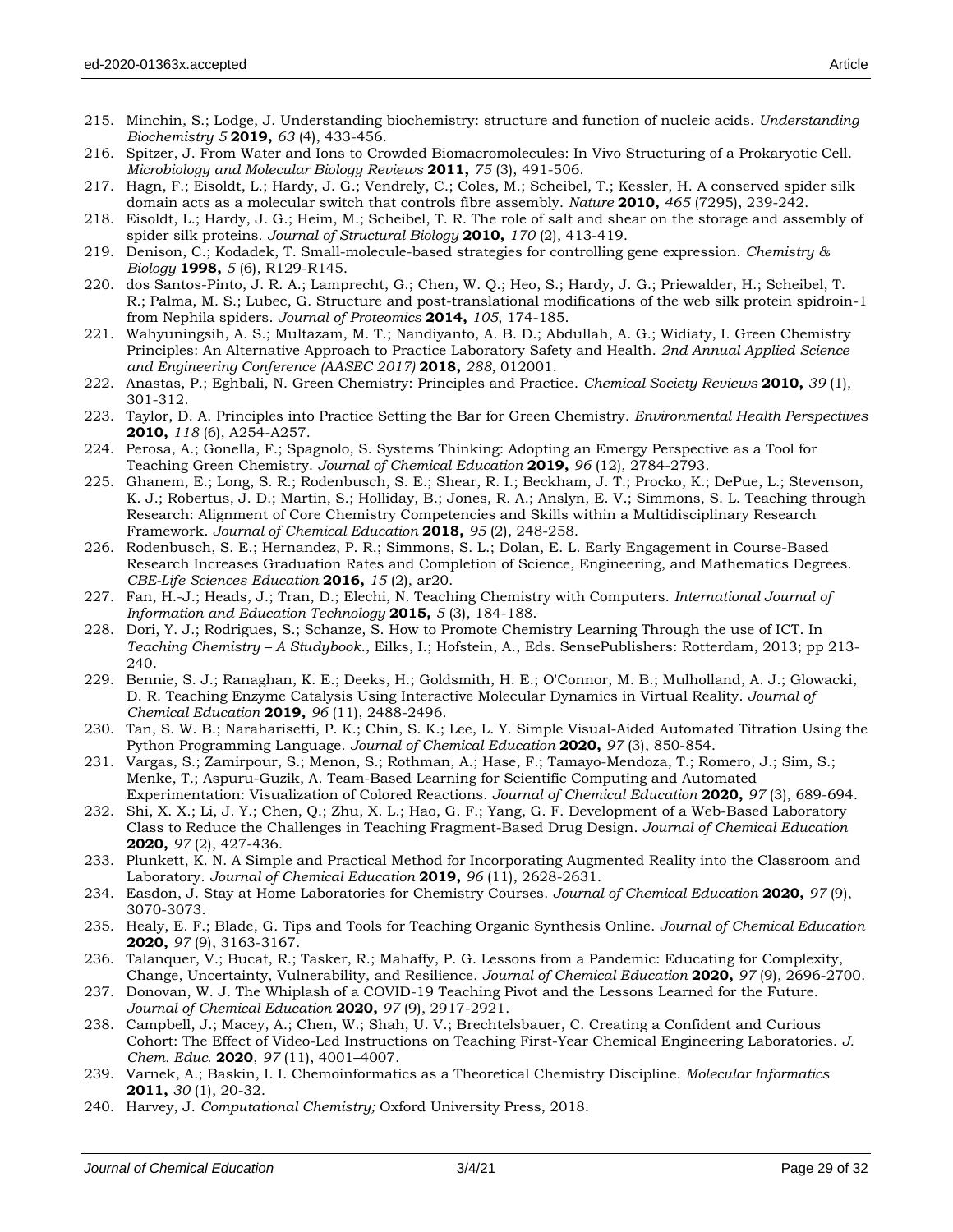215. Minchin, S.; Lodge, J. Understanding biochemistry: structure and function of nucleic acids. *Understanding Biochemistry 5* **2019,** *63* (4), 433-456.
216. Spitzer, J. From Water and Ions to Crowded Biomacromolecules: In Vivo Structuring of a Prokaryotic Cell. *Microbiology and Molecular Biology Reviews* **2011,** *75* (3), 491-506.
217. Hagn, F.; Eisoldt, L.; Hardy, J. G.; Vendrely, C.; Coles, M.; Scheibel, T.; Kessler, H. A conserved spider silk domain acts as a molecular switch that controls fibre assembly. *Nature* **2010,** *465* (7295), 239-242.
218. Eisoldt, L.; Hardy, J. G.; Heim, M.; Scheibel, T. R. The role of salt and shear on the storage and assembly of spider silk proteins. *Journal of Structural Biology* **2010,** *170* (2), 413-419.
219. Denison, C.; Kodadek, T. Small-molecule-based strategies for controlling gene expression. *Chemistry & Biology* **1998,** *5* (6), R129-R145.
220. dos Santos-Pinto, J. R. A.; Lamprecht, G.; Chen, W. Q.; Heo, S.; Hardy, J. G.; Priewalder, H.; Scheibel, T. R.; Palma, M. S.; Lubec, G. Structure and post-translational modifications of the web silk protein spidroin-1 from Nephila spiders. *Journal of Proteomics* **2014,** *105*, 174-185.
221. Wahyuningsih, A. S.; Multazam, M. T.; Nandiyanto, A. B. D.; Abdullah, A. G.; Widiaty, I. Green Chemistry Principles: An Alternative Approach to Practice Laboratory Safety and Health. *2nd Annual Applied Science and Engineering Conference (AASEC 2017)* **2018,** *288*, 012001.
222. Anastas, P.; Eghbali, N. Green Chemistry: Principles and Practice. *Chemical Society Reviews* **2010,** *39* (1), 301-312.
223. Taylor, D. A. Principles into Practice Setting the Bar for Green Chemistry. *Environmental Health Perspectives* **2010,** *118* (6), A254-A257.
224. Perosa, A.; Gonella, F.; Spagnolo, S. Systems Thinking: Adopting an Emergy Perspective as a Tool for Teaching Green Chemistry. *Journal of Chemical Education* **2019,** *96* (12), 2784-2793.
225. Ghanem, E.; Long, S. R.; Rodenbusch, S. E.; Shear, R. I.; Beckham, J. T.; Procko, K.; DePue, L.; Stevenson, K. J.; Robertus, J. D.; Martin, S.; Holliday, B.; Jones, R. A.; Anslyn, E. V.; Simmons, S. L. Teaching through Research: Alignment of Core Chemistry Competencies and Skills within a Multidisciplinary Research Framework. *Journal of Chemical Education* **2018,** *95* (2), 248-258.
226. Rodenbusch, S. E.; Hernandez, P. R.; Simmons, S. L.; Dolan, E. L. Early Engagement in Course-Based Research Increases Graduation Rates and Completion of Science, Engineering, and Mathematics Degrees. *CBE-Life Sciences Education* **2016,** *15* (2), ar20.
227. Fan, H.-J.; Heads, J.; Tran, D.; Elechi, N. Teaching Chemistry with Computers. *International Journal of Information and Education Technology* **2015,** *5* (3), 184-188.
228. Dori, Y. J.; Rodrigues, S.; Schanze, S. How to Promote Chemistry Learning Through the use of ICT. In *Teaching Chemistry – A Studybook.*, Eilks, I.; Hofstein, A., Eds. SensePublishers: Rotterdam, 2013; pp 213-240.
229. Bennie, S. J.; Ranaghan, K. E.; Deeks, H.; Goldsmith, H. E.; O'Connor, M. B.; Mulholland, A. J.; Glowacki, D. R. Teaching Enzyme Catalysis Using Interactive Molecular Dynamics in Virtual Reality. *Journal of Chemical Education* **2019,** *96* (11), 2488-2496.
230. Tan, S. W. B.; Naraharisetti, P. K.; Chin, S. K.; Lee, L. Y. Simple Visual-Aided Automated Titration Using the Python Programming Language. *Journal of Chemical Education* **2020,** *97* (3), 850-854.
231. Vargas, S.; Zamirpour, S.; Menon, S.; Rothman, A.; Hase, F.; Tamayo-Mendoza, T.; Romero, J.; Sim, S.; Menke, T.; Aspuru-Guzik, A. Team-Based Learning for Scientific Computing and Automated Experimentation: Visualization of Colored Reactions. *Journal of Chemical Education* **2020,** *97* (3), 689-694.
232. Shi, X. X.; Li, J. Y.; Chen, Q.; Zhu, X. L.; Hao, G. F.; Yang, G. F. Development of a Web-Based Laboratory Class to Reduce the Challenges in Teaching Fragment-Based Drug Design. *Journal of Chemical Education* **2020,** *97* (2), 427-436.
233. Plunkett, K. N. A Simple and Practical Method for Incorporating Augmented Reality into the Classroom and Laboratory. *Journal of Chemical Education* **2019,** *96* (11), 2628-2631.
234. Easdon, J. Stay at Home Laboratories for Chemistry Courses. *Journal of Chemical Education* **2020,** *97* (9), 3070-3073.
235. Healy, E. F.; Blade, G. Tips and Tools for Teaching Organic Synthesis Online. *Journal of Chemical Education* **2020,** *97* (9), 3163-3167.
236. Talanquer, V.; Bucat, R.; Tasker, R.; Mahaffy, P. G. Lessons from a Pandemic: Educating for Complexity, Change, Uncertainty, Vulnerability, and Resilience. *Journal of Chemical Education* **2020,** *97* (9), 2696-2700.
237. Donovan, W. J. The Whiplash of a COVID-19 Teaching Pivot and the Lessons Learned for the Future. *Journal of Chemical Education* **2020,** *97* (9), 2917-2921.
238. Campbell, J.; Macey, A.; Chen, W.; Shah, U. V.; Brechtelsbauer, C. Creating a Confident and Curious Cohort: The Effect of Video-Led Instructions on Teaching First-Year Chemical Engineering Laboratories. *J. Chem. Educ.* **2020**, *97* (11), 4001–4007.
239. Varnek, A.; Baskin, I. I. Chemoinformatics as a Theoretical Chemistry Discipline. *Molecular Informatics* **2011,** *30* (1), 20-32.
240. Harvey, J. *Computational Chemistry;* Oxford University Press, 2018.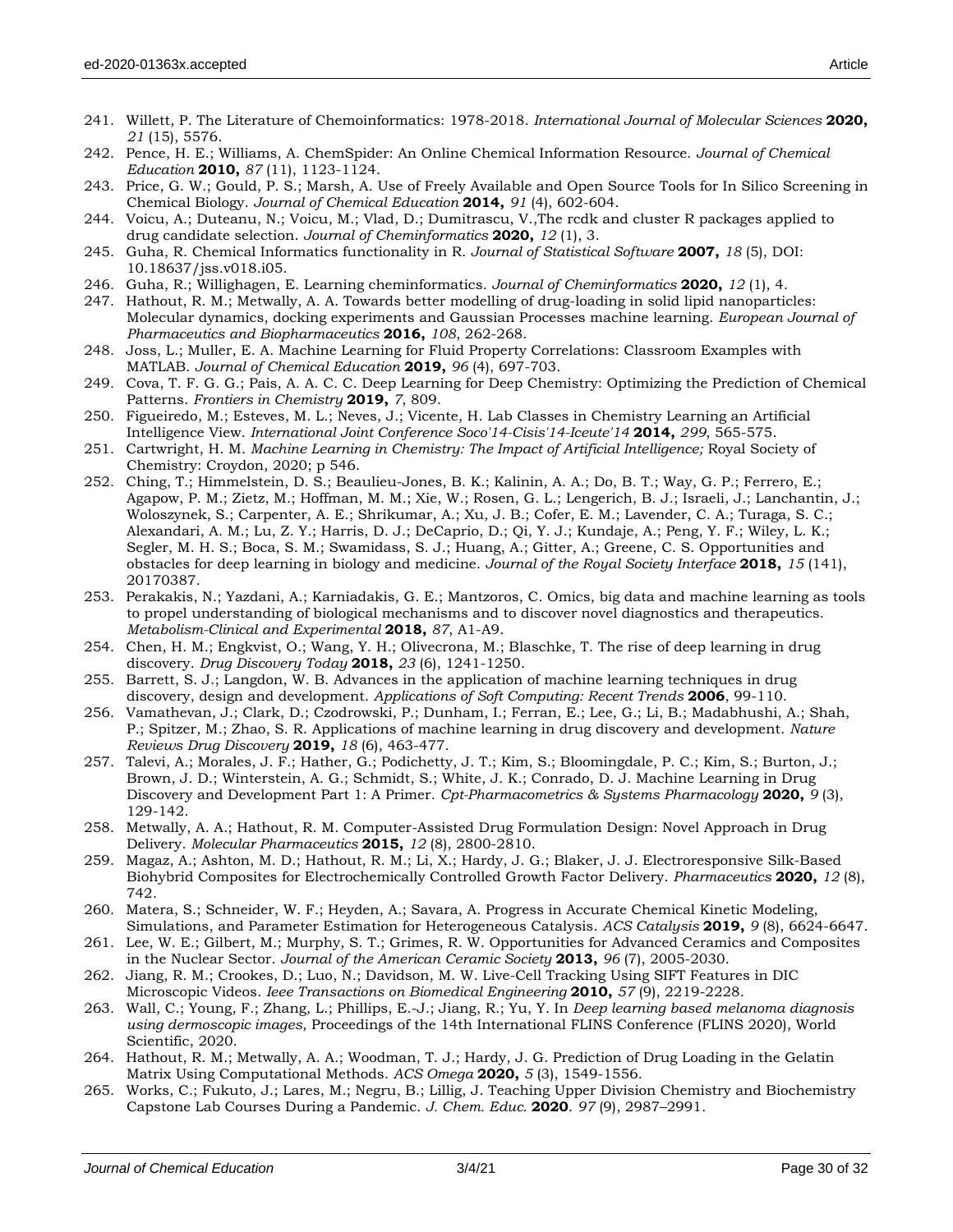241. Willett, P. The Literature of Chemoinformatics: 1978-2018. *International Journal of Molecular Sciences* **2020,** *21* (15), 5576.
242. Pence, H. E.; Williams, A. ChemSpider: An Online Chemical Information Resource. *Journal of Chemical Education* **2010,** *87* (11), 1123-1124.
243. Price, G. W.; Gould, P. S.; Marsh, A. Use of Freely Available and Open Source Tools for In Silico Screening in Chemical Biology. *Journal of Chemical Education* **2014,** *91* (4), 602-604.
244. Voicu, A.; Duteanu, N.; Voicu, M.; Vlad, D.; Dumitrascu, V.,The rcdk and cluster R packages applied to drug candidate selection. *Journal of Cheminformatics* **2020,** *12* (1), 3.
245. Guha, R. Chemical Informatics functionality in R. *Journal of Statistical Software* **2007,** *18* (5), DOI: 10.18637/jss.v018.i05.
246. Guha, R.; Willighagen, E. Learning cheminformatics. *Journal of Cheminformatics* **2020,** *12* (1), 4.
247. Hathout, R. M.; Metwally, A. A. Towards better modelling of drug-loading in solid lipid nanoparticles: Molecular dynamics, docking experiments and Gaussian Processes machine learning. *European Journal of Pharmaceutics and Biopharmaceutics* **2016,** *108*, 262-268.
248. Joss, L.; Muller, E. A. Machine Learning for Fluid Property Correlations: Classroom Examples with MATLAB. *Journal of Chemical Education* **2019,** *96* (4), 697-703.
249. Cova, T. F. G. G.; Pais, A. A. C. C. Deep Learning for Deep Chemistry: Optimizing the Prediction of Chemical Patterns. *Frontiers in Chemistry* **2019,** *7*, 809.
250. Figueiredo, M.; Esteves, M. L.; Neves, J.; Vicente, H. Lab Classes in Chemistry Learning an Artificial Intelligence View. *International Joint Conference Soco'14-Cisis'14-Iceute'14* **2014,** *299*, 565-575.
251. Cartwright, H. M. *Machine Learning in Chemistry: The Impact of Artificial Intelligence;* Royal Society of Chemistry: Croydon, 2020; p 546.
252. Ching, T.; Himmelstein, D. S.; Beaulieu-Jones, B. K.; Kalinin, A. A.; Do, B. T.; Way, G. P.; Ferrero, E.; Agapow, P. M.; Zietz, M.; Hoffman, M. M.; Xie, W.; Rosen, G. L.; Lengerich, B. J.; Israeli, J.; Lanchantin, J.; Woloszynek, S.; Carpenter, A. E.; Shrikumar, A.; Xu, J. B.; Cofer, E. M.; Lavender, C. A.; Turaga, S. C.; Alexandari, A. M.; Lu, Z. Y.; Harris, D. J.; DeCaprio, D.; Qi, Y. J.; Kundaje, A.; Peng, Y. F.; Wiley, L. K.; Segler, M. H. S.; Boca, S. M.; Swamidass, S. J.; Huang, A.; Gitter, A.; Greene, C. S. Opportunities and obstacles for deep learning in biology and medicine. *Journal of the Royal Society Interface* **2018,** *15* (141), 20170387.
253. Perakakis, N.; Yazdani, A.; Karniadakis, G. E.; Mantzoros, C. Omics, big data and machine learning as tools to propel understanding of biological mechanisms and to discover novel diagnostics and therapeutics. *Metabolism-Clinical and Experimental* **2018,** *87*, A1-A9.
254. Chen, H. M.; Engkvist, O.; Wang, Y. H.; Olivecrona, M.; Blaschke, T. The rise of deep learning in drug discovery. *Drug Discovery Today* **2018,** *23* (6), 1241-1250.
255. Barrett, S. J.; Langdon, W. B. Advances in the application of machine learning techniques in drug discovery, design and development. *Applications of Soft Computing: Recent Trends* **2006**, 99-110.
256. Vamathevan, J.; Clark, D.; Czodrowski, P.; Dunham, I.; Ferran, E.; Lee, G.; Li, B.; Madabhushi, A.; Shah, P.; Spitzer, M.; Zhao, S. R. Applications of machine learning in drug discovery and development. *Nature Reviews Drug Discovery* **2019,** *18* (6), 463-477.
257. Talevi, A.; Morales, J. F.; Hather, G.; Podichetty, J. T.; Kim, S.; Bloomingdale, P. C.; Kim, S.; Burton, J.; Brown, J. D.; Winterstein, A. G.; Schmidt, S.; White, J. K.; Conrado, D. J. Machine Learning in Drug Discovery and Development Part 1: A Primer. *Cpt-Pharmacometrics & Systems Pharmacology* **2020,** *9* (3), 129-142.
258. Metwally, A. A.; Hathout, R. M. Computer-Assisted Drug Formulation Design: Novel Approach in Drug Delivery. *Molecular Pharmaceutics* **2015,** *12* (8), 2800-2810.
259. Magaz, A.; Ashton, M. D.; Hathout, R. M.; Li, X.; Hardy, J. G.; Blaker, J. J. Electroresponsive Silk-Based Biohybrid Composites for Electrochemically Controlled Growth Factor Delivery. *Pharmaceutics* **2020,** *12* (8), 742.
260. Matera, S.; Schneider, W. F.; Heyden, A.; Savara, A. Progress in Accurate Chemical Kinetic Modeling, Simulations, and Parameter Estimation for Heterogeneous Catalysis. *ACS Catalysis* **2019,** *9* (8), 6624-6647.
261. Lee, W. E.; Gilbert, M.; Murphy, S. T.; Grimes, R. W. Opportunities for Advanced Ceramics and Composites in the Nuclear Sector. *Journal of the American Ceramic Society* **2013,** *96* (7), 2005-2030.
262. Jiang, R. M.; Crookes, D.; Luo, N.; Davidson, M. W. Live-Cell Tracking Using SIFT Features in DIC Microscopic Videos. *Ieee Transactions on Biomedical Engineering* **2010,** *57* (9), 2219-2228.
263. Wall, C.; Young, F.; Zhang, L.; Phillips, E.-J.; Jiang, R.; Yu, Y. In *Deep learning based melanoma diagnosis using dermoscopic images*, Proceedings of the 14th International FLINS Conference (FLINS 2020), World Scientific, 2020.
264. Hathout, R. M.; Metwally, A. A.; Woodman, T. J.; Hardy, J. G. Prediction of Drug Loading in the Gelatin Matrix Using Computational Methods. *ACS Omega* **2020,** *5* (3), 1549-1556.
265. Works, C.; Fukuto, J.; Lares, M.; Negru, B.; Lillig, J. Teaching Upper Division Chemistry and Biochemistry Capstone Lab Courses During a Pandemic. *J. Chem. Educ.* **2020**. *97* (9), 2987–2991.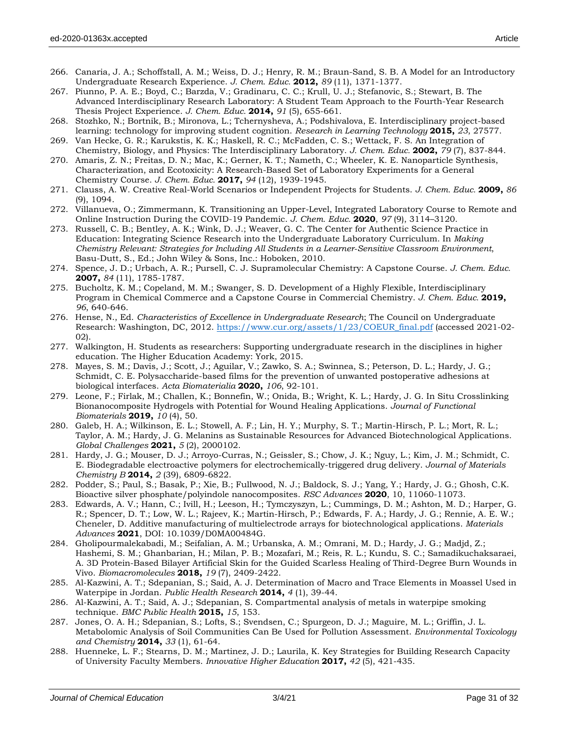266. Canaria, J. A.; Schoffstall, A. M.; Weiss, D. J.; Henry, R. M.; Braun-Sand, S. B. A Model for an Introductory Undergraduate Research Experience. *J. Chem. Educ.* **2012,** *89* (11), 1371-1377.
267. Piunno, P. A. E.; Boyd, C.; Barzda, V.; Gradinaru, C. C.; Krull, U. J.; Stefanovic, S.; Stewart, B. The Advanced Interdisciplinary Research Laboratory: A Student Team Approach to the Fourth-Year Research Thesis Project Experience. *J. Chem. Educ.* **2014,** *91* (5), 655-661.
268. Stozhko, N.; Bortnik, B.; Mironova, L.; Tchernysheva, A.; Podshivalova, E. Interdisciplinary project-based learning: technology for improving student cognition. *Research in Learning Technology* **2015,** *23*, 27577.
269. Van Hecke, G. R.; Karukstis, K. K.; Haskell, R. C.; McFadden, C. S.; Wettack, F. S. An Integration of Chemistry, Biology, and Physics: The Interdisciplinary Laboratory. *J. Chem. Educ.* **2002,** *79* (7), 837-844.
270. Amaris, Z. N.; Freitas, D. N.; Mac, K.; Gerner, K. T.; Nameth, C.; Wheeler, K. E. Nanoparticle Synthesis, Characterization, and Ecotoxicity: A Research-Based Set of Laboratory Experiments for a General Chemistry Course. *J. Chem. Educ.* **2017,** *94* (12), 1939-1945.
271. Clauss, A. W. Creative Real-World Scenarios or Independent Projects for Students. *J. Chem. Educ.* **2009,** *86* (9), 1094.
272. Villanueva, O.; Zimmermann, K. Transitioning an Upper-Level, Integrated Laboratory Course to Remote and Online Instruction During the COVID-19 Pandemic. *J. Chem. Educ.* **2020**, *97* (9), 3114–3120.
273. Russell, C. B.; Bentley, A. K.; Wink, D. J.; Weaver, G. C. The Center for Authentic Science Practice in Education: Integrating Science Research into the Undergraduate Laboratory Curriculum. In *Making Chemistry Relevant: Strategies for Including All Students in a Learner-Sensitive Classroom Environment*, Basu-Dutt, S., Ed.; John Wiley & Sons, Inc.: Hoboken, 2010.
274. Spence, J. D.; Urbach, A. R.; Pursell, C. J. Supramolecular Chemistry: A Capstone Course. *J. Chem. Educ.* **2007,** *84* (11), 1785-1787.
275. Bucholtz, K. M.; Copeland, M. M.; Swanger, S. D. Development of a Highly Flexible, Interdisciplinary Program in Chemical Commerce and a Capstone Course in Commercial Chemistry. *J. Chem. Educ.* **2019,** *96*, 640-646.
276. Hense, N., Ed. *Characteristics of Excellence in Undergraduate Research*; The Council on Undergraduate Research: Washington, DC, 2012. https://www.cur.org/assets/1/23/COEUR_final.pdf (accessed 2021-02-02).
277. Walkington, H. Students as researchers: Supporting undergraduate research in the disciplines in higher education. The Higher Education Academy: York, 2015.
278. Mayes, S. M.; Davis, J.; Scott, J.; Aguilar, V.; Zawko, S. A.; Swinnea, S.; Peterson, D. L.; Hardy, J. G.; Schmidt, C. E. Polysaccharide-based films for the prevention of unwanted postoperative adhesions at biological interfaces. *Acta Biomaterialia* **2020,** *106*, 92-101.
279. Leone, F.; Firlak, M.; Challen, K.; Bonnefin, W.; Onida, B.; Wright, K. L.; Hardy, J. G. In Situ Crosslinking Bionanocomposite Hydrogels with Potential for Wound Healing Applications. *Journal of Functional Biomaterials* **2019,** *10* (4), 50.
280. Galeb, H. A.; Wilkinson, E. L.; Stowell, A. F.; Lin, H. Y.; Murphy, S. T.; Martin-Hirsch, P. L.; Mort, R. L.; Taylor, A. M.; Hardy, J. G. Melanins as Sustainable Resources for Advanced Biotechnological Applications. *Global Challenges* **2021,** *5* (2), 2000102.
281. Hardy, J. G.; Mouser, D. J.; Arroyo-Curras, N.; Geissler, S.; Chow, J. K.; Nguy, L.; Kim, J. M.; Schmidt, C. E. Biodegradable electroactive polymers for electrochemically-triggered drug delivery. *Journal of Materials Chemistry B* **2014,** *2* (39), 6809-6822.
282. Podder, S.; Paul, S.; Basak, P.; Xie, B.; Fullwood, N. J.; Baldock, S. J.; Yang, Y.; Hardy, J. G.; Ghosh, C.K. Bioactive silver phosphate/polyindole nanocomposites. *RSC Advances* **2020**, 10, 11060-11073.
283. Edwards, A. V.; Hann, C.; Ivill, H.; Leeson, H.; Tymczyszyn, L.; Cummings, D. M.; Ashton, M. D.; Harper, G. R.; Spencer, D. T.; Low, W. L.; Rajeev, K.; Martin-Hirsch, P.; Edwards, F. A.; Hardy, J. G.; Rennie, A. E. W.; Cheneler, D. Additive manufacturing of multielectrode arrays for biotechnological applications. *Materials Advances* **2021**, DOI: 10.1039/D0MA00484G.
284. Gholipourmalekabadi, M.; Seifalian, A. M.; Urbanska, A. M.; Omrani, M. D.; Hardy, J. G.; Madjd, Z.; Hashemi, S. M.; Ghanbarian, H.; Milan, P. B.; Mozafari, M.; Reis, R. L.; Kundu, S. C.; Samadikuchaksaraei, A. 3D Protein-Based Bilayer Artificial Skin for the Guided Scarless Healing of Third-Degree Burn Wounds in Vivo. *Biomacromolecules* **2018,** *19* (7), 2409-2422.
285. Al-Kazwini, A. T.; Sdepanian, S.; Said, A. J. Determination of Macro and Trace Elements in Moassel Used in Waterpipe in Jordan. *Public Health Research* **2014,** *4* (1), 39-44.
286. Al-Kazwini, A. T.; Said, A. J.; Sdepanian, S. Compartmental analysis of metals in waterpipe smoking technique. *BMC Public Health* **2015,** *15*, 153.
287. Jones, O. A. H.; Sdepanian, S.; Lofts, S.; Svendsen, C.; Spurgeon, D. J.; Maguire, M. L.; Griffin, J. L. Metabolomic Analysis of Soil Communities Can Be Used for Pollution Assessment. *Environmental Toxicology and Chemistry* **2014,** *33* (1), 61-64.
288. Huenneke, L. F.; Stearns, D. M.; Martinez, J. D.; Laurila, K. Key Strategies for Building Research Capacity of University Faculty Members. *Innovative Higher Education* **2017,** *42* (5), 421-435.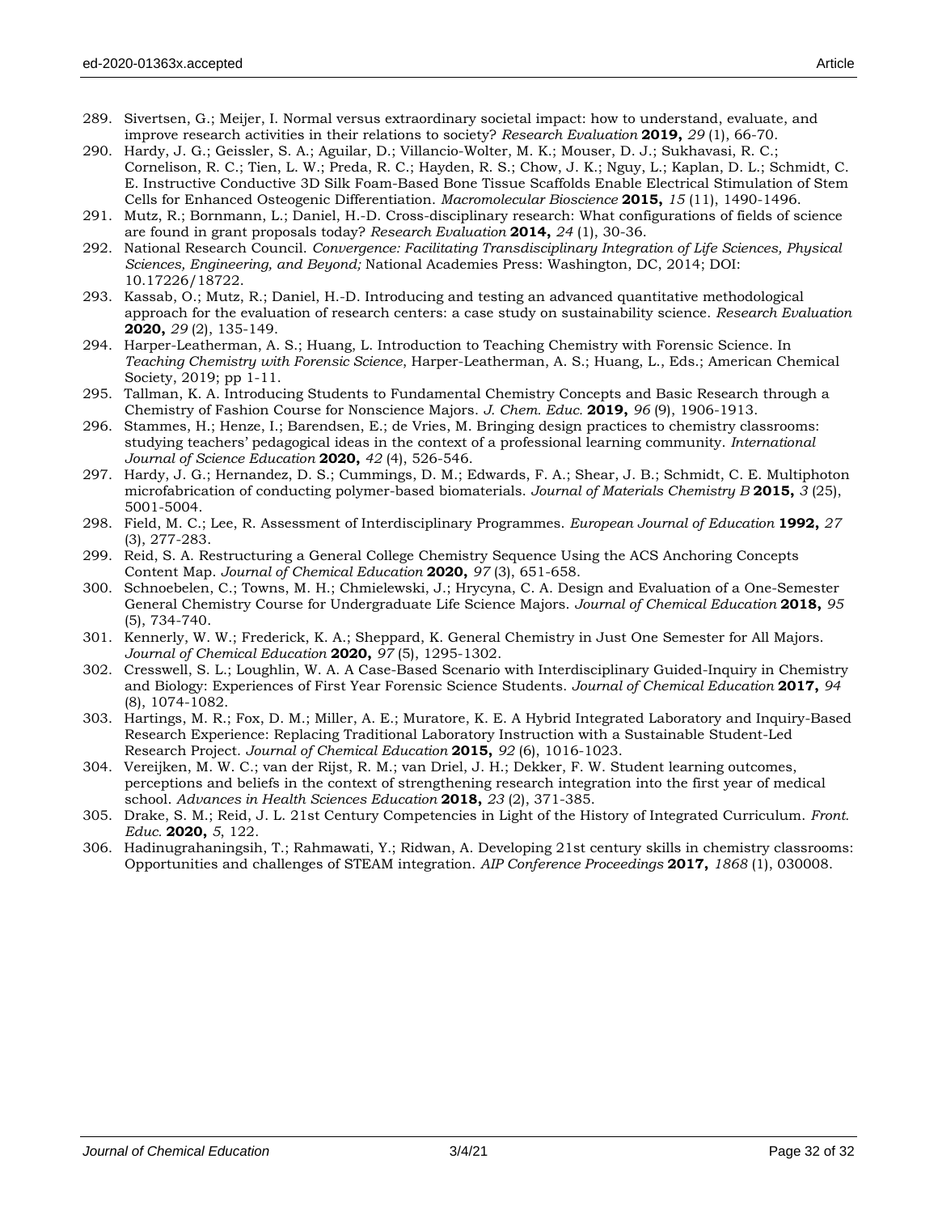289. Sivertsen, G.; Meijer, I. Normal versus extraordinary societal impact: how to understand, evaluate, and improve research activities in their relations to society? *Research Evaluation* **2019,** *29* (1), 66-70.
290. Hardy, J. G.; Geissler, S. A.; Aguilar, D.; Villancio-Wolter, M. K.; Mouser, D. J.; Sukhavasi, R. C.; Cornelison, R. C.; Tien, L. W.; Preda, R. C.; Hayden, R. S.; Chow, J. K.; Nguy, L.; Kaplan, D. L.; Schmidt, C. E. Instructive Conductive 3D Silk Foam-Based Bone Tissue Scaffolds Enable Electrical Stimulation of Stem Cells for Enhanced Osteogenic Differentiation. *Macromolecular Bioscience* **2015,** *15* (11), 1490-1496.
291. Mutz, R.; Bornmann, L.; Daniel, H.-D. Cross-disciplinary research: What configurations of fields of science are found in grant proposals today? *Research Evaluation* **2014,** *24* (1), 30-36.
292. National Research Council. *Convergence: Facilitating Transdisciplinary Integration of Life Sciences, Physical Sciences, Engineering, and Beyond;* National Academies Press: Washington, DC, 2014; DOI: 10.17226/18722.
293. Kassab, O.; Mutz, R.; Daniel, H.-D. Introducing and testing an advanced quantitative methodological approach for the evaluation of research centers: a case study on sustainability science. *Research Evaluation* **2020,** *29* (2), 135-149.
294. Harper-Leatherman, A. S.; Huang, L. Introduction to Teaching Chemistry with Forensic Science. In *Teaching Chemistry with Forensic Science*, Harper-Leatherman, A. S.; Huang, L., Eds.; American Chemical Society, 2019; pp 1-11.
295. Tallman, K. A. Introducing Students to Fundamental Chemistry Concepts and Basic Research through a Chemistry of Fashion Course for Nonscience Majors. *J. Chem. Educ.* **2019,** *96* (9), 1906-1913.
296. Stammes, H.; Henze, I.; Barendsen, E.; de Vries, M. Bringing design practices to chemistry classrooms: studying teachers' pedagogical ideas in the context of a professional learning community. *International Journal of Science Education* **2020,** *42* (4), 526-546.
297. Hardy, J. G.; Hernandez, D. S.; Cummings, D. M.; Edwards, F. A.; Shear, J. B.; Schmidt, C. E. Multiphoton microfabrication of conducting polymer-based biomaterials. *Journal of Materials Chemistry B* **2015,** *3* (25), 5001-5004.
298. Field, M. C.; Lee, R. Assessment of Interdisciplinary Programmes. *European Journal of Education* **1992,** *27* (3), 277-283.
299. Reid, S. A. Restructuring a General College Chemistry Sequence Using the ACS Anchoring Concepts Content Map. *Journal of Chemical Education* **2020,** *97* (3), 651-658.
300. Schnoebelen, C.; Towns, M. H.; Chmielewski, J.; Hrycyna, C. A. Design and Evaluation of a One-Semester General Chemistry Course for Undergraduate Life Science Majors. *Journal of Chemical Education* **2018,** *95* (5), 734-740.
301. Kennerly, W. W.; Frederick, K. A.; Sheppard, K. General Chemistry in Just One Semester for All Majors. *Journal of Chemical Education* **2020,** *97* (5), 1295-1302.
302. Cresswell, S. L.; Loughlin, W. A. A Case-Based Scenario with Interdisciplinary Guided-Inquiry in Chemistry and Biology: Experiences of First Year Forensic Science Students. *Journal of Chemical Education* **2017,** *94* (8), 1074-1082.
303. Hartings, M. R.; Fox, D. M.; Miller, A. E.; Muratore, K. E. A Hybrid Integrated Laboratory and Inquiry-Based Research Experience: Replacing Traditional Laboratory Instruction with a Sustainable Student-Led Research Project. *Journal of Chemical Education* **2015,** *92* (6), 1016-1023.
304. Vereijken, M. W. C.; van der Rijst, R. M.; van Driel, J. H.; Dekker, F. W. Student learning outcomes, perceptions and beliefs in the context of strengthening research integration into the first year of medical school. *Advances in Health Sciences Education* **2018,** *23* (2), 371-385.
305. Drake, S. M.; Reid, J. L. 21st Century Competencies in Light of the History of Integrated Curriculum. *Front. Educ.* **2020,** *5*, 122.
306. Hadinugrahaningsih, T.; Rahmawati, Y.; Ridwan, A. Developing 21st century skills in chemistry classrooms: Opportunities and challenges of STEAM integration. *AIP Conference Proceedings* **2017,** *1868* (1), 030008.